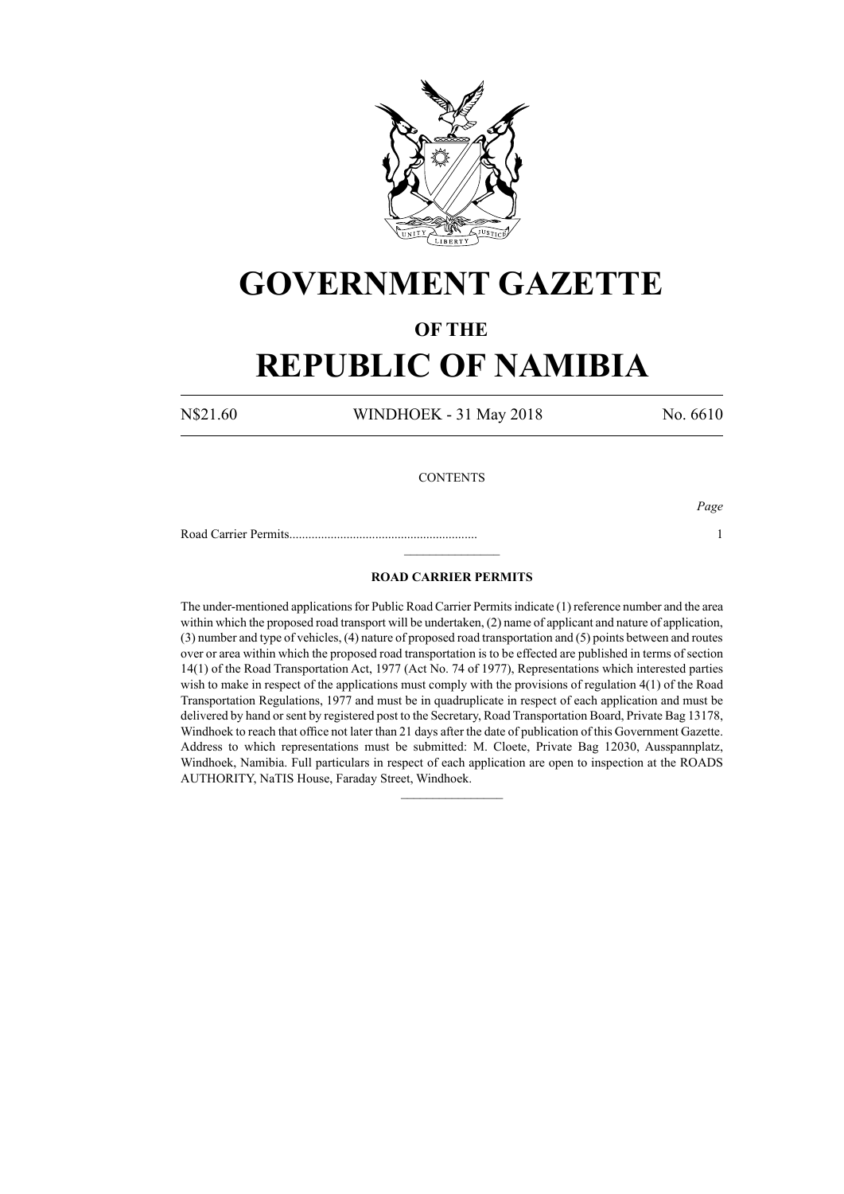# GOVERNMENT GAZETTE

## OF THE

# REPUBLIC OF NAMIBIA

N$21.60 WINDHOEK - 31 May 2018 No. 6610

CONTENTS

*Page*

Road Carrier Permits........................................................... 1

---

### ROAD CARRIER PERMITS

The under-mentioned applications for Public Road Carrier Permits indicate (1) reference number and the area within which the proposed road transport will be undertaken, (2) name of applicant and nature of application, (3) number and type of vehicles, (4) nature of proposed road transportation and (5) points between and routes over or area within which the proposed road transportation is to be effected are published in terms of section 14(1) of the Road Transportation Act, 1977 (Act No. 74 of 1977), Representations which interested parties wish to make in respect of the applications must comply with the provisions of regulation 4(1) of the Road Transportation Regulations, 1977 and must be in quadruplicate in respect of each application and must be delivered by hand or sent by registered post to the Secretary, Road Transportation Board, Private Bag 13178, Windhoek to reach that office not later than 21 days after the date of publication of this Government Gazette. Address to which representations must be submitted: M. Cloete, Private Bag 12030, Ausspannplatz, Windhoek, Namibia. Full particulars in respect of each application are open to inspection at the ROADS AUTHORITY, NaTIS House, Faraday Street, Windhoek.

---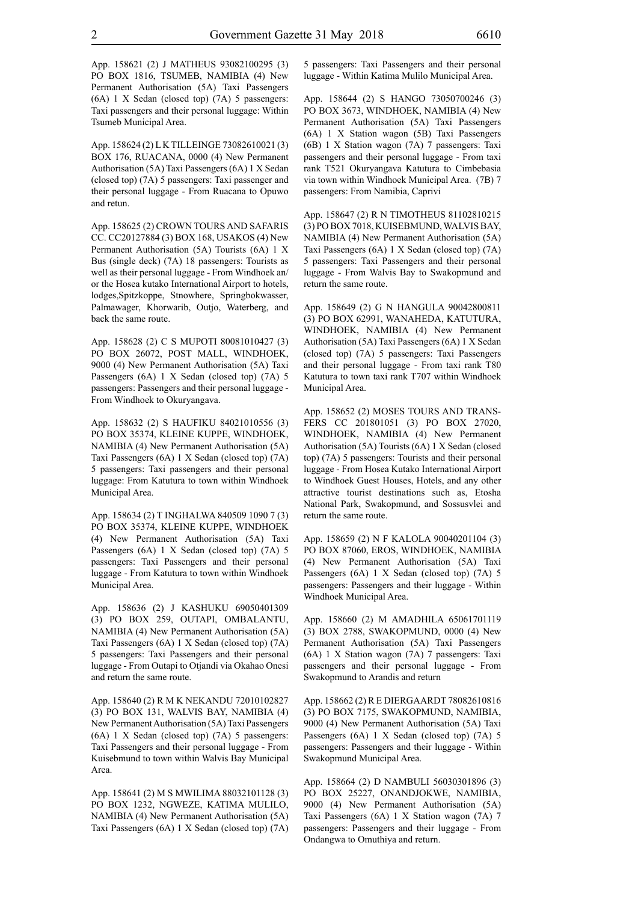App. 158621 (2) J MATHEUS 93082100295 (3) PO BOX 1816, TSUMEB, NAMIBIA (4) New Permanent Authorisation (5A) Taxi Passengers (6A) 1 X Sedan (closed top) (7A) 5 passengers: Taxi passengers and their personal luggage: Within Tsumeb Municipal Area.

App. 158624 (2) L K TILLEINGE 73082610021 (3) BOX 176, RUACANA, 0000 (4) New Permanent Authorisation (5A) Taxi Passengers (6A) 1 X Sedan (closed top) (7A) 5 passengers: Taxi passenger and their personal luggage - From Ruacana to Opuwo and retun.

App. 158625 (2) CROWN TOURS AND SAFARIS CC. CC20127884 (3) BOX 168, USAKOS (4) New Permanent Authorisation (5A) Tourists (6A) 1 X Bus (single deck) (7A) 18 passengers: Tourists as well as their personal luggage - From Windhoek an/or the Hosea kutako International Airport to hotels, lodges,Spitzkoppe, Stnowhere, Springbokwasser, Palmawager, Khorwarib, Outjo, Waterberg, and back the same route.

App. 158628 (2) C S MUPOTI 80081010427 (3) PO BOX 26072, POST MALL, WINDHOEK, 9000 (4) New Permanent Authorisation (5A) Taxi Passengers (6A) 1 X Sedan (closed top) (7A) 5 passengers: Passengers and their personal luggage - From Windhoek to Okuryangava.

App. 158632 (2) S HAUFIKU 84021010556 (3) PO BOX 35374, KLEINE KUPPE, WINDHOEK, NAMIBIA (4) New Permanent Authorisation (5A) Taxi Passengers (6A) 1 X Sedan (closed top) (7A) 5 passengers: Taxi passengers and their personal luggage: From Katutura to town within Windhoek Municipal Area.

App. 158634 (2) T INGHALWA 840509 1090 7 (3) PO BOX 35374, KLEINE KUPPE, WINDHOEK (4) New Permanent Authorisation (5A) Taxi Passengers (6A) 1 X Sedan (closed top) (7A) 5 passengers: Taxi Passengers and their personal luggage - From Katutura to town within Windhoek Municipal Area.

App. 158636 (2) J KASHUKU 69050401309 (3) PO BOX 259, OUTAPI, OMBALANTU, NAMIBIA (4) New Permanent Authorisation (5A) Taxi Passengers (6A) 1 X Sedan (closed top) (7A) 5 passengers: Taxi Passengers and their personal luggage - From Outapi to Otjandi via Okahao Onesi and return the same route.

App. 158640 (2) R M K NEKANDU 72010102827 (3) PO BOX 131, WALVIS BAY, NAMIBIA (4) New Permanent Authorisation (5A) Taxi Passengers (6A) 1 X Sedan (closed top) (7A) 5 passengers: Taxi Passengers and their personal luggage - From Kuisebmund to town within Walvis Bay Municipal Area.

App. 158641 (2) M S MWILIMA 88032101128 (3) PO BOX 1232, NGWEZE, KATIMA MULILO, NAMIBIA (4) New Permanent Authorisation (5A) Taxi Passengers (6A) 1 X Sedan (closed top) (7A) 5 passengers: Taxi Passengers and their personal luggage - Within Katima Mulilo Municipal Area.

App. 158644 (2) S HANGO 73050700246 (3) PO BOX 3673, WINDHOEK, NAMIBIA (4) New Permanent Authorisation (5A) Taxi Passengers (6A) 1 X Station wagon (5B) Taxi Passengers (6B) 1 X Station wagon (7A) 7 passengers: Taxi passengers and their personal luggage - From taxi rank T521 Okuryangava Katutura to Cimbebasia via town within Windhoek Municipal Area. (7B) 7 passengers: From Namibia, Caprivi

App. 158647 (2) R N TIMOTHEUS 81102810215 (3) PO BOX 7018, KUISEBMUND, WALVIS BAY, NAMIBIA (4) New Permanent Authorisation (5A) Taxi Passengers (6A) 1 X Sedan (closed top) (7A) 5 passengers: Taxi Passengers and their personal luggage - From Walvis Bay to Swakopmund and return the same route.

App. 158649 (2) G N HANGULA 90042800811 (3) PO BOX 62991, WANAHEDA, KATUTURA, WINDHOEK, NAMIBIA (4) New Permanent Authorisation (5A) Taxi Passengers (6A) 1 X Sedan (closed top) (7A) 5 passengers: Taxi Passengers and their personal luggage - From taxi rank T80 Katutura to town taxi rank T707 within Windhoek Municipal Area.

App. 158652 (2) MOSES TOURS AND TRANSFERS CC 201801051 (3) PO BOX 27020, WINDHOEK, NAMIBIA (4) New Permanent Authorisation (5A) Tourists (6A) 1 X Sedan (closed top) (7A) 5 passengers: Tourists and their personal luggage - From Hosea Kutako International Airport to Windhoek Guest Houses, Hotels, and any other attractive tourist destinations such as, Etosha National Park, Swakopmund, and Sossusvlei and return the same route.

App. 158659 (2) N F KALOLA 90040201104 (3) PO BOX 87060, EROS, WINDHOEK, NAMIBIA (4) New Permanent Authorisation (5A) Taxi Passengers (6A) 1 X Sedan (closed top) (7A) 5 passengers: Passengers and their luggage - Within Windhoek Municipal Area.

App. 158660 (2) M AMADHILA 65061701119 (3) BOX 2788, SWAKOPMUND, 0000 (4) New Permanent Authorisation (5A) Taxi Passengers (6A) 1 X Station wagon (7A) 7 passengers: Taxi passengers and their personal luggage - From Swakopmund to Arandis and return

App. 158662 (2) R E DIERGAARDT 78082610816 (3) PO BOX 7175, SWAKOPMUND, NAMIBIA, 9000 (4) New Permanent Authorisation (5A) Taxi Passengers (6A) 1 X Sedan (closed top) (7A) 5 passengers: Passengers and their luggage - Within Swakopmund Municipal Area.

App. 158664 (2) D NAMBULI 56030301896 (3) PO BOX 25227, ONANDJOKWE, NAMIBIA, 9000 (4) New Permanent Authorisation (5A) Taxi Passengers (6A) 1 X Station wagon (7A) 7 passengers: Passengers and their luggage - From Ondangwa to Omuthiya and return.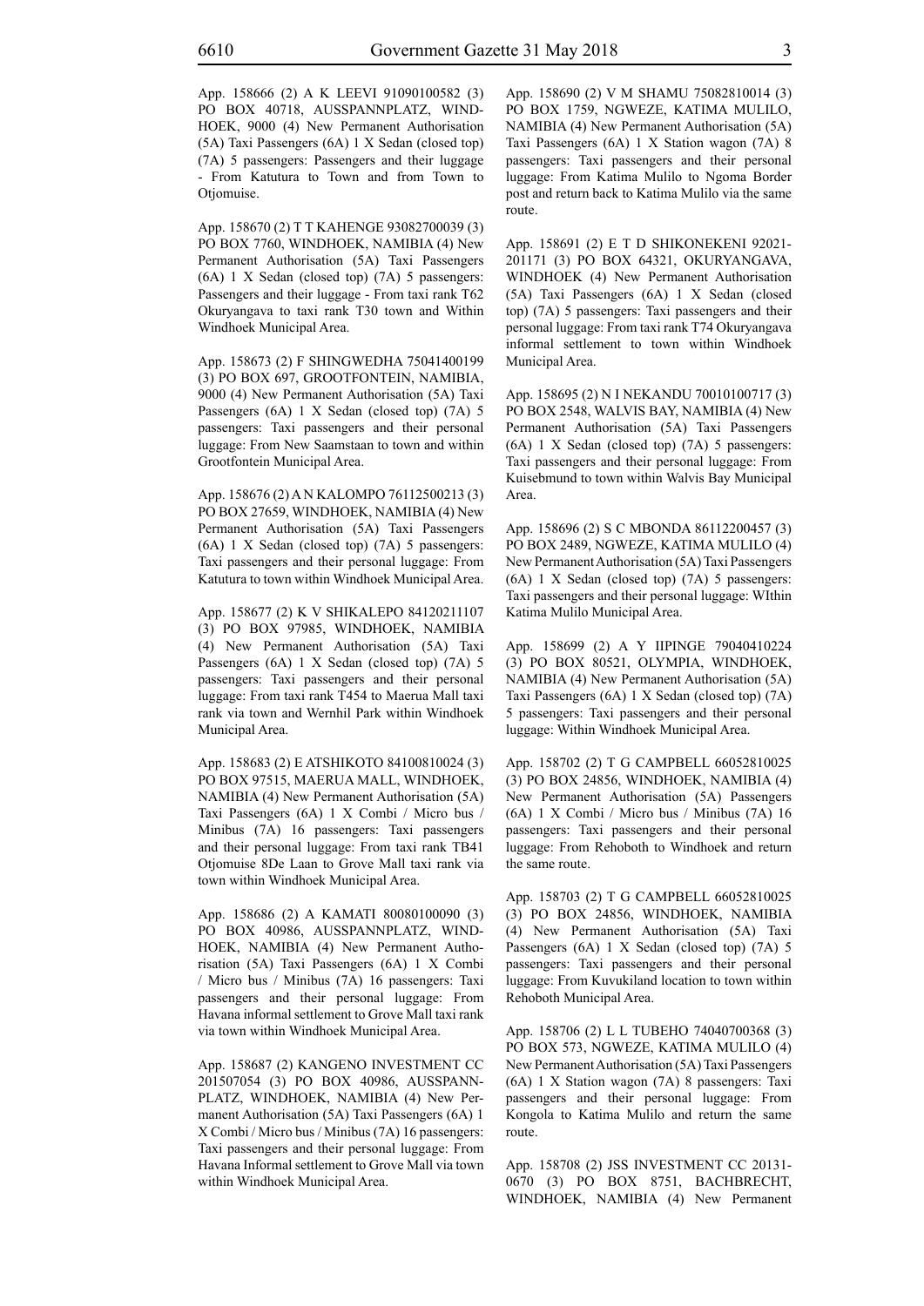App. 158666 (2) A K LEEVI 91090100582 (3) PO BOX 40718, AUSSPANNPLATZ, WINDHOEK, 9000 (4) New Permanent Authorisation (5A) Taxi Passengers (6A) 1 X Sedan (closed top) (7A) 5 passengers: Passengers and their luggage - From Katutura to Town and from Town to Otjomuise.

App. 158670 (2) T T KAHENGE 93082700039 (3) PO BOX 7760, WINDHOEK, NAMIBIA (4) New Permanent Authorisation (5A) Taxi Passengers (6A) 1 X Sedan (closed top) (7A) 5 passengers: Passengers and their luggage - From taxi rank T62 Okuryangava to taxi rank T30 town and Within Windhoek Municipal Area.

App. 158673 (2) F SHINGWEDHA 75041400199 (3) PO BOX 697, GROOTFONTEIN, NAMIBIA, 9000 (4) New Permanent Authorisation (5A) Taxi Passengers (6A) 1 X Sedan (closed top) (7A) 5 passengers: Taxi passengers and their personal luggage: From New Saamstaan to town and within Grootfontein Municipal Area.

App. 158676 (2) A N KALOMPO 76112500213 (3) PO BOX 27659, WINDHOEK, NAMIBIA (4) New Permanent Authorisation (5A) Taxi Passengers (6A) 1 X Sedan (closed top) (7A) 5 passengers: Taxi passengers and their personal luggage: From Katutura to town within Windhoek Municipal Area.

App. 158677 (2) K V SHIKALEPO 84120211107 (3) PO BOX 97985, WINDHOEK, NAMIBIA (4) New Permanent Authorisation (5A) Taxi Passengers (6A) 1 X Sedan (closed top) (7A) 5 passengers: Taxi passengers and their personal luggage: From taxi rank T454 to Maerua Mall taxi rank via town and Wernhil Park within Windhoek Municipal Area.

App. 158683 (2) E ATSHIKOTO 84100810024 (3) PO BOX 97515, MAERUA MALL, WINDHOEK, NAMIBIA (4) New Permanent Authorisation (5A) Taxi Passengers (6A) 1 X Combi / Micro bus / Minibus (7A) 16 passengers: Taxi passengers and their personal luggage: From taxi rank TB41 Otjomuise 8De Laan to Grove Mall taxi rank via town within Windhoek Municipal Area.

App. 158686 (2) A KAMATI 80080100090 (3) PO BOX 40986, AUSSPANNPLATZ, WINDHOEK, NAMIBIA (4) New Permanent Authorisation (5A) Taxi Passengers (6A) 1 X Combi / Micro bus / Minibus (7A) 16 passengers: Taxi passengers and their personal luggage: From Havana informal settlement to Grove Mall taxi rank via town within Windhoek Municipal Area.

App. 158687 (2) KANGENO INVESTMENT CC 201507054 (3) PO BOX 40986, AUSSPANNPLATZ, WINDHOEK, NAMIBIA (4) New Permanent Authorisation (5A) Taxi Passengers (6A) 1 X Combi / Micro bus / Minibus (7A) 16 passengers: Taxi passengers and their personal luggage: From Havana Informal settlement to Grove Mall via town within Windhoek Municipal Area.

App. 158690 (2) V M SHAMU 75082810014 (3) PO BOX 1759, NGWEZE, KATIMA MULILO, NAMIBIA (4) New Permanent Authorisation (5A) Taxi Passengers (6A) 1 X Station wagon (7A) 8 passengers: Taxi passengers and their personal luggage: From Katima Mulilo to Ngoma Border post and return back to Katima Mulilo via the same route.

App. 158691 (2) E T D SHIKONEKENI 92021201171 (3) PO BOX 64321, OKURYANGAVA, WINDHOEK (4) New Permanent Authorisation (5A) Taxi Passengers (6A) 1 X Sedan (closed top) (7A) 5 passengers: Taxi passengers and their personal luggage: From taxi rank T74 Okuryangava informal settlement to town within Windhoek Municipal Area.

App. 158695 (2) N I NEKANDU 70010100717 (3) PO BOX 2548, WALVIS BAY, NAMIBIA (4) New Permanent Authorisation (5A) Taxi Passengers (6A) 1 X Sedan (closed top) (7A) 5 passengers: Taxi passengers and their personal luggage: From Kuisebmund to town within Walvis Bay Municipal Area.

App. 158696 (2) S C MBONDA 86112200457 (3) PO BOX 2489, NGWEZE, KATIMA MULILO (4) New Permanent Authorisation (5A) Taxi Passengers (6A) 1 X Sedan (closed top) (7A) 5 passengers: Taxi passengers and their personal luggage: WIthin Katima Mulilo Municipal Area.

App. 158699 (2) A Y IIPINGE 79040410224 (3) PO BOX 80521, OLYMPIA, WINDHOEK, NAMIBIA (4) New Permanent Authorisation (5A) Taxi Passengers (6A) 1 X Sedan (closed top) (7A) 5 passengers: Taxi passengers and their personal luggage: Within Windhoek Municipal Area.

App. 158702 (2) T G CAMPBELL 66052810025 (3) PO BOX 24856, WINDHOEK, NAMIBIA (4) New Permanent Authorisation (5A) Passengers (6A) 1 X Combi / Micro bus / Minibus (7A) 16 passengers: Taxi passengers and their personal luggage: From Rehoboth to Windhoek and return the same route.

App. 158703 (2) T G CAMPBELL 66052810025 (3) PO BOX 24856, WINDHOEK, NAMIBIA (4) New Permanent Authorisation (5A) Taxi Passengers (6A) 1 X Sedan (closed top) (7A) 5 passengers: Taxi passengers and their personal luggage: From Kuvukiland location to town within Rehoboth Municipal Area.

App. 158706 (2) L L TUBEHO 74040700368 (3) PO BOX 573, NGWEZE, KATIMA MULILO (4) New Permanent Authorisation (5A) Taxi Passengers (6A) 1 X Station wagon (7A) 8 passengers: Taxi passengers and their personal luggage: From Kongola to Katima Mulilo and return the same route.

App. 158708 (2) JSS INVESTMENT CC 201310670 (3) PO BOX 8751, BACHBRECHT, WINDHOEK, NAMIBIA (4) New Permanent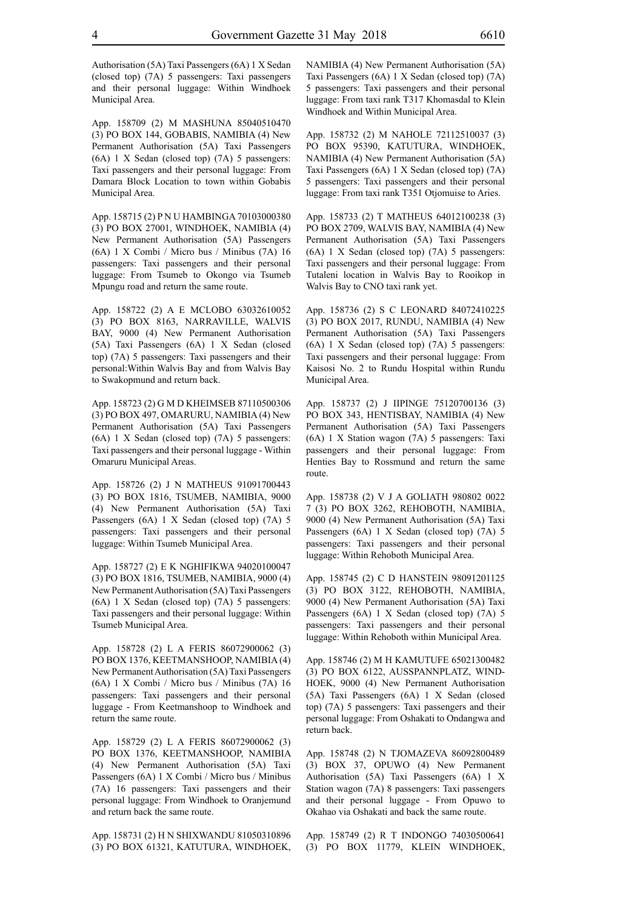Authorisation (5A) Taxi Passengers (6A) 1 X Sedan (closed top) (7A) 5 passengers: Taxi passengers and their personal luggage: Within Windhoek Municipal Area.

App. 158709 (2) M MASHUNA 85040510470 (3) PO BOX 144, GOBABIS, NAMIBIA (4) New Permanent Authorisation (5A) Taxi Passengers (6A) 1 X Sedan (closed top) (7A) 5 passengers: Taxi passengers and their personal luggage: From Damara Block Location to town within Gobabis Municipal Area.

App. 158715 (2) P N U HAMBINGA 70103000380 (3) PO BOX 27001, WINDHOEK, NAMIBIA (4) New Permanent Authorisation (5A) Passengers (6A) 1 X Combi / Micro bus / Minibus (7A) 16 passengers: Taxi passengers and their personal luggage: From Tsumeb to Okongo via Tsumeb Mpungu road and return the same route.

App. 158722 (2) A E MCLOBO 63032610052 (3) PO BOX 8163, NARRAVILLE, WALVIS BAY, 9000 (4) New Permanent Authorisation (5A) Taxi Passengers (6A) 1 X Sedan (closed top) (7A) 5 passengers: Taxi passengers and their personal:Within Walvis Bay and from Walvis Bay to Swakopmund and return back.

App. 158723 (2) G M D KHEIMSEB 87110500306 (3) PO BOX 497, OMARURU, NAMIBIA (4) New Permanent Authorisation (5A) Taxi Passengers (6A) 1 X Sedan (closed top) (7A) 5 passengers: Taxi passengers and their personal luggage - Within Omaruru Municipal Areas.

App. 158726 (2) J N MATHEUS 91091700443 (3) PO BOX 1816, TSUMEB, NAMIBIA, 9000 (4) New Permanent Authorisation (5A) Taxi Passengers (6A) 1 X Sedan (closed top) (7A) 5 passengers: Taxi passengers and their personal luggage: Within Tsumeb Municipal Area.

App. 158727 (2) E K NGHIFIKWA 94020100047 (3) PO BOX 1816, TSUMEB, NAMIBIA, 9000 (4) New Permanent Authorisation (5A) Taxi Passengers (6A) 1 X Sedan (closed top) (7A) 5 passengers: Taxi passengers and their personal luggage: Within Tsumeb Municipal Area.

App. 158728 (2) L A FERIS 86072900062 (3) PO BOX 1376, KEETMANSHOOP, NAMIBIA (4) New Permanent Authorisation (5A) Taxi Passengers (6A) 1 X Combi / Micro bus / Minibus (7A) 16 passengers: Taxi passengers and their personal luggage - From Keetmanshoop to Windhoek and return the same route.

App. 158729 (2) L A FERIS 86072900062 (3) PO BOX 1376, KEETMANSHOOP, NAMIBIA (4) New Permanent Authorisation (5A) Taxi Passengers (6A) 1 X Combi / Micro bus / Minibus (7A) 16 passengers: Taxi passengers and their personal luggage: From Windhoek to Oranjemund and return back the same route.

App. 158731 (2) H N SHIXWANDU 81050310896 (3) PO BOX 61321, KATUTURA, WINDHOEK, NAMIBIA (4) New Permanent Authorisation (5A) Taxi Passengers (6A) 1 X Sedan (closed top) (7A) 5 passengers: Taxi passengers and their personal luggage: From taxi rank T317 Khomasdal to Klein Windhoek and Within Municipal Area.

App. 158732 (2) M NAHOLE 72112510037 (3) PO BOX 95390, KATUTURA, WINDHOEK, NAMIBIA (4) New Permanent Authorisation (5A) Taxi Passengers (6A) 1 X Sedan (closed top) (7A) 5 passengers: Taxi passengers and their personal luggage: From taxi rank T351 Otjomuise to Aries.

App. 158733 (2) T MATHEUS 64012100238 (3) PO BOX 2709, WALVIS BAY, NAMIBIA (4) New Permanent Authorisation (5A) Taxi Passengers (6A) 1 X Sedan (closed top) (7A) 5 passengers: Taxi passengers and their personal luggage: From Tutaleni location in Walvis Bay to Rooikop in Walvis Bay to CNO taxi rank yet.

App. 158736 (2) S C LEONARD 84072410225 (3) PO BOX 2017, RUNDU, NAMIBIA (4) New Permanent Authorisation (5A) Taxi Passengers (6A) 1 X Sedan (closed top) (7A) 5 passengers: Taxi passengers and their personal luggage: From Kaisosi No. 2 to Rundu Hospital within Rundu Municipal Area.

App. 158737 (2) J IIPINGE 75120700136 (3) PO BOX 343, HENTISBAY, NAMIBIA (4) New Permanent Authorisation (5A) Taxi Passengers (6A) 1 X Station wagon (7A) 5 passengers: Taxi passengers and their personal luggage: From Henties Bay to Rossmund and return the same route.

App. 158738 (2) V J A GOLIATH 980802 0022 7 (3) PO BOX 3262, REHOBOTH, NAMIBIA, 9000 (4) New Permanent Authorisation (5A) Taxi Passengers (6A) 1 X Sedan (closed top) (7A) 5 passengers: Taxi passengers and their personal luggage: Within Rehoboth Municipal Area.

App. 158745 (2) C D HANSTEIN 98091201125 (3) PO BOX 3122, REHOBOTH, NAMIBIA, 9000 (4) New Permanent Authorisation (5A) Taxi Passengers (6A) 1 X Sedan (closed top) (7A) 5 passengers: Taxi passengers and their personal luggage: Within Rehoboth within Municipal Area.

App. 158746 (2) M H KAMUTUFE 65021300482 (3) PO BOX 6122, AUSSPANNPLATZ, WINDHOEK, 9000 (4) New Permanent Authorisation (5A) Taxi Passengers (6A) 1 X Sedan (closed top) (7A) 5 passengers: Taxi passengers and their personal luggage: From Oshakati to Ondangwa and return back.

App. 158748 (2) N TJOMAZEVA 86092800489 (3) BOX 37, OPUWO (4) New Permanent Authorisation (5A) Taxi Passengers (6A) 1 X Station wagon (7A) 8 passengers: Taxi passengers and their personal luggage - From Opuwo to Okahao via Oshakati and back the same route.

App. 158749 (2) R T INDONGO 74030500641 (3) PO BOX 11779, KLEIN WINDHOEK,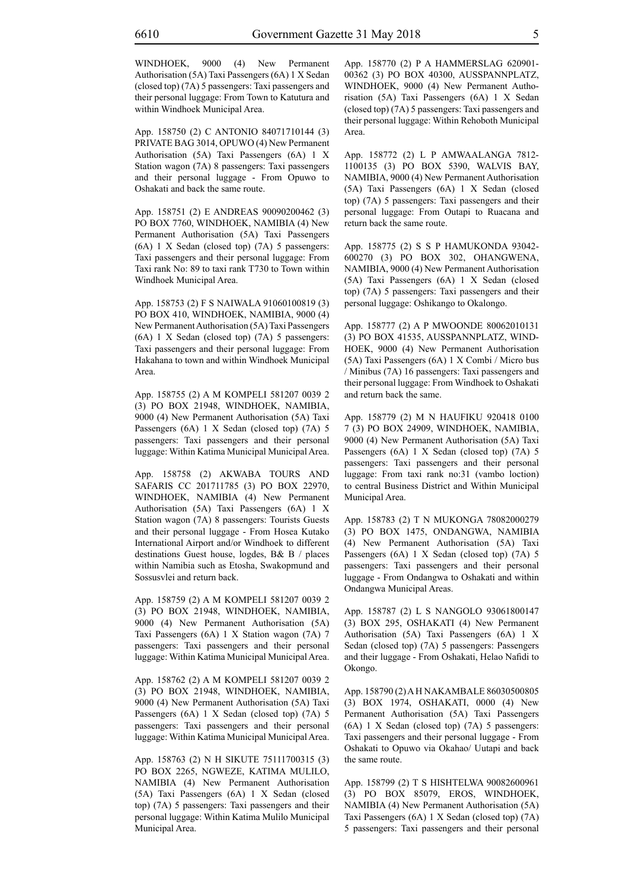WINDHOEK, 9000 (4) New Permanent Authorisation (5A) Taxi Passengers (6A) 1 X Sedan (closed top) (7A) 5 passengers: Taxi passengers and their personal luggage: From Town to Katutura and within Windhoek Municipal Area.

App. 158750 (2) C ANTONIO 84071710144 (3) PRIVATE BAG 3014, OPUWO (4) New Permanent Authorisation (5A) Taxi Passengers (6A) 1 X Station wagon (7A) 8 passengers: Taxi passengers and their personal luggage - From Opuwo to Oshakati and back the same route.

App. 158751 (2) E ANDREAS 90090200462 (3) PO BOX 7760, WINDHOEK, NAMIBIA (4) New Permanent Authorisation (5A) Taxi Passengers (6A) 1 X Sedan (closed top) (7A) 5 passengers: Taxi passengers and their personal luggage: From Taxi rank No: 89 to taxi rank T730 to Town within Windhoek Municipal Area.

App. 158753 (2) F S NAIWALA 91060100819 (3) PO BOX 410, WINDHOEK, NAMIBIA, 9000 (4) New Permanent Authorisation (5A) Taxi Passengers (6A) 1 X Sedan (closed top) (7A) 5 passengers: Taxi passengers and their personal luggage: From Hakahana to town and within Windhoek Municipal Area.

App. 158755 (2) A M KOMPELI 581207 0039 2 (3) PO BOX 21948, WINDHOEK, NAMIBIA, 9000 (4) New Permanent Authorisation (5A) Taxi Passengers (6A) 1 X Sedan (closed top) (7A) 5 passengers: Taxi passengers and their personal luggage: Within Katima Municipal Municipal Area.

App. 158758 (2) AKWABA TOURS AND SAFARIS CC 201711785 (3) PO BOX 22970, WINDHOEK, NAMIBIA (4) New Permanent Authorisation (5A) Taxi Passengers (6A) 1 X Station wagon (7A) 8 passengers: Tourists Guests and their personal luggage - From Hosea Kutako International Airport and/or Windhoek to different destinations Guest house, logdes, B& B / places within Namibia such as Etosha, Swakopmund and Sossusvlei and return back.

App. 158759 (2) A M KOMPELI 581207 0039 2 (3) PO BOX 21948, WINDHOEK, NAMIBIA, 9000 (4) New Permanent Authorisation (5A) Taxi Passengers (6A) 1 X Station wagon (7A) 7 passengers: Taxi passengers and their personal luggage: Within Katima Municipal Municipal Area.

App. 158762 (2) A M KOMPELI 581207 0039 2 (3) PO BOX 21948, WINDHOEK, NAMIBIA, 9000 (4) New Permanent Authorisation (5A) Taxi Passengers (6A) 1 X Sedan (closed top) (7A) 5 passengers: Taxi passengers and their personal luggage: Within Katima Municipal Municipal Area.

App. 158763 (2) N H SIKUTE 75111700315 (3) PO BOX 2265, NGWEZE, KATIMA MULILO, NAMIBIA (4) New Permanent Authorisation (5A) Taxi Passengers (6A) 1 X Sedan (closed top) (7A) 5 passengers: Taxi passengers and their personal luggage: Within Katima Mulilo Municipal Municipal Area.

App. 158770 (2) P A HAMMERSLAG 620901-00362 (3) PO BOX 40300, AUSSPANNPLATZ, WINDHOEK, 9000 (4) New Permanent Authorisation (5A) Taxi Passengers (6A) 1 X Sedan (closed top) (7A) 5 passengers: Taxi passengers and their personal luggage: Within Rehoboth Municipal Area.

App. 158772 (2) L P AMWAALANGA 7812-1100135 (3) PO BOX 5390, WALVIS BAY, NAMIBIA, 9000 (4) New Permanent Authorisation (5A) Taxi Passengers (6A) 1 X Sedan (closed top) (7A) 5 passengers: Taxi passengers and their personal luggage: From Outapi to Ruacana and return back the same route.

App. 158775 (2) S S P HAMUKONDA 93042-600270 (3) PO BOX 302, OHANGWENA, NAMIBIA, 9000 (4) New Permanent Authorisation (5A) Taxi Passengers (6A) 1 X Sedan (closed top) (7A) 5 passengers: Taxi passengers and their personal luggage: Oshikango to Okalongo.

App. 158777 (2) A P MWOONDE 80062010131 (3) PO BOX 41535, AUSSPANNPLATZ, WINDHOEK, 9000 (4) New Permanent Authorisation (5A) Taxi Passengers (6A) 1 X Combi / Micro bus / Minibus (7A) 16 passengers: Taxi passengers and their personal luggage: From Windhoek to Oshakati and return back the same.

App. 158779 (2) M N HAUFIKU 920418 0100 7 (3) PO BOX 24909, WINDHOEK, NAMIBIA, 9000 (4) New Permanent Authorisation (5A) Taxi Passengers (6A) 1 X Sedan (closed top) (7A) 5 passengers: Taxi passengers and their personal luggage: From taxi rank no:31 (vambo loction) to central Business District and Within Municipal Municipal Area.

App. 158783 (2) T N MUKONGA 78082000279 (3) PO BOX 1475, ONDANGWA, NAMIBIA (4) New Permanent Authorisation (5A) Taxi Passengers (6A) 1 X Sedan (closed top) (7A) 5 passengers: Taxi passengers and their personal luggage - From Ondangwa to Oshakati and within Ondangwa Municipal Areas.

App. 158787 (2) L S NANGOLO 93061800147 (3) BOX 295, OSHAKATI (4) New Permanent Authorisation (5A) Taxi Passengers (6A) 1 X Sedan (closed top) (7A) 5 passengers: Passengers and their luggage - From Oshakati, Helao Nafidi to Okongo.

App. 158790 (2) A H NAKAMBALE 86030500805 (3) BOX 1974, OSHAKATI, 0000 (4) New Permanent Authorisation (5A) Taxi Passengers (6A) 1 X Sedan (closed top) (7A) 5 passengers: Taxi passengers and their personal luggage - From Oshakati to Opuwo via Okahao/ Uutapi and back the same route.

App. 158799 (2) T S HISHTELWA 90082600961 (3) PO BOX 85079, EROS, WINDHOEK, NAMIBIA (4) New Permanent Authorisation (5A) Taxi Passengers (6A) 1 X Sedan (closed top) (7A) 5 passengers: Taxi passengers and their personal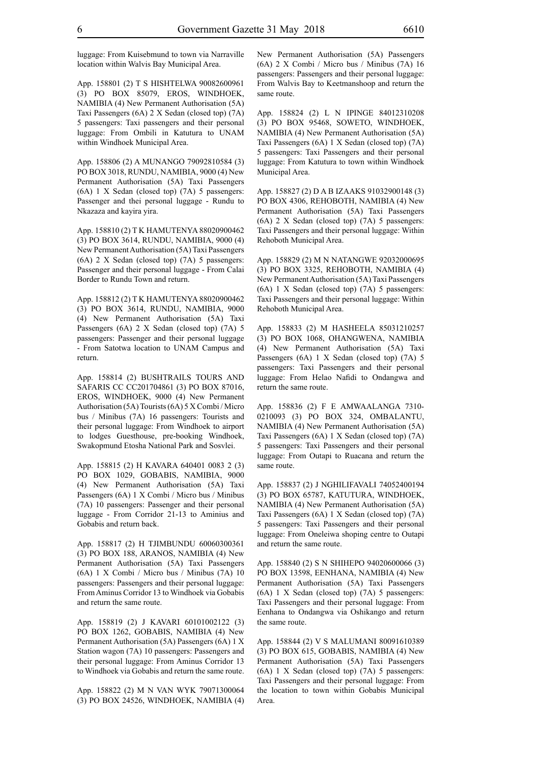luggage: From Kuisebmund to town via Narraville location within Walvis Bay Municipal Area.

App. 158801 (2) T S HISHTELWA 90082600961 (3) PO BOX 85079, EROS, WINDHOEK, NAMIBIA (4) New Permanent Authorisation (5A) Taxi Passengers (6A) 2 X Sedan (closed top) (7A) 5 passengers: Taxi passengers and their personal luggage: From Ombili in Katutura to UNAM within Windhoek Municipal Area.

App. 158806 (2) A MUNANGO 79092810584 (3) PO BOX 3018, RUNDU, NAMIBIA, 9000 (4) New Permanent Authorisation (5A) Taxi Passengers (6A) 1 X Sedan (closed top) (7A) 5 passengers: Passenger and thei personal luggage - Rundu to Nkazaza and kayira yira.

App. 158810 (2) T K HAMUTENYA 88020900462 (3) PO BOX 3614, RUNDU, NAMIBIA, 9000 (4) New Permanent Authorisation (5A) Taxi Passengers (6A) 2 X Sedan (closed top) (7A) 5 passengers: Passenger and their personal luggage - From Calai Border to Rundu Town and return.

App. 158812 (2) T K HAMUTENYA 88020900462 (3) PO BOX 3614, RUNDU, NAMIBIA, 9000 (4) New Permanent Authorisation (5A) Taxi Passengers (6A) 2 X Sedan (closed top) (7A) 5 passengers: Passenger and their personal luggage - From Satotwa location to UNAM Campus and return.

App. 158814 (2) BUSHTRAILS TOURS AND SAFARIS CC CC201704861 (3) PO BOX 87016, EROS, WINDHOEK, 9000 (4) New Permanent Authorisation (5A) Tourists (6A) 5 X Combi / Micro bus / Minibus (7A) 16 passengers: Tourists and their personal luggage: From Windhoek to airport to lodges Guesthouse, pre-booking Windhoek, Swakopmund Etosha National Park and Sosvlei.

App. 158815 (2) H KAVARA 640401 0083 2 (3) PO BOX 1029, GOBABIS, NAMIBIA, 9000 (4) New Permanent Authorisation (5A) Taxi Passengers (6A) 1 X Combi / Micro bus / Minibus (7A) 10 passengers: Passenger and their personal luggage - From Corridor 21-13 to Aminius and Gobabis and return back.

App. 158817 (2) H TJIMBUNDU 60060300361 (3) PO BOX 188, ARANOS, NAMIBIA (4) New Permanent Authorisation (5A) Taxi Passengers (6A) 1 X Combi / Micro bus / Minibus (7A) 10 passengers: Passengers and their personal luggage: From Aminus Corridor 13 to Windhoek via Gobabis and return the same route.

App. 158819 (2) J KAVARI 60101002122 (3) PO BOX 1262, GOBABIS, NAMIBIA (4) New Permanent Authorisation (5A) Passengers (6A) 1 X Station wagon (7A) 10 passengers: Passengers and their personal luggage: From Aminus Corridor 13 to Windhoek via Gobabis and return the same route.

App. 158822 (2) M N VAN WYK 79071300064 (3) PO BOX 24526, WINDHOEK, NAMIBIA (4) New Permanent Authorisation (5A) Passengers (6A) 2 X Combi / Micro bus / Minibus (7A) 16 passengers: Passengers and their personal luggage: From Walvis Bay to Keetmanshoop and return the same route.

App. 158824 (2) L N IPINGE 84012310208 (3) PO BOX 95468, SOWETO, WINDHOEK, NAMIBIA (4) New Permanent Authorisation (5A) Taxi Passengers (6A) 1 X Sedan (closed top) (7A) 5 passengers: Taxi Passengers and their personal luggage: From Katutura to town within Windhoek Municipal Area.

App. 158827 (2) D A B IZAAKS 91032900148 (3) PO BOX 4306, REHOBOTH, NAMIBIA (4) New Permanent Authorisation (5A) Taxi Passengers (6A) 2 X Sedan (closed top) (7A) 5 passengers: Taxi Passengers and their personal luggage: Within Rehoboth Municipal Area.

App. 158829 (2) M N NATANGWE 92032000695 (3) PO BOX 3325, REHOBOTH, NAMIBIA (4) New Permanent Authorisation (5A) Taxi Passengers (6A) 1 X Sedan (closed top) (7A) 5 passengers: Taxi Passengers and their personal luggage: Within Rehoboth Municipal Area.

App. 158833 (2) M HASHEELA 85031210257 (3) PO BOX 1068, OHANGWENA, NAMIBIA (4) New Permanent Authorisation (5A) Taxi Passengers (6A) 1 X Sedan (closed top) (7A) 5 passengers: Taxi Passengers and their personal luggage: From Helao Nafidi to Ondangwa and return the same route.

App. 158836 (2) F E AMWAALANGA 7310-0210093 (3) PO BOX 324, OMBALANTU, NAMIBIA (4) New Permanent Authorisation (5A) Taxi Passengers (6A) 1 X Sedan (closed top) (7A) 5 passengers: Taxi Passengers and their personal luggage: From Outapi to Ruacana and return the same route.

App. 158837 (2) J NGHILIFAVALI 74052400194 (3) PO BOX 65787, KATUTURA, WINDHOEK, NAMIBIA (4) New Permanent Authorisation (5A) Taxi Passengers (6A) 1 X Sedan (closed top) (7A) 5 passengers: Taxi Passengers and their personal luggage: From Oneleiwa shoping centre to Outapi and return the same route.

App. 158840 (2) S N SHIHEPO 94020600066 (3) PO BOX 13598, EENHANA, NAMIBIA (4) New Permanent Authorisation (5A) Taxi Passengers (6A) 1 X Sedan (closed top) (7A) 5 passengers: Taxi Passengers and their personal luggage: From Eenhana to Ondangwa via Oshikango and return the same route.

App. 158844 (2) V S MALUMANI 80091610389 (3) PO BOX 615, GOBABIS, NAMIBIA (4) New Permanent Authorisation (5A) Taxi Passengers (6A) 1 X Sedan (closed top) (7A) 5 passengers: Taxi Passengers and their personal luggage: From the location to town within Gobabis Municipal Area.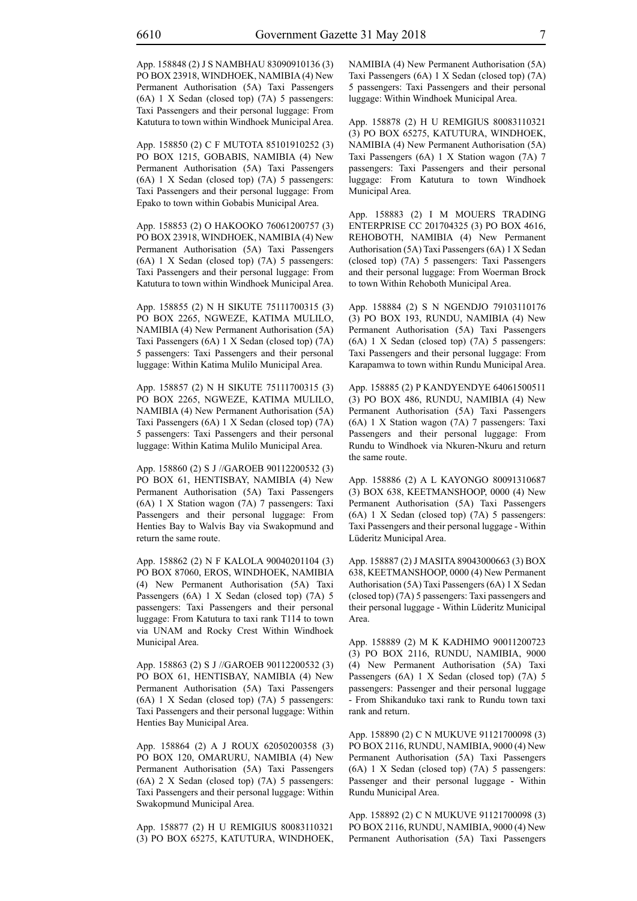App. 158848 (2) J S NAMBHAU 83090910136 (3) PO BOX 23918, WINDHOEK, NAMIBIA (4) New Permanent Authorisation (5A) Taxi Passengers (6A) 1 X Sedan (closed top) (7A) 5 passengers: Taxi Passengers and their personal luggage: From Katutura to town within Windhoek Municipal Area.

App. 158850 (2) C F MUTOTA 85101910252 (3) PO BOX 1215, GOBABIS, NAMIBIA (4) New Permanent Authorisation (5A) Taxi Passengers (6A) 1 X Sedan (closed top) (7A) 5 passengers: Taxi Passengers and their personal luggage: From Epako to town within Gobabis Municipal Area.

App. 158853 (2) O HAKOOKO 76061200757 (3) PO BOX 23918, WINDHOEK, NAMIBIA (4) New Permanent Authorisation (5A) Taxi Passengers (6A) 1 X Sedan (closed top) (7A) 5 passengers: Taxi Passengers and their personal luggage: From Katutura to town within Windhoek Municipal Area.

App. 158855 (2) N H SIKUTE 75111700315 (3) PO BOX 2265, NGWEZE, KATIMA MULILO, NAMIBIA (4) New Permanent Authorisation (5A) Taxi Passengers (6A) 1 X Sedan (closed top) (7A) 5 passengers: Taxi Passengers and their personal luggage: Within Katima Mulilo Municipal Area.

App. 158857 (2) N H SIKUTE 75111700315 (3) PO BOX 2265, NGWEZE, KATIMA MULILO, NAMIBIA (4) New Permanent Authorisation (5A) Taxi Passengers (6A) 1 X Sedan (closed top) (7A) 5 passengers: Taxi Passengers and their personal luggage: Within Katima Mulilo Municipal Area.

App. 158860 (2) S J //GAROEB 90112200532 (3) PO BOX 61, HENTISBAY, NAMIBIA (4) New Permanent Authorisation (5A) Taxi Passengers (6A) 1 X Station wagon (7A) 7 passengers: Taxi Passengers and their personal luggage: From Henties Bay to Walvis Bay via Swakopmund and return the same route.

App. 158862 (2) N F KALOLA 90040201104 (3) PO BOX 87060, EROS, WINDHOEK, NAMIBIA (4) New Permanent Authorisation (5A) Taxi Passengers (6A) 1 X Sedan (closed top) (7A) 5 passengers: Taxi Passengers and their personal luggage: From Katutura to taxi rank T114 to town via UNAM and Rocky Crest Within Windhoek Municipal Area.

App. 158863 (2) S J //GAROEB 90112200532 (3) PO BOX 61, HENTISBAY, NAMIBIA (4) New Permanent Authorisation (5A) Taxi Passengers (6A) 1 X Sedan (closed top) (7A) 5 passengers: Taxi Passengers and their personal luggage: Within Henties Bay Municipal Area.

App. 158864 (2) A J ROUX 62050200358 (3) PO BOX 120, OMARURU, NAMIBIA (4) New Permanent Authorisation (5A) Taxi Passengers (6A) 2 X Sedan (closed top) (7A) 5 passengers: Taxi Passengers and their personal luggage: Within Swakopmund Municipal Area.

App. 158877 (2) H U REMIGIUS 80083110321 (3) PO BOX 65275, KATUTURA, WINDHOEK, NAMIBIA (4) New Permanent Authorisation (5A) Taxi Passengers (6A) 1 X Sedan (closed top) (7A) 5 passengers: Taxi Passengers and their personal luggage: Within Windhoek Municipal Area.

App. 158878 (2) H U REMIGIUS 80083110321 (3) PO BOX 65275, KATUTURA, WINDHOEK, NAMIBIA (4) New Permanent Authorisation (5A) Taxi Passengers (6A) 1 X Station wagon (7A) 7 passengers: Taxi Passengers and their personal luggage: From Katutura to town Windhoek Municipal Area.

App. 158883 (2) I M MOUERS TRADING ENTERPRISE CC 201704325 (3) PO BOX 4616, REHOBOTH, NAMIBIA (4) New Permanent Authorisation (5A) Taxi Passengers (6A) 1 X Sedan (closed top) (7A) 5 passengers: Taxi Passengers and their personal luggage: From Woerman Brock to town Within Rehoboth Municipal Area.

App. 158884 (2) S N NGENDJO 79103110176 (3) PO BOX 193, RUNDU, NAMIBIA (4) New Permanent Authorisation (5A) Taxi Passengers (6A) 1 X Sedan (closed top) (7A) 5 passengers: Taxi Passengers and their personal luggage: From Karapamwa to town within Rundu Municipal Area.

App. 158885 (2) P KANDYENDYE 64061500511 (3) PO BOX 486, RUNDU, NAMIBIA (4) New Permanent Authorisation (5A) Taxi Passengers (6A) 1 X Station wagon (7A) 7 passengers: Taxi Passengers and their personal luggage: From Rundu to Windhoek via Nkuren-Nkuru and return the same route.

App. 158886 (2) A L KAYONGO 80091310687 (3) BOX 638, KEETMANSHOOP, 0000 (4) New Permanent Authorisation (5A) Taxi Passengers (6A) 1 X Sedan (closed top) (7A) 5 passengers: Taxi Passengers and their personal luggage - Within Lüderitz Municipal Area.

App. 158887 (2) J MASITA 89043000663 (3) BOX 638, KEETMANSHOOP, 0000 (4) New Permanent Authorisation (5A) Taxi Passengers (6A) 1 X Sedan (closed top) (7A) 5 passengers: Taxi passengers and their personal luggage - Within Lüderitz Municipal Area.

App. 158889 (2) M K KADHIMO 90011200723 (3) PO BOX 2116, RUNDU, NAMIBIA, 9000 (4) New Permanent Authorisation (5A) Taxi Passengers (6A) 1 X Sedan (closed top) (7A) 5 passengers: Passenger and their personal luggage - From Shikanduko taxi rank to Rundu town taxi rank and return.

App. 158890 (2) C N MUKUVE 91121700098 (3) PO BOX 2116, RUNDU, NAMIBIA, 9000 (4) New Permanent Authorisation (5A) Taxi Passengers (6A) 1 X Sedan (closed top) (7A) 5 passengers: Passenger and their personal luggage - Within Rundu Municipal Area.

App. 158892 (2) C N MUKUVE 91121700098 (3) PO BOX 2116, RUNDU, NAMIBIA, 9000 (4) New Permanent Authorisation (5A) Taxi Passengers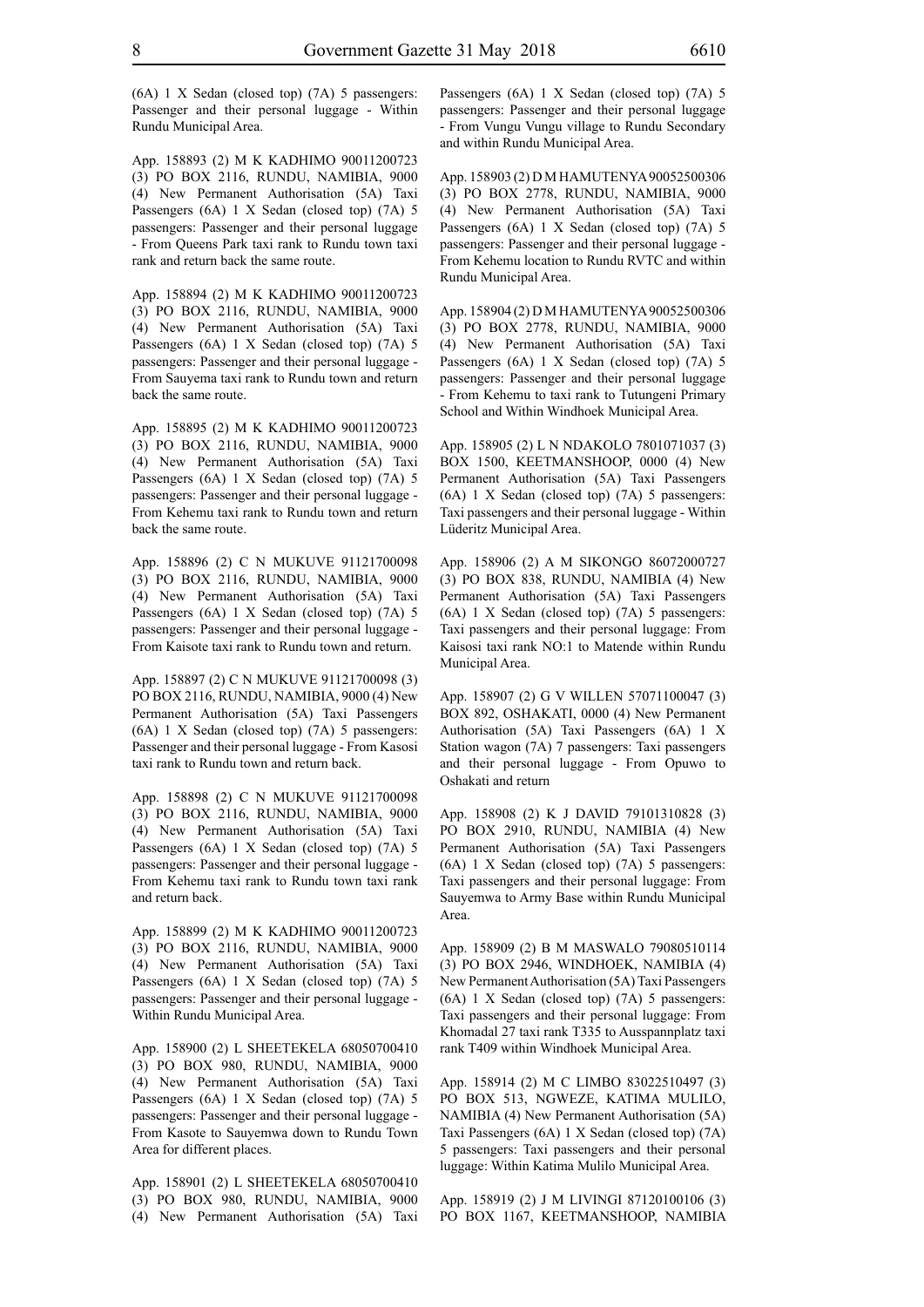(6A) 1 X Sedan (closed top) (7A) 5 passengers: Passenger and their personal luggage - Within Rundu Municipal Area.

App. 158893 (2) M K KADHIMO 90011200723 (3) PO BOX 2116, RUNDU, NAMIBIA, 9000 (4) New Permanent Authorisation (5A) Taxi Passengers (6A) 1 X Sedan (closed top) (7A) 5 passengers: Passenger and their personal luggage - From Queens Park taxi rank to Rundu town taxi rank and return back the same route.

App. 158894 (2) M K KADHIMO 90011200723 (3) PO BOX 2116, RUNDU, NAMIBIA, 9000 (4) New Permanent Authorisation (5A) Taxi Passengers (6A) 1 X Sedan (closed top) (7A) 5 passengers: Passenger and their personal luggage - From Sauyema taxi rank to Rundu town and return back the same route.

App. 158895 (2) M K KADHIMO 90011200723 (3) PO BOX 2116, RUNDU, NAMIBIA, 9000 (4) New Permanent Authorisation (5A) Taxi Passengers (6A) 1 X Sedan (closed top) (7A) 5 passengers: Passenger and their personal luggage - From Kehemu taxi rank to Rundu town and return back the same route.

App. 158896 (2) C N MUKUVE 91121700098 (3) PO BOX 2116, RUNDU, NAMIBIA, 9000 (4) New Permanent Authorisation (5A) Taxi Passengers (6A) 1 X Sedan (closed top) (7A) 5 passengers: Passenger and their personal luggage - From Kaisote taxi rank to Rundu town and return.

App. 158897 (2) C N MUKUVE 91121700098 (3) PO BOX 2116, RUNDU, NAMIBIA, 9000 (4) New Permanent Authorisation (5A) Taxi Passengers (6A) 1 X Sedan (closed top) (7A) 5 passengers: Passenger and their personal luggage - From Kasosi taxi rank to Rundu town and return back.

App. 158898 (2) C N MUKUVE 91121700098 (3) PO BOX 2116, RUNDU, NAMIBIA, 9000 (4) New Permanent Authorisation (5A) Taxi Passengers (6A) 1 X Sedan (closed top) (7A) 5 passengers: Passenger and their personal luggage - From Kehemu taxi rank to Rundu town taxi rank and return back.

App. 158899 (2) M K KADHIMO 90011200723 (3) PO BOX 2116, RUNDU, NAMIBIA, 9000 (4) New Permanent Authorisation (5A) Taxi Passengers (6A) 1 X Sedan (closed top) (7A) 5 passengers: Passenger and their personal luggage - Within Rundu Municipal Area.

App. 158900 (2) L SHEETEKELA 68050700410 (3) PO BOX 980, RUNDU, NAMIBIA, 9000 (4) New Permanent Authorisation (5A) Taxi Passengers (6A) 1 X Sedan (closed top) (7A) 5 passengers: Passenger and their personal luggage - From Kasote to Sauyemwa down to Rundu Town Area for different places.

App. 158901 (2) L SHEETEKELA 68050700410 (3) PO BOX 980, RUNDU, NAMIBIA, 9000 (4) New Permanent Authorisation (5A) Taxi Passengers (6A) 1 X Sedan (closed top) (7A) 5 passengers: Passenger and their personal luggage - From Vungu Vungu village to Rundu Secondary and within Rundu Municipal Area.

App. 158903 (2) D M HAMUTENYA 90052500306 (3) PO BOX 2778, RUNDU, NAMIBIA, 9000 (4) New Permanent Authorisation (5A) Taxi Passengers (6A) 1 X Sedan (closed top) (7A) 5 passengers: Passenger and their personal luggage - From Kehemu location to Rundu RVTC and within Rundu Municipal Area.

App. 158904 (2) D M HAMUTENYA 90052500306 (3) PO BOX 2778, RUNDU, NAMIBIA, 9000 (4) New Permanent Authorisation (5A) Taxi Passengers (6A) 1 X Sedan (closed top) (7A) 5 passengers: Passenger and their personal luggage - From Kehemu to taxi rank to Tutungeni Primary School and Within Windhoek Municipal Area.

App. 158905 (2) L N NDAKOLO 7801071037 (3) BOX 1500, KEETMANSHOOP, 0000 (4) New Permanent Authorisation (5A) Taxi Passengers (6A) 1 X Sedan (closed top) (7A) 5 passengers: Taxi passengers and their personal luggage - Within Lüderitz Municipal Area.

App. 158906 (2) A M SIKONGO 86072000727 (3) PO BOX 838, RUNDU, NAMIBIA (4) New Permanent Authorisation (5A) Taxi Passengers (6A) 1 X Sedan (closed top) (7A) 5 passengers: Taxi passengers and their personal luggage: From Kaisosi taxi rank NO:1 to Matende within Rundu Municipal Area.

App. 158907 (2) G V WILLEN 57071100047 (3) BOX 892, OSHAKATI, 0000 (4) New Permanent Authorisation (5A) Taxi Passengers (6A) 1 X Station wagon (7A) 7 passengers: Taxi passengers and their personal luggage - From Opuwo to Oshakati and return

App. 158908 (2) K J DAVID 79101310828 (3) PO BOX 2910, RUNDU, NAMIBIA (4) New Permanent Authorisation (5A) Taxi Passengers (6A) 1 X Sedan (closed top) (7A) 5 passengers: Taxi passengers and their personal luggage: From Sauyemwa to Army Base within Rundu Municipal Area.

App. 158909 (2) B M MASWALO 79080510114 (3) PO BOX 2946, WINDHOEK, NAMIBIA (4) New Permanent Authorisation (5A) Taxi Passengers (6A) 1 X Sedan (closed top) (7A) 5 passengers: Taxi passengers and their personal luggage: From Khomadal 27 taxi rank T335 to Ausspannplatz taxi rank T409 within Windhoek Municipal Area.

App. 158914 (2) M C LIMBO 83022510497 (3) PO BOX 513, NGWEZE, KATIMA MULILO, NAMIBIA (4) New Permanent Authorisation (5A) Taxi Passengers (6A) 1 X Sedan (closed top) (7A) 5 passengers: Taxi passengers and their personal luggage: Within Katima Mulilo Municipal Area.

App. 158919 (2) J M LIVINGI 87120100106 (3) PO BOX 1167, KEETMANSHOOP, NAMIBIA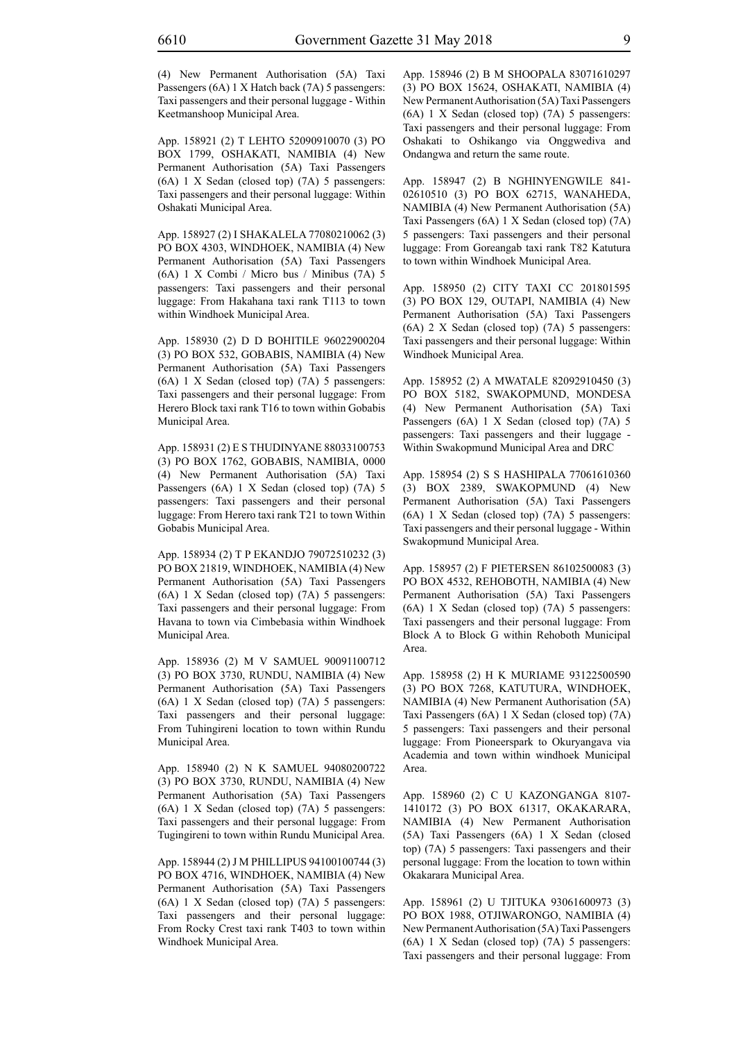(4) New Permanent Authorisation (5A) Taxi Passengers (6A) 1 X Hatch back (7A) 5 passengers: Taxi passengers and their personal luggage - Within Keetmanshoop Municipal Area.

App. 158921 (2) T LEHTO 52090910070 (3) PO BOX 1799, OSHAKATI, NAMIBIA (4) New Permanent Authorisation (5A) Taxi Passengers (6A) 1 X Sedan (closed top) (7A) 5 passengers: Taxi passengers and their personal luggage: Within Oshakati Municipal Area.

App. 158927 (2) I SHAKALELA 77080210062 (3) PO BOX 4303, WINDHOEK, NAMIBIA (4) New Permanent Authorisation (5A) Taxi Passengers (6A) 1 X Combi / Micro bus / Minibus (7A) 5 passengers: Taxi passengers and their personal luggage: From Hakahana taxi rank T113 to town within Windhoek Municipal Area.

App. 158930 (2) D D BOHITILE 96022900204 (3) PO BOX 532, GOBABIS, NAMIBIA (4) New Permanent Authorisation (5A) Taxi Passengers (6A) 1 X Sedan (closed top) (7A) 5 passengers: Taxi passengers and their personal luggage: From Herero Block taxi rank T16 to town within Gobabis Municipal Area.

App. 158931 (2) E S THUDINYANE 88033100753 (3) PO BOX 1762, GOBABIS, NAMIBIA, 0000 (4) New Permanent Authorisation (5A) Taxi Passengers (6A) 1 X Sedan (closed top) (7A) 5 passengers: Taxi passengers and their personal luggage: From Herero taxi rank T21 to town Within Gobabis Municipal Area.

App. 158934 (2) T P EKANDJO 79072510232 (3) PO BOX 21819, WINDHOEK, NAMIBIA (4) New Permanent Authorisation (5A) Taxi Passengers (6A) 1 X Sedan (closed top) (7A) 5 passengers: Taxi passengers and their personal luggage: From Havana to town via Cimbebasia within Windhoek Municipal Area.

App. 158936 (2) M V SAMUEL 90091100712 (3) PO BOX 3730, RUNDU, NAMIBIA (4) New Permanent Authorisation (5A) Taxi Passengers (6A) 1 X Sedan (closed top) (7A) 5 passengers: Taxi passengers and their personal luggage: From Tuhingireni location to town within Rundu Municipal Area.

App. 158940 (2) N K SAMUEL 94080200722 (3) PO BOX 3730, RUNDU, NAMIBIA (4) New Permanent Authorisation (5A) Taxi Passengers (6A) 1 X Sedan (closed top) (7A) 5 passengers: Taxi passengers and their personal luggage: From Tugingireni to town within Rundu Municipal Area.

App. 158944 (2) J M PHILLIPUS 94100100744 (3) PO BOX 4716, WINDHOEK, NAMIBIA (4) New Permanent Authorisation (5A) Taxi Passengers (6A) 1 X Sedan (closed top) (7A) 5 passengers: Taxi passengers and their personal luggage: From Rocky Crest taxi rank T403 to town within Windhoek Municipal Area.

App. 158946 (2) B M SHOOPALA 83071610297 (3) PO BOX 15624, OSHAKATI, NAMIBIA (4) New Permanent Authorisation (5A) Taxi Passengers (6A) 1 X Sedan (closed top) (7A) 5 passengers: Taxi passengers and their personal luggage: From Oshakati to Oshikango via Onggwediva and Ondangwa and return the same route.

App. 158947 (2) B NGHINYENGWILE 84102610510 (3) PO BOX 62715, WANAHEDA, NAMIBIA (4) New Permanent Authorisation (5A) Taxi Passengers (6A) 1 X Sedan (closed top) (7A) 5 passengers: Taxi passengers and their personal luggage: From Goreangab taxi rank T82 Katutura to town within Windhoek Municipal Area.

App. 158950 (2) CITY TAXI CC 201801595 (3) PO BOX 129, OUTAPI, NAMIBIA (4) New Permanent Authorisation (5A) Taxi Passengers (6A) 2 X Sedan (closed top) (7A) 5 passengers: Taxi passengers and their personal luggage: Within Windhoek Municipal Area.

App. 158952 (2) A MWATALE 82092910450 (3) PO BOX 5182, SWAKOPMUND, MONDESA (4) New Permanent Authorisation (5A) Taxi Passengers (6A) 1 X Sedan (closed top) (7A) 5 passengers: Taxi passengers and their luggage - Within Swakopmund Municipal Area and DRC

App. 158954 (2) S S HASHIPALA 77061610360 (3) BOX 2389, SWAKOPMUND (4) New Permanent Authorisation (5A) Taxi Passengers (6A) 1 X Sedan (closed top) (7A) 5 passengers: Taxi passengers and their personal luggage - Within Swakopmund Municipal Area.

App. 158957 (2) F PIETERSEN 86102500083 (3) PO BOX 4532, REHOBOTH, NAMIBIA (4) New Permanent Authorisation (5A) Taxi Passengers (6A) 1 X Sedan (closed top) (7A) 5 passengers: Taxi passengers and their personal luggage: From Block A to Block G within Rehoboth Municipal Area.

App. 158958 (2) H K MURIAME 93122500590 (3) PO BOX 7268, KATUTURA, WINDHOEK, NAMIBIA (4) New Permanent Authorisation (5A) Taxi Passengers (6A) 1 X Sedan (closed top) (7A) 5 passengers: Taxi passengers and their personal luggage: From Pioneerspark to Okuryangava via Academia and town within windhoek Municipal Area.

App. 158960 (2) C U KAZONGANGA 81071410172 (3) PO BOX 61317, OKAKARARA, NAMIBIA (4) New Permanent Authorisation (5A) Taxi Passengers (6A) 1 X Sedan (closed top) (7A) 5 passengers: Taxi passengers and their personal luggage: From the location to town within Okakarara Municipal Area.

App. 158961 (2) U TJITUKA 93061600973 (3) PO BOX 1988, OTJIWARONGO, NAMIBIA (4) New Permanent Authorisation (5A) Taxi Passengers (6A) 1 X Sedan (closed top) (7A) 5 passengers: Taxi passengers and their personal luggage: From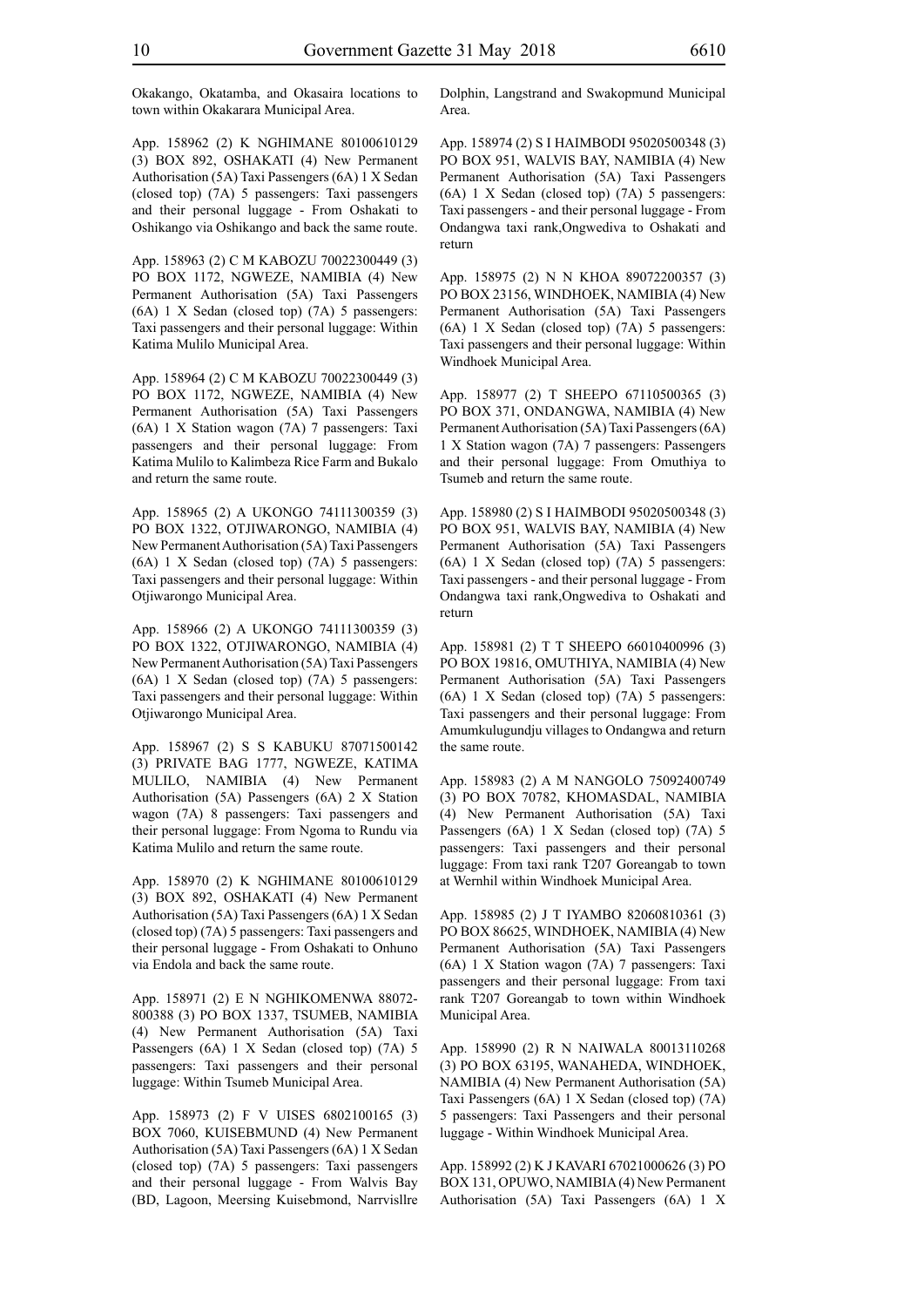Okakango, Okatamba, and Okasaira locations to town within Okakarara Municipal Area.

App. 158962 (2) K NGHIMANE 80100610129 (3) BOX 892, OSHAKATI (4) New Permanent Authorisation (5A) Taxi Passengers (6A) 1 X Sedan (closed top) (7A) 5 passengers: Taxi passengers and their personal luggage - From Oshakati to Oshikango via Oshikango and back the same route.

App. 158963 (2) C M KABOZU 70022300449 (3) PO BOX 1172, NGWEZE, NAMIBIA (4) New Permanent Authorisation (5A) Taxi Passengers (6A) 1 X Sedan (closed top) (7A) 5 passengers: Taxi passengers and their personal luggage: Within Katima Mulilo Municipal Area.

App. 158964 (2) C M KABOZU 70022300449 (3) PO BOX 1172, NGWEZE, NAMIBIA (4) New Permanent Authorisation (5A) Taxi Passengers (6A) 1 X Station wagon (7A) 7 passengers: Taxi passengers and their personal luggage: From Katima Mulilo to Kalimbeza Rice Farm and Bukalo and return the same route.

App. 158965 (2) A UKONGO 74111300359 (3) PO BOX 1322, OTJIWARONGO, NAMIBIA (4) New Permanent Authorisation (5A) Taxi Passengers (6A) 1 X Sedan (closed top) (7A) 5 passengers: Taxi passengers and their personal luggage: Within Otjiwarongo Municipal Area.

App. 158966 (2) A UKONGO 74111300359 (3) PO BOX 1322, OTJIWARONGO, NAMIBIA (4) New Permanent Authorisation (5A) Taxi Passengers (6A) 1 X Sedan (closed top) (7A) 5 passengers: Taxi passengers and their personal luggage: Within Otjiwarongo Municipal Area.

App. 158967 (2) S S KABUKU 87071500142 (3) PRIVATE BAG 1777, NGWEZE, KATIMA MULILO, NAMIBIA (4) New Permanent Authorisation (5A) Passengers (6A) 2 X Station wagon (7A) 8 passengers: Taxi passengers and their personal luggage: From Ngoma to Rundu via Katima Mulilo and return the same route.

App. 158970 (2) K NGHIMANE 80100610129 (3) BOX 892, OSHAKATI (4) New Permanent Authorisation (5A) Taxi Passengers (6A) 1 X Sedan (closed top) (7A) 5 passengers: Taxi passengers and their personal luggage - From Oshakati to Onhuno via Endola and back the same route.

App. 158971 (2) E N NGHIKOMENWA 88072-800388 (3) PO BOX 1337, TSUMEB, NAMIBIA (4) New Permanent Authorisation (5A) Taxi Passengers (6A) 1 X Sedan (closed top) (7A) 5 passengers: Taxi passengers and their personal luggage: Within Tsumeb Municipal Area.

App. 158973 (2) F V UISES 6802100165 (3) BOX 7060, KUISEBMUND (4) New Permanent Authorisation (5A) Taxi Passengers (6A) 1 X Sedan (closed top) (7A) 5 passengers: Taxi passengers and their personal luggage - From Walvis Bay (BD, Lagoon, Meersing Kuisebmond, Narrvisllre Dolphin, Langstrand and Swakopmund Municipal Area.

App. 158974 (2) S I HAIMBODI 95020500348 (3) PO BOX 951, WALVIS BAY, NAMIBIA (4) New Permanent Authorisation (5A) Taxi Passengers (6A) 1 X Sedan (closed top) (7A) 5 passengers: Taxi passengers - and their personal luggage - From Ondangwa taxi rank,Ongwediva to Oshakati and return

App. 158975 (2) N N KHOA 89072200357 (3) PO BOX 23156, WINDHOEK, NAMIBIA (4) New Permanent Authorisation (5A) Taxi Passengers (6A) 1 X Sedan (closed top) (7A) 5 passengers: Taxi passengers and their personal luggage: Within Windhoek Municipal Area.

App. 158977 (2) T SHEEPO 67110500365 (3) PO BOX 371, ONDANGWA, NAMIBIA (4) New Permanent Authorisation (5A) Taxi Passengers (6A) 1 X Station wagon (7A) 7 passengers: Passengers and their personal luggage: From Omuthiya to Tsumeb and return the same route.

App. 158980 (2) S I HAIMBODI 95020500348 (3) PO BOX 951, WALVIS BAY, NAMIBIA (4) New Permanent Authorisation (5A) Taxi Passengers (6A) 1 X Sedan (closed top) (7A) 5 passengers: Taxi passengers - and their personal luggage - From Ondangwa taxi rank,Ongwediva to Oshakati and return

App. 158981 (2) T T SHEEPO 66010400996 (3) PO BOX 19816, OMUTHIYA, NAMIBIA (4) New Permanent Authorisation (5A) Taxi Passengers (6A) 1 X Sedan (closed top) (7A) 5 passengers: Taxi passengers and their personal luggage: From Amumkulugundju villages to Ondangwa and return the same route.

App. 158983 (2) A M NANGOLO 75092400749 (3) PO BOX 70782, KHOMASDAL, NAMIBIA (4) New Permanent Authorisation (5A) Taxi Passengers (6A) 1 X Sedan (closed top) (7A) 5 passengers: Taxi passengers and their personal luggage: From taxi rank T207 Goreangab to town at Wernhil within Windhoek Municipal Area.

App. 158985 (2) J T IYAMBO 82060810361 (3) PO BOX 86625, WINDHOEK, NAMIBIA (4) New Permanent Authorisation (5A) Taxi Passengers (6A) 1 X Station wagon (7A) 7 passengers: Taxi passengers and their personal luggage: From taxi rank T207 Goreangab to town within Windhoek Municipal Area.

App. 158990 (2) R N NAIWALA 80013110268 (3) PO BOX 63195, WANAHEDA, WINDHOEK, NAMIBIA (4) New Permanent Authorisation (5A) Taxi Passengers (6A) 1 X Sedan (closed top) (7A) 5 passengers: Taxi Passengers and their personal luggage - Within Windhoek Municipal Area.

App. 158992 (2) K J KAVARI 67021000626 (3) PO BOX 131, OPUWO, NAMIBIA (4) New Permanent Authorisation (5A) Taxi Passengers (6A) 1 X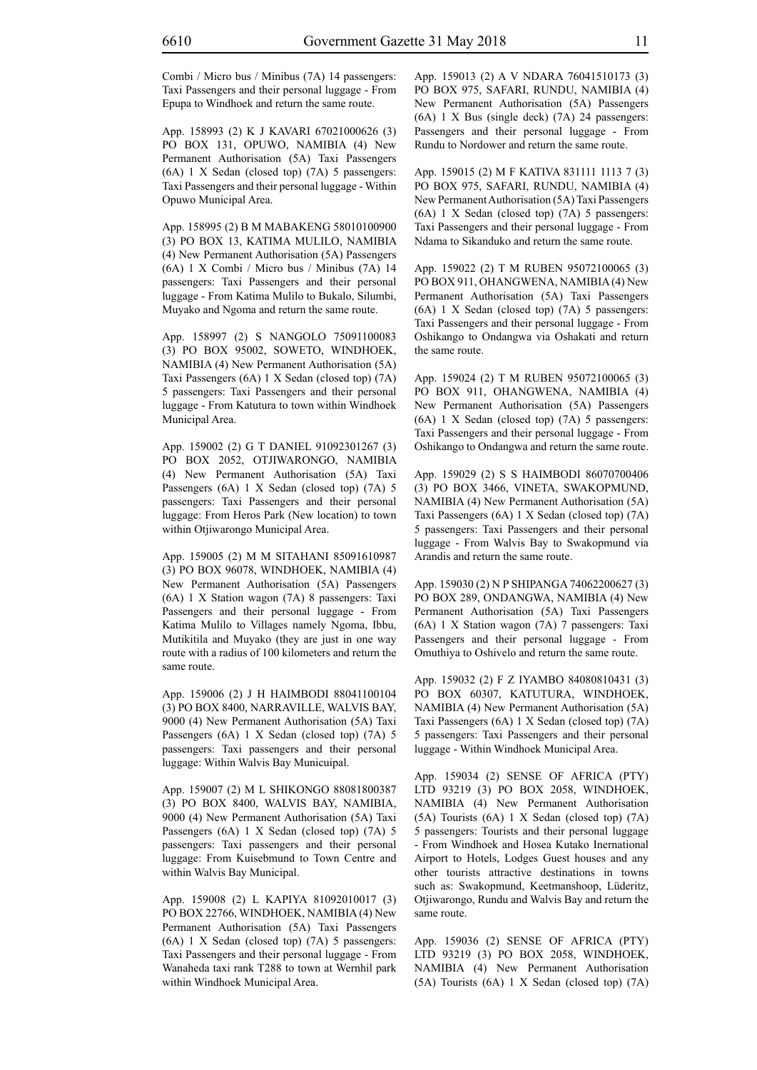Combi / Micro bus / Minibus (7A) 14 passengers: Taxi Passengers and their personal luggage - From Epupa to Windhoek and return the same route.

App. 158993 (2) K J KAVARI 67021000626 (3) PO BOX 131, OPUWO, NAMIBIA (4) New Permanent Authorisation (5A) Taxi Passengers (6A) 1 X Sedan (closed top) (7A) 5 passengers: Taxi Passengers and their personal luggage - Within Opuwo Municipal Area.

App. 158995 (2) B M MABAKENG 58010100900 (3) PO BOX 13, KATIMA MULILO, NAMIBIA (4) New Permanent Authorisation (5A) Passengers (6A) 1 X Combi / Micro bus / Minibus (7A) 14 passengers: Taxi Passengers and their personal luggage - From Katima Mulilo to Bukalo, Silumbi, Muyako and Ngoma and return the same route.

App. 158997 (2) S NANGOLO 75091100083 (3) PO BOX 95002, SOWETO, WINDHOEK, NAMIBIA (4) New Permanent Authorisation (5A) Taxi Passengers (6A) 1 X Sedan (closed top) (7A) 5 passengers: Taxi Passengers and their personal luggage - From Katutura to town within Windhoek Municipal Area.

App. 159002 (2) G T DANIEL 91092301267 (3) PO BOX 2052, OTJIWARONGO, NAMIBIA (4) New Permanent Authorisation (5A) Taxi Passengers (6A) 1 X Sedan (closed top) (7A) 5 passengers: Taxi Passengers and their personal luggage: From Heros Park (New location) to town within Otjiwarongo Municipal Area.

App. 159005 (2) M M SITAHANI 85091610987 (3) PO BOX 96078, WINDHOEK, NAMIBIA (4) New Permanent Authorisation (5A) Passengers (6A) 1 X Station wagon (7A) 8 passengers: Taxi Passengers and their personal luggage - From Katima Mulilo to Villages namely Ngoma, Ibbu, Mutikitila and Muyako (they are just in one way route with a radius of 100 kilometers and return the same route.

App. 159006 (2) J H HAIMBODI 88041100104 (3) PO BOX 8400, NARRAVILLE, WALVIS BAY, 9000 (4) New Permanent Authorisation (5A) Taxi Passengers (6A) 1 X Sedan (closed top) (7A) 5 passengers: Taxi passengers and their personal luggage: Within Walvis Bay Municuipal.

App. 159007 (2) M L SHIKONGO 88081800387 (3) PO BOX 8400, WALVIS BAY, NAMIBIA, 9000 (4) New Permanent Authorisation (5A) Taxi Passengers (6A) 1 X Sedan (closed top) (7A) 5 passengers: Taxi passengers and their personal luggage: From Kuisebmund to Town Centre and within Walvis Bay Municipal.

App. 159008 (2) L KAPIYA 81092010017 (3) PO BOX 22766, WINDHOEK, NAMIBIA (4) New Permanent Authorisation (5A) Taxi Passengers (6A) 1 X Sedan (closed top) (7A) 5 passengers: Taxi Passengers and their personal luggage - From Wanaheda taxi rank T288 to town at Wernhil park within Windhoek Municipal Area.

App. 159013 (2) A V NDARA 76041510173 (3) PO BOX 975, SAFARI, RUNDU, NAMIBIA (4) New Permanent Authorisation (5A) Passengers (6A) 1 X Bus (single deck) (7A) 24 passengers: Passengers and their personal luggage - From Rundu to Nordower and return the same route.

App. 159015 (2) M F KATIVA 831111 1113 7 (3) PO BOX 975, SAFARI, RUNDU, NAMIBIA (4) New Permanent Authorisation (5A) Taxi Passengers (6A) 1 X Sedan (closed top) (7A) 5 passengers: Taxi Passengers and their personal luggage - From Ndama to Sikanduko and return the same route.

App. 159022 (2) T M RUBEN 95072100065 (3) PO BOX 911, OHANGWENA, NAMIBIA (4) New Permanent Authorisation (5A) Taxi Passengers (6A) 1 X Sedan (closed top) (7A) 5 passengers: Taxi Passengers and their personal luggage - From Oshikango to Ondangwa via Oshakati and return the same route.

App. 159024 (2) T M RUBEN 95072100065 (3) PO BOX 911, OHANGWENA, NAMIBIA (4) New Permanent Authorisation (5A) Passengers (6A) 1 X Sedan (closed top) (7A) 5 passengers: Taxi Passengers and their personal luggage - From Oshikango to Ondangwa and return the same route.

App. 159029 (2) S S HAIMBODI 86070700406 (3) PO BOX 3466, VINETA, SWAKOPMUND, NAMIBIA (4) New Permanent Authorisation (5A) Taxi Passengers (6A) 1 X Sedan (closed top) (7A) 5 passengers: Taxi Passengers and their personal luggage - From Walvis Bay to Swakopmund via Arandis and return the same route.

App. 159030 (2) N P SHIPANGA 74062200627 (3) PO BOX 289, ONDANGWA, NAMIBIA (4) New Permanent Authorisation (5A) Taxi Passengers (6A) 1 X Station wagon (7A) 7 passengers: Taxi Passengers and their personal luggage - From Omuthiya to Oshivelo and return the same route.

App. 159032 (2) F Z IYAMBO 84080810431 (3) PO BOX 60307, KATUTURA, WINDHOEK, NAMIBIA (4) New Permanent Authorisation (5A) Taxi Passengers (6A) 1 X Sedan (closed top) (7A) 5 passengers: Taxi Passengers and their personal luggage - Within Windhoek Municipal Area.

App. 159034 (2) SENSE OF AFRICA (PTY) LTD 93219 (3) PO BOX 2058, WINDHOEK, NAMIBIA (4) New Permanent Authorisation (5A) Tourists (6A) 1 X Sedan (closed top) (7A) 5 passengers: Tourists and their personal luggage - From Windhoek and Hosea Kutako Inernational Airport to Hotels, Lodges Guest houses and any other tourists attractive destinations in towns such as: Swakopmund, Keetmanshoop, Lüderitz, Otjiwarongo, Rundu and Walvis Bay and return the same route.

App. 159036 (2) SENSE OF AFRICA (PTY) LTD 93219 (3) PO BOX 2058, WINDHOEK, NAMIBIA (4) New Permanent Authorisation (5A) Tourists (6A) 1 X Sedan (closed top) (7A)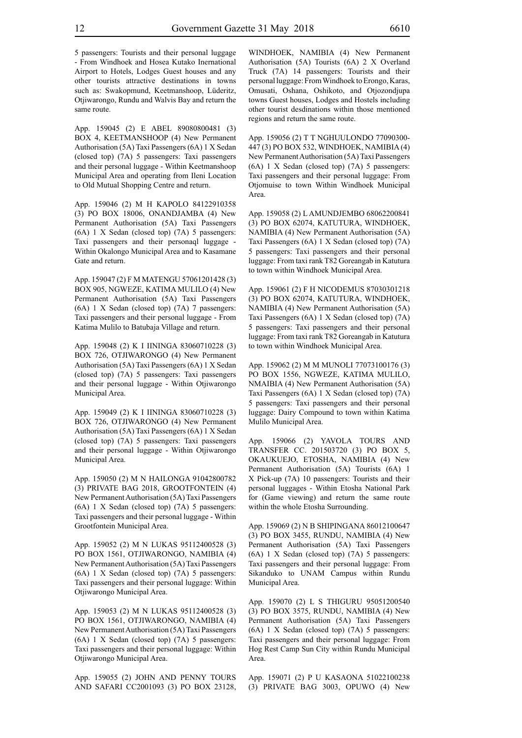5 passengers: Tourists and their personal luggage - From Windhoek and Hosea Kutako Inernational Airport to Hotels, Lodges Guest houses and any other tourists attractive destinations in towns such as: Swakopmund, Keetmanshoop, Lüderitz, Otjiwarongo, Rundu and Walvis Bay and return the same route.

App. 159045 (2) E ABEL 89080800481 (3) BOX 4, KEETMANSHOOP (4) New Permanent Authorisation (5A) Taxi Passengers (6A) 1 X Sedan (closed top) (7A) 5 passengers: Taxi passengers and their personal luggage - Within Keetmanshoop Municipal Area and operating from Ileni Location to Old Mutual Shopping Centre and return.

App. 159046 (2) M H KAPOLO 84122910358 (3) PO BOX 18006, ONANDJAMBA (4) New Permanent Authorisation (5A) Taxi Passengers (6A) 1 X Sedan (closed top) (7A) 5 passengers: Taxi passengers and their personaql luggage - Within Okalongo Municipal Area and to Kasamane Gate and return.

App. 159047 (2) F M MATENGU 57061201428 (3) BOX 905, NGWEZE, KATIMA MULILO (4) New Permanent Authorisation (5A) Taxi Passengers (6A) 1 X Sedan (closed top) (7A) 7 passengers: Taxi passengers and their personal luggage - From Katima Mulilo to Batubaja Village and return.

App. 159048 (2) K I IININGA 83060710228 (3) BOX 726, OTJIWARONGO (4) New Permanent Authorisation (5A) Taxi Passengers (6A) 1 X Sedan (closed top) (7A) 5 passengers: Taxi passengers and their personal luggage - Within Otjiwarongo Municipal Area.

App. 159049 (2) K I IININGA 83060710228 (3) BOX 726, OTJIWARONGO (4) New Permanent Authorisation (5A) Taxi Passengers (6A) 1 X Sedan (closed top) (7A) 5 passengers: Taxi passengers and their personal luggage - Within Otjiwarongo Municipal Area.

App. 159050 (2) M N HAILONGA 91042800782 (3) PRIVATE BAG 2018, GROOTFONTEIN (4) New Permanent Authorisation (5A) Taxi Passengers (6A) 1 X Sedan (closed top) (7A) 5 passengers: Taxi passengers and their personal luggage - Within Grootfontein Municipal Area.

App. 159052 (2) M N LUKAS 95112400528 (3) PO BOX 1561, OTJIWARONGO, NAMIBIA (4) New Permanent Authorisation (5A) Taxi Passengers (6A) 1 X Sedan (closed top) (7A) 5 passengers: Taxi passengers and their personal luggage: Within Otjiwarongo Municipal Area.

App. 159053 (2) M N LUKAS 95112400528 (3) PO BOX 1561, OTJIWARONGO, NAMIBIA (4) New Permanent Authorisation (5A) Taxi Passengers (6A) 1 X Sedan (closed top) (7A) 5 passengers: Taxi passengers and their personal luggage: Within Otjiwarongo Municipal Area.

App. 159055 (2) JOHN AND PENNY TOURS AND SAFARI CC2001093 (3) PO BOX 23128, WINDHOEK, NAMIBIA (4) New Permanent Authorisation (5A) Tourists (6A) 2 X Overland Truck (7A) 14 passengers: Tourists and their personal luggage: From Windhoek to Erongo, Karas, Omusati, Oshana, Oshikoto, and Otjozondjupa towns Guest houses, Lodges and Hostels including other tourist desdinations within those mentioned regions and return the same route.

App. 159056 (2) T T NGHUULONDO 77090300-447 (3) PO BOX 532, WINDHOEK, NAMIBIA (4) New Permanent Authorisation (5A) Taxi Passengers (6A) 1 X Sedan (closed top) (7A) 5 passengers: Taxi passengers and their personal luggage: From Otjomuise to town Within Windhoek Municipal Area.

App. 159058 (2) L AMUNDJEMBO 68062200841 (3) PO BOX 62074, KATUTURA, WINDHOEK, NAMIBIA (4) New Permanent Authorisation (5A) Taxi Passengers (6A) 1 X Sedan (closed top) (7A) 5 passengers: Taxi passengers and their personal luggage: From taxi rank T82 Goreangab in Katutura to town within Windhoek Municipal Area.

App. 159061 (2) F H NICODEMUS 87030301218 (3) PO BOX 62074, KATUTURA, WINDHOEK, NAMIBIA (4) New Permanent Authorisation (5A) Taxi Passengers (6A) 1 X Sedan (closed top) (7A) 5 passengers: Taxi passengers and their personal luggage: From taxi rank T82 Goreangab in Katutura to town within Windhoek Municipal Area.

App. 159062 (2) M M MUNOLI 77073100176 (3) PO BOX 1556, NGWEZE, KATIMA MULILO, NMAIBIA (4) New Permanent Authorisation (5A) Taxi Passengers (6A) 1 X Sedan (closed top) (7A) 5 passengers: Taxi passengers and their personal luggage: Dairy Compound to town within Katima Mulilo Municipal Area.

App. 159066 (2) YAVOLA TOURS AND TRANSFER CC. 201503720 (3) PO BOX 5, OKAUKUEJO, ETOSHA, NAMIBIA (4) New Permanent Authorisation (5A) Tourists (6A) 1 X Pick-up (7A) 10 passengers: Tourists and their personal luggages - Within Etosha National Park for (Game viewing) and return the same route within the whole Etosha Surrounding.

App. 159069 (2) N B SHIPINGANA 86012100647 (3) PO BOX 3455, RUNDU, NAMIBIA (4) New Permanent Authorisation (5A) Taxi Passengers (6A) 1 X Sedan (closed top) (7A) 5 passengers: Taxi passengers and their personal luggage: From Sikanduko to UNAM Campus within Rundu Municipal Area.

App. 159070 (2) L S THIGURU 95051200540 (3) PO BOX 3575, RUNDU, NAMIBIA (4) New Permanent Authorisation (5A) Taxi Passengers (6A) 1 X Sedan (closed top) (7A) 5 passengers: Taxi passengers and their personal luggage: From Hog Rest Camp Sun City within Rundu Municipal Area.

App. 159071 (2) P U KASAONA 51022100238 (3) PRIVATE BAG 3003, OPUWO (4) New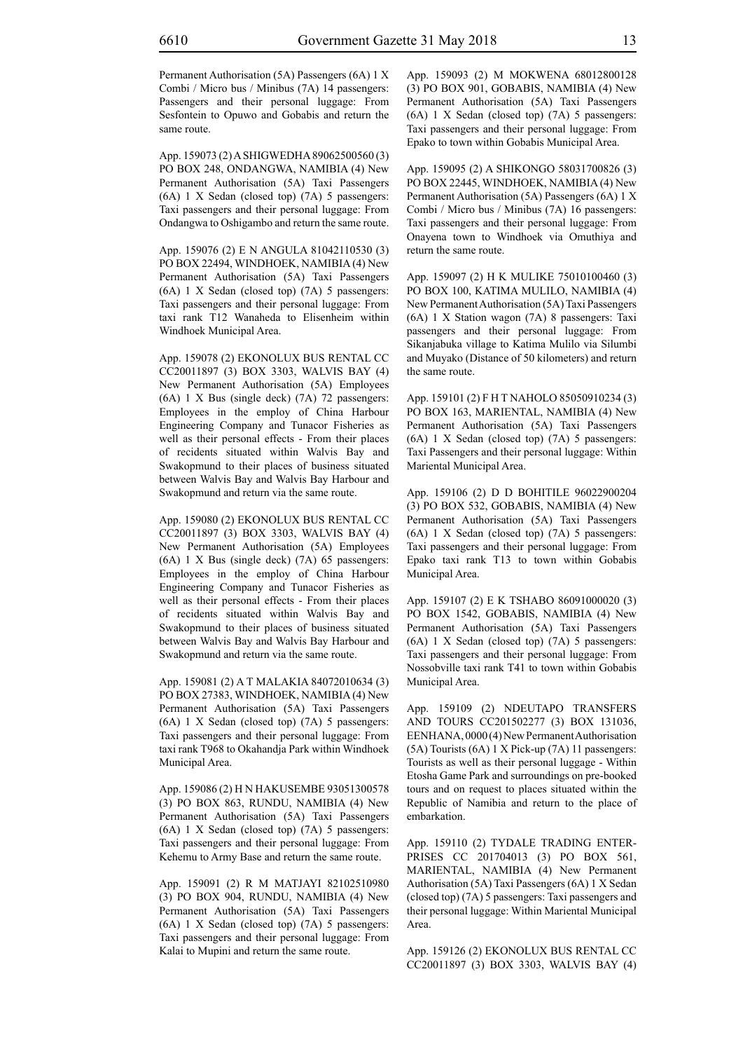Permanent Authorisation (5A) Passengers (6A) 1 X Combi / Micro bus / Minibus (7A) 14 passengers: Passengers and their personal luggage: From Sesfontein to Opuwo and Gobabis and return the same route.

App. 159073 (2) A SHIGWEDHA 89062500560 (3) PO BOX 248, ONDANGWA, NAMIBIA (4) New Permanent Authorisation (5A) Taxi Passengers (6A) 1 X Sedan (closed top) (7A) 5 passengers: Taxi passengers and their personal luggage: From Ondangwa to Oshigambo and return the same route.

App. 159076 (2) E N ANGULA 81042110530 (3) PO BOX 22494, WINDHOEK, NAMIBIA (4) New Permanent Authorisation (5A) Taxi Passengers (6A) 1 X Sedan (closed top) (7A) 5 passengers: Taxi passengers and their personal luggage: From taxi rank T12 Wanaheda to Elisenheim within Windhoek Municipal Area.

App. 159078 (2) EKONOLUX BUS RENTAL CC CC20011897 (3) BOX 3303, WALVIS BAY (4) New Permanent Authorisation (5A) Employees (6A) 1 X Bus (single deck) (7A) 72 passengers: Employees in the employ of China Harbour Engineering Company and Tunacor Fisheries as well as their personal effects - From their places of recidents situated within Walvis Bay and Swakopmund to their places of business situated between Walvis Bay and Walvis Bay Harbour and Swakopmund and return via the same route.

App. 159080 (2) EKONOLUX BUS RENTAL CC CC20011897 (3) BOX 3303, WALVIS BAY (4) New Permanent Authorisation (5A) Employees (6A) 1 X Bus (single deck) (7A) 65 passengers: Employees in the employ of China Harbour Engineering Company and Tunacor Fisheries as well as their personal effects - From their places of recidents situated within Walvis Bay and Swakopmund to their places of business situated between Walvis Bay and Walvis Bay Harbour and Swakopmund and return via the same route.

App. 159081 (2) A T MALAKIA 84072010634 (3) PO BOX 27383, WINDHOEK, NAMIBIA (4) New Permanent Authorisation (5A) Taxi Passengers (6A) 1 X Sedan (closed top) (7A) 5 passengers: Taxi passengers and their personal luggage: From taxi rank T968 to Okahandja Park within Windhoek Municipal Area.

App. 159086 (2) H N HAKUSEMBE 93051300578 (3) PO BOX 863, RUNDU, NAMIBIA (4) New Permanent Authorisation (5A) Taxi Passengers (6A) 1 X Sedan (closed top) (7A) 5 passengers: Taxi passengers and their personal luggage: From Kehemu to Army Base and return the same route.

App. 159091 (2) R M MATJAYI 82102510980 (3) PO BOX 904, RUNDU, NAMIBIA (4) New Permanent Authorisation (5A) Taxi Passengers (6A) 1 X Sedan (closed top) (7A) 5 passengers: Taxi passengers and their personal luggage: From Kalai to Mupini and return the same route.

App. 159093 (2) M MOKWENA 68012800128 (3) PO BOX 901, GOBABIS, NAMIBIA (4) New Permanent Authorisation (5A) Taxi Passengers (6A) 1 X Sedan (closed top) (7A) 5 passengers: Taxi passengers and their personal luggage: From Epako to town within Gobabis Municipal Area.

App. 159095 (2) A SHIKONGO 58031700826 (3) PO BOX 22445, WINDHOEK, NAMIBIA (4) New Permanent Authorisation (5A) Passengers (6A) 1 X Combi / Micro bus / Minibus (7A) 16 passengers: Taxi passengers and their personal luggage: From Onayena town to Windhoek via Omuthiya and return the same route.

App. 159097 (2) H K MULIKE 75010100460 (3) PO BOX 100, KATIMA MULILO, NAMIBIA (4) New Permanent Authorisation (5A) Taxi Passengers (6A) 1 X Station wagon (7A) 8 passengers: Taxi passengers and their personal luggage: From Sikanjabuka village to Katima Mulilo via Silumbi and Muyako (Distance of 50 kilometers) and return the same route.

App. 159101 (2) F H T NAHOLO 85050910234 (3) PO BOX 163, MARIENTAL, NAMIBIA (4) New Permanent Authorisation (5A) Taxi Passengers (6A) 1 X Sedan (closed top) (7A) 5 passengers: Taxi Passengers and their personal luggage: Within Mariental Municipal Area.

App. 159106 (2) D D BOHITILE 96022900204 (3) PO BOX 532, GOBABIS, NAMIBIA (4) New Permanent Authorisation (5A) Taxi Passengers (6A) 1 X Sedan (closed top) (7A) 5 passengers: Taxi passengers and their personal luggage: From Epako taxi rank T13 to town within Gobabis Municipal Area.

App. 159107 (2) E K TSHABO 86091000020 (3) PO BOX 1542, GOBABIS, NAMIBIA (4) New Permanent Authorisation (5A) Taxi Passengers (6A) 1 X Sedan (closed top) (7A) 5 passengers: Taxi passengers and their personal luggage: From Nossobville taxi rank T41 to town within Gobabis Municipal Area.

App. 159109 (2) NDEUTAPO TRANSFERS AND TOURS CC201502277 (3) BOX 131036, EENHANA, 0000 (4) New Permanent Authorisation (5A) Tourists (6A) 1 X Pick-up (7A) 11 passengers: Tourists as well as their personal luggage - Within Etosha Game Park and surroundings on pre-booked tours and on request to places situated within the Republic of Namibia and return to the place of embarkation.

App. 159110 (2) TYDALE TRADING ENTERPRISES CC 201704013 (3) PO BOX 561, MARIENTAL, NAMIBIA (4) New Permanent Authorisation (5A) Taxi Passengers (6A) 1 X Sedan (closed top) (7A) 5 passengers: Taxi passengers and their personal luggage: Within Mariental Municipal Area.

App. 159126 (2) EKONOLUX BUS RENTAL CC CC20011897 (3) BOX 3303, WALVIS BAY (4)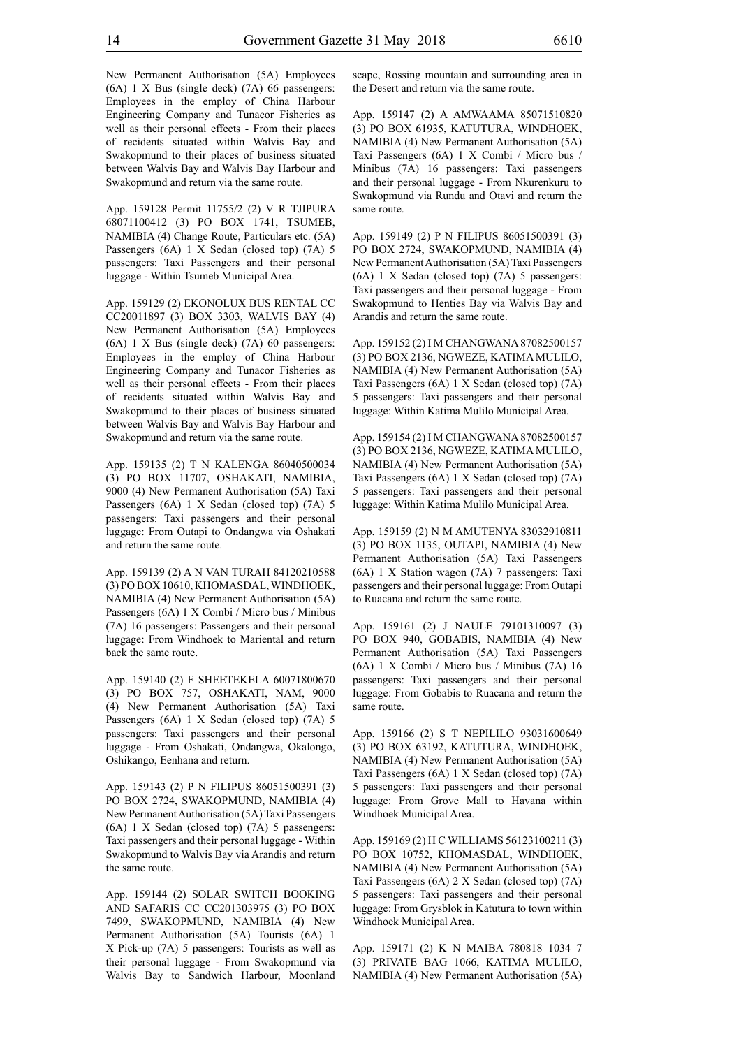New Permanent Authorisation (5A) Employees (6A) 1 X Bus (single deck) (7A) 66 passengers: Employees in the employ of China Harbour Engineering Company and Tunacor Fisheries as well as their personal effects - From their places of recidents situated within Walvis Bay and Swakopmund to their places of business situated between Walvis Bay and Walvis Bay Harbour and Swakopmund and return via the same route.

App. 159128 Permit 11755/2 (2) V R TJIPURA 68071100412 (3) PO BOX 1741, TSUMEB, NAMIBIA (4) Change Route, Particulars etc. (5A) Passengers (6A) 1 X Sedan (closed top) (7A) 5 passengers: Taxi Passengers and their personal luggage - Within Tsumeb Municipal Area.

App. 159129 (2) EKONOLUX BUS RENTAL CC CC20011897 (3) BOX 3303, WALVIS BAY (4) New Permanent Authorisation (5A) Employees (6A) 1 X Bus (single deck) (7A) 60 passengers: Employees in the employ of China Harbour Engineering Company and Tunacor Fisheries as well as their personal effects - From their places of recidents situated within Walvis Bay and Swakopmund to their places of business situated between Walvis Bay and Walvis Bay Harbour and Swakopmund and return via the same route.

App. 159135 (2) T N KALENGA 86040500034 (3) PO BOX 11707, OSHAKATI, NAMIBIA, 9000 (4) New Permanent Authorisation (5A) Taxi Passengers (6A) 1 X Sedan (closed top) (7A) 5 passengers: Taxi passengers and their personal luggage: From Outapi to Ondangwa via Oshakati and return the same route.

App. 159139 (2) A N VAN TURAH 84120210588 (3) PO BOX 10610, KHOMASDAL, WINDHOEK, NAMIBIA (4) New Permanent Authorisation (5A) Passengers (6A) 1 X Combi / Micro bus / Minibus (7A) 16 passengers: Passengers and their personal luggage: From Windhoek to Mariental and return back the same route.

App. 159140 (2) F SHEETEKELA 60071800670 (3) PO BOX 757, OSHAKATI, NAM, 9000 (4) New Permanent Authorisation (5A) Taxi Passengers (6A) 1 X Sedan (closed top) (7A) 5 passengers: Taxi passengers and their personal luggage - From Oshakati, Ondangwa, Okalongo, Oshikango, Eenhana and return.

App. 159143 (2) P N FILIPUS 86051500391 (3) PO BOX 2724, SWAKOPMUND, NAMIBIA (4) New Permanent Authorisation (5A) Taxi Passengers (6A) 1 X Sedan (closed top) (7A) 5 passengers: Taxi passengers and their personal luggage - Within Swakopmund to Walvis Bay via Arandis and return the same route.

App. 159144 (2) SOLAR SWITCH BOOKING AND SAFARIS CC CC201303975 (3) PO BOX 7499, SWAKOPMUND, NAMIBIA (4) New Permanent Authorisation (5A) Tourists (6A) 1 X Pick-up (7A) 5 passengers: Tourists as well as their personal luggage - From Swakopmund via Walvis Bay to Sandwich Harbour, Moonland scape, Rossing mountain and surrounding area in the Desert and return via the same route.

App. 159147 (2) A AMWAAMA 85071510820 (3) PO BOX 61935, KATUTURA, WINDHOEK, NAMIBIA (4) New Permanent Authorisation (5A) Taxi Passengers (6A) 1 X Combi / Micro bus / Minibus (7A) 16 passengers: Taxi passengers and their personal luggage - From Nkurenkuru to Swakopmund via Rundu and Otavi and return the same route.

App. 159149 (2) P N FILIPUS 86051500391 (3) PO BOX 2724, SWAKOPMUND, NAMIBIA (4) New Permanent Authorisation (5A) Taxi Passengers (6A) 1 X Sedan (closed top) (7A) 5 passengers: Taxi passengers and their personal luggage - From Swakopmund to Henties Bay via Walvis Bay and Arandis and return the same route.

App. 159152 (2) I M CHANGWANA 87082500157 (3) PO BOX 2136, NGWEZE, KATIMA MULILO, NAMIBIA (4) New Permanent Authorisation (5A) Taxi Passengers (6A) 1 X Sedan (closed top) (7A) 5 passengers: Taxi passengers and their personal luggage: Within Katima Mulilo Municipal Area.

App. 159154 (2) I M CHANGWANA 87082500157 (3) PO BOX 2136, NGWEZE, KATIMA MULILO, NAMIBIA (4) New Permanent Authorisation (5A) Taxi Passengers (6A) 1 X Sedan (closed top) (7A) 5 passengers: Taxi passengers and their personal luggage: Within Katima Mulilo Municipal Area.

App. 159159 (2) N M AMUTENYA 83032910811 (3) PO BOX 1135, OUTAPI, NAMIBIA (4) New Permanent Authorisation (5A) Taxi Passengers (6A) 1 X Station wagon (7A) 7 passengers: Taxi passengers and their personal luggage: From Outapi to Ruacana and return the same route.

App. 159161 (2) J NAULE 79101310097 (3) PO BOX 940, GOBABIS, NAMIBIA (4) New Permanent Authorisation (5A) Taxi Passengers (6A) 1 X Combi / Micro bus / Minibus (7A) 16 passengers: Taxi passengers and their personal luggage: From Gobabis to Ruacana and return the same route.

App. 159166 (2) S T NEPILILO 93031600649 (3) PO BOX 63192, KATUTURA, WINDHOEK, NAMIBIA (4) New Permanent Authorisation (5A) Taxi Passengers (6A) 1 X Sedan (closed top) (7A) 5 passengers: Taxi passengers and their personal luggage: From Grove Mall to Havana within Windhoek Municipal Area.

App. 159169 (2) H C WILLIAMS 56123100211 (3) PO BOX 10752, KHOMASDAL, WINDHOEK, NAMIBIA (4) New Permanent Authorisation (5A) Taxi Passengers (6A) 2 X Sedan (closed top) (7A) 5 passengers: Taxi passengers and their personal luggage: From Grysblok in Katutura to town within Windhoek Municipal Area.

App. 159171 (2) K N MAIBA 780818 1034 7 (3) PRIVATE BAG 1066, KATIMA MULILO, NAMIBIA (4) New Permanent Authorisation (5A)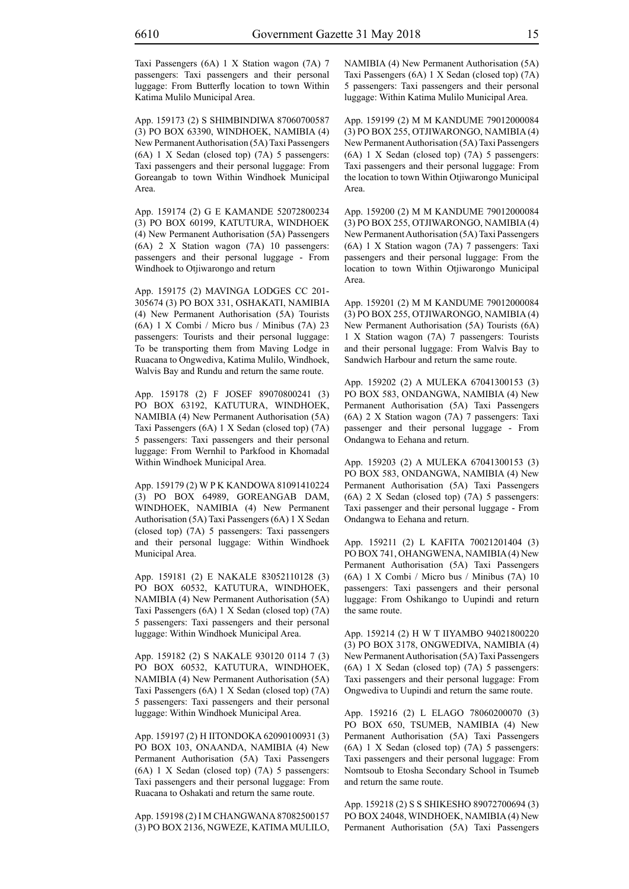Taxi Passengers (6A) 1 X Station wagon (7A) 7 passengers: Taxi passengers and their personal luggage: From Butterfly location to town Within Katima Mulilo Municipal Area.

App. 159173 (2) S SHIMBINDIWA 87060700587 (3) PO BOX 63390, WINDHOEK, NAMIBIA (4) New Permanent Authorisation (5A) Taxi Passengers (6A) 1 X Sedan (closed top) (7A) 5 passengers: Taxi passengers and their personal luggage: From Goreangab to town Within Windhoek Municipal Area.

App. 159174 (2) G E KAMANDE 52072800234 (3) PO BOX 60199, KATUTURA, WINDHOEK (4) New Permanent Authorisation (5A) Passengers (6A) 2 X Station wagon (7A) 10 passengers: passengers and their personal luggage - From Windhoek to Otjiwarongo and return

App. 159175 (2) MAVINGA LODGES CC 201-305674 (3) PO BOX 331, OSHAKATI, NAMIBIA (4) New Permanent Authorisation (5A) Tourists (6A) 1 X Combi / Micro bus / Minibus (7A) 23 passengers: Tourists and their personal luggage: To be transporting them from Maving Lodge in Ruacana to Ongwediva, Katima Mulilo, Windhoek, Walvis Bay and Rundu and return the same route.

App. 159178 (2) F JOSEF 89070800241 (3) PO BOX 63192, KATUTURA, WINDHOEK, NAMIBIA (4) New Permanent Authorisation (5A) Taxi Passengers (6A) 1 X Sedan (closed top) (7A) 5 passengers: Taxi passengers and their personal luggage: From Wernhil to Parkfood in Khomadal Within Windhoek Municipal Area.

App. 159179 (2) W P K KANDOWA 81091410224 (3) PO BOX 64989, GOREANGAB DAM, WINDHOEK, NAMIBIA (4) New Permanent Authorisation (5A) Taxi Passengers (6A) 1 X Sedan (closed top) (7A) 5 passengers: Taxi passengers and their personal luggage: Within Windhoek Municipal Area.

App. 159181 (2) E NAKALE 83052110128 (3) PO BOX 60532, KATUTURA, WINDHOEK, NAMIBIA (4) New Permanent Authorisation (5A) Taxi Passengers (6A) 1 X Sedan (closed top) (7A) 5 passengers: Taxi passengers and their personal luggage: Within Windhoek Municipal Area.

App. 159182 (2) S NAKALE 930120 0114 7 (3) PO BOX 60532, KATUTURA, WINDHOEK, NAMIBIA (4) New Permanent Authorisation (5A) Taxi Passengers (6A) 1 X Sedan (closed top) (7A) 5 passengers: Taxi passengers and their personal luggage: Within Windhoek Municipal Area.

App. 159197 (2) H IITONDOKA 62090100931 (3) PO BOX 103, ONAANDA, NAMIBIA (4) New Permanent Authorisation (5A) Taxi Passengers (6A) 1 X Sedan (closed top) (7A) 5 passengers: Taxi passengers and their personal luggage: From Ruacana to Oshakati and return the same route.

App. 159198 (2) I M CHANGWANA 87082500157 (3) PO BOX 2136, NGWEZE, KATIMA MULILO, NAMIBIA (4) New Permanent Authorisation (5A) Taxi Passengers (6A) 1 X Sedan (closed top) (7A) 5 passengers: Taxi passengers and their personal luggage: Within Katima Mulilo Municipal Area.

App. 159199 (2) M M KANDUME 79012000084 (3) PO BOX 255, OTJIWARONGO, NAMIBIA (4) New Permanent Authorisation (5A) Taxi Passengers (6A) 1 X Sedan (closed top) (7A) 5 passengers: Taxi passengers and their personal luggage: From the location to town Within Otjiwarongo Municipal Area.

App. 159200 (2) M M KANDUME 79012000084 (3) PO BOX 255, OTJIWARONGO, NAMIBIA (4) New Permanent Authorisation (5A) Taxi Passengers (6A) 1 X Station wagon (7A) 7 passengers: Taxi passengers and their personal luggage: From the location to town Within Otjiwarongo Municipal Area.

App. 159201 (2) M M KANDUME 79012000084 (3) PO BOX 255, OTJIWARONGO, NAMIBIA (4) New Permanent Authorisation (5A) Tourists (6A) 1 X Station wagon (7A) 7 passengers: Tourists and their personal luggage: From Walvis Bay to Sandwich Harbour and return the same route.

App. 159202 (2) A MULEKA 67041300153 (3) PO BOX 583, ONDANGWA, NAMIBIA (4) New Permanent Authorisation (5A) Taxi Passengers (6A) 2 X Station wagon (7A) 7 passengers: Taxi passenger and their personal luggage - From Ondangwa to Eehana and return.

App. 159203 (2) A MULEKA 67041300153 (3) PO BOX 583, ONDANGWA, NAMIBIA (4) New Permanent Authorisation (5A) Taxi Passengers (6A) 2 X Sedan (closed top) (7A) 5 passengers: Taxi passenger and their personal luggage - From Ondangwa to Eehana and return.

App. 159211 (2) L KAFITA 70021201404 (3) PO BOX 741, OHANGWENA, NAMIBIA (4) New Permanent Authorisation (5A) Taxi Passengers (6A) 1 X Combi / Micro bus / Minibus (7A) 10 passengers: Taxi passengers and their personal luggage: From Oshikango to Uupindi and return the same route.

App. 159214 (2) H W T IIYAMBO 94021800220 (3) PO BOX 3178, ONGWEDIVA, NAMIBIA (4) New Permanent Authorisation (5A) Taxi Passengers (6A) 1 X Sedan (closed top) (7A) 5 passengers: Taxi passengers and their personal luggage: From Ongwediva to Uupindi and return the same route.

App. 159216 (2) L ELAGO 78060200070 (3) PO BOX 650, TSUMEB, NAMIBIA (4) New Permanent Authorisation (5A) Taxi Passengers (6A) 1 X Sedan (closed top) (7A) 5 passengers: Taxi passengers and their personal luggage: From Nomtsoub to Etosha Secondary School in Tsumeb and return the same route.

App. 159218 (2) S S SHIKESHO 89072700694 (3) PO BOX 24048, WINDHOEK, NAMIBIA (4) New Permanent Authorisation (5A) Taxi Passengers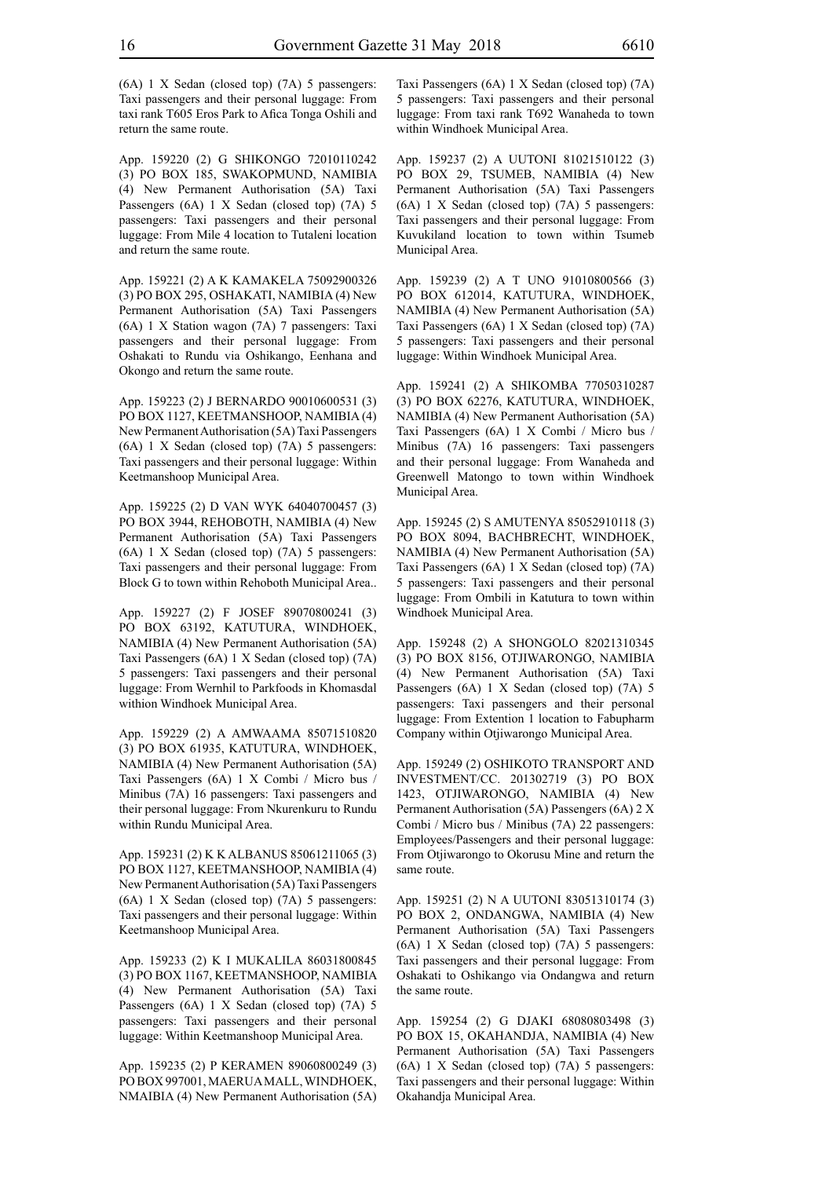(6A) 1 X Sedan (closed top) (7A) 5 passengers: Taxi passengers and their personal luggage: From taxi rank T605 Eros Park to Afica Tonga Oshili and return the same route.

App. 159220 (2) G SHIKONGO 72010110242 (3) PO BOX 185, SWAKOPMUND, NAMIBIA (4) New Permanent Authorisation (5A) Taxi Passengers (6A) 1 X Sedan (closed top) (7A) 5 passengers: Taxi passengers and their personal luggage: From Mile 4 location to Tutaleni location and return the same route.

App. 159221 (2) A K KAMAKELA 75092900326 (3) PO BOX 295, OSHAKATI, NAMIBIA (4) New Permanent Authorisation (5A) Taxi Passengers (6A) 1 X Station wagon (7A) 7 passengers: Taxi passengers and their personal luggage: From Oshakati to Rundu via Oshikango, Eenhana and Okongo and return the same route.

App. 159223 (2) J BERNARDO 90010600531 (3) PO BOX 1127, KEETMANSHOOP, NAMIBIA (4) New Permanent Authorisation (5A) Taxi Passengers (6A) 1 X Sedan (closed top) (7A) 5 passengers: Taxi passengers and their personal luggage: Within Keetmanshoop Municipal Area.

App. 159225 (2) D VAN WYK 64040700457 (3) PO BOX 3944, REHOBOTH, NAMIBIA (4) New Permanent Authorisation (5A) Taxi Passengers (6A) 1 X Sedan (closed top) (7A) 5 passengers: Taxi passengers and their personal luggage: From Block G to town within Rehoboth Municipal Area..

App. 159227 (2) F JOSEF 89070800241 (3) PO BOX 63192, KATUTURA, WINDHOEK, NAMIBIA (4) New Permanent Authorisation (5A) Taxi Passengers (6A) 1 X Sedan (closed top) (7A) 5 passengers: Taxi passengers and their personal luggage: From Wernhil to Parkfoods in Khomasdal withion Windhoek Municipal Area.

App. 159229 (2) A AMWAAMA 85071510820 (3) PO BOX 61935, KATUTURA, WINDHOEK, NAMIBIA (4) New Permanent Authorisation (5A) Taxi Passengers (6A) 1 X Combi / Micro bus / Minibus (7A) 16 passengers: Taxi passengers and their personal luggage: From Nkurenkuru to Rundu within Rundu Municipal Area.

App. 159231 (2) K K ALBANUS 85061211065 (3) PO BOX 1127, KEETMANSHOOP, NAMIBIA (4) New Permanent Authorisation (5A) Taxi Passengers (6A) 1 X Sedan (closed top) (7A) 5 passengers: Taxi passengers and their personal luggage: Within Keetmanshoop Municipal Area.

App. 159233 (2) K I MUKALILA 86031800845 (3) PO BOX 1167, KEETMANSHOOP, NAMIBIA (4) New Permanent Authorisation (5A) Taxi Passengers (6A) 1 X Sedan (closed top) (7A) 5 passengers: Taxi passengers and their personal luggage: Within Keetmanshoop Municipal Area.

App. 159235 (2) P KERAMEN 89060800249 (3) PO BOX 997001, MAERUA MALL, WINDHOEK, NMAIBIA (4) New Permanent Authorisation (5A) Taxi Passengers (6A) 1 X Sedan (closed top) (7A) 5 passengers: Taxi passengers and their personal luggage: From taxi rank T692 Wanaheda to town within Windhoek Municipal Area.

App. 159237 (2) A UUTONI 81021510122 (3) PO BOX 29, TSUMEB, NAMIBIA (4) New Permanent Authorisation (5A) Taxi Passengers (6A) 1 X Sedan (closed top) (7A) 5 passengers: Taxi passengers and their personal luggage: From Kuvukiland location to town within Tsumeb Municipal Area.

App. 159239 (2) A T UNO 91010800566 (3) PO BOX 612014, KATUTURA, WINDHOEK, NAMIBIA (4) New Permanent Authorisation (5A) Taxi Passengers (6A) 1 X Sedan (closed top) (7A) 5 passengers: Taxi passengers and their personal luggage: Within Windhoek Municipal Area.

App. 159241 (2) A SHIKOMBA 77050310287 (3) PO BOX 62276, KATUTURA, WINDHOEK, NAMIBIA (4) New Permanent Authorisation (5A) Taxi Passengers (6A) 1 X Combi / Micro bus / Minibus (7A) 16 passengers: Taxi passengers and their personal luggage: From Wanaheda and Greenwell Matongo to town within Windhoek Municipal Area.

App. 159245 (2) S AMUTENYA 85052910118 (3) PO BOX 8094, BACHBRECHT, WINDHOEK, NAMIBIA (4) New Permanent Authorisation (5A) Taxi Passengers (6A) 1 X Sedan (closed top) (7A) 5 passengers: Taxi passengers and their personal luggage: From Ombili in Katutura to town within Windhoek Municipal Area.

App. 159248 (2) A SHONGOLO 82021310345 (3) PO BOX 8156, OTJIWARONGO, NAMIBIA (4) New Permanent Authorisation (5A) Taxi Passengers (6A) 1 X Sedan (closed top) (7A) 5 passengers: Taxi passengers and their personal luggage: From Extention 1 location to Fabupharm Company within Otjiwarongo Municipal Area.

App. 159249 (2) OSHIKOTO TRANSPORT AND INVESTMENT/CC. 201302719 (3) PO BOX 1423, OTJIWARONGO, NAMIBIA (4) New Permanent Authorisation (5A) Passengers (6A) 2 X Combi / Micro bus / Minibus (7A) 22 passengers: Employees/Passengers and their personal luggage: From Otjiwarongo to Okorusu Mine and return the same route.

App. 159251 (2) N A UUTONI 83051310174 (3) PO BOX 2, ONDANGWA, NAMIBIA (4) New Permanent Authorisation (5A) Taxi Passengers (6A) 1 X Sedan (closed top) (7A) 5 passengers: Taxi passengers and their personal luggage: From Oshakati to Oshikango via Ondangwa and return the same route.

App. 159254 (2) G DJAKI 68080803498 (3) PO BOX 15, OKAHANDJA, NAMIBIA (4) New Permanent Authorisation (5A) Taxi Passengers (6A) 1 X Sedan (closed top) (7A) 5 passengers: Taxi passengers and their personal luggage: Within Okahandja Municipal Area.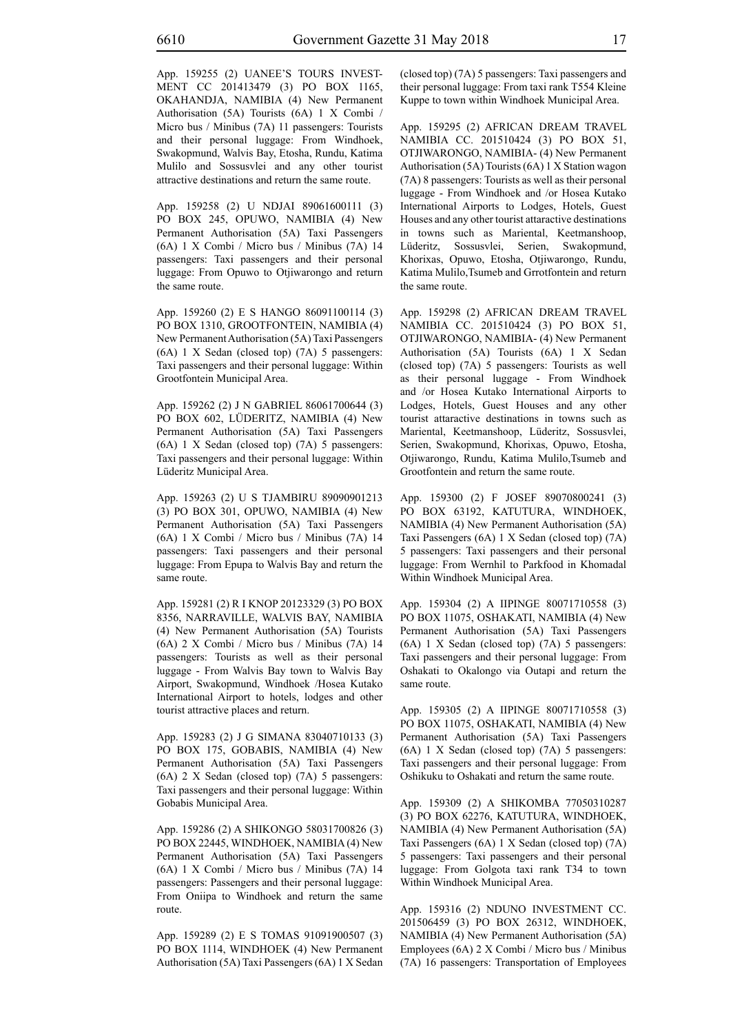App. 159255 (2) UANEE'S TOURS INVESTMENT CC 201413479 (3) PO BOX 1165, OKAHANDJA, NAMIBIA (4) New Permanent Authorisation (5A) Tourists (6A) 1 X Combi / Micro bus / Minibus (7A) 11 passengers: Tourists and their personal luggage: From Windhoek, Swakopmund, Walvis Bay, Etosha, Rundu, Katima Mulilo and Sossusvlei and any other tourist attractive destinations and return the same route.

App. 159258 (2) U NDJAI 89061600111 (3) PO BOX 245, OPUWO, NAMIBIA (4) New Permanent Authorisation (5A) Taxi Passengers (6A) 1 X Combi / Micro bus / Minibus (7A) 14 passengers: Taxi passengers and their personal luggage: From Opuwo to Otjiwarongo and return the same route.

App. 159260 (2) E S HANGO 86091100114 (3) PO BOX 1310, GROOTFONTEIN, NAMIBIA (4) New Permanent Authorisation (5A) Taxi Passengers (6A) 1 X Sedan (closed top) (7A) 5 passengers: Taxi passengers and their personal luggage: Within Grootfontein Municipal Area.

App. 159262 (2) J N GABRIEL 86061700644 (3) PO BOX 602, LÜDERITZ, NAMIBIA (4) New Permanent Authorisation (5A) Taxi Passengers (6A) 1 X Sedan (closed top) (7A) 5 passengers: Taxi passengers and their personal luggage: Within Lüderitz Municipal Area.

App. 159263 (2) U S TJAMBIRU 89090901213 (3) PO BOX 301, OPUWO, NAMIBIA (4) New Permanent Authorisation (5A) Taxi Passengers (6A) 1 X Combi / Micro bus / Minibus (7A) 14 passengers: Taxi passengers and their personal luggage: From Epupa to Walvis Bay and return the same route.

App. 159281 (2) R I KNOP 20123329 (3) PO BOX 8356, NARRAVILLE, WALVIS BAY, NAMIBIA (4) New Permanent Authorisation (5A) Tourists (6A) 2 X Combi / Micro bus / Minibus (7A) 14 passengers: Tourists as well as their personal luggage - From Walvis Bay town to Walvis Bay Airport, Swakopmund, Windhoek /Hosea Kutako International Airport to hotels, lodges and other tourist attractive places and return.

App. 159283 (2) J G SIMANA 83040710133 (3) PO BOX 175, GOBABIS, NAMIBIA (4) New Permanent Authorisation (5A) Taxi Passengers (6A) 2 X Sedan (closed top) (7A) 5 passengers: Taxi passengers and their personal luggage: Within Gobabis Municipal Area.

App. 159286 (2) A SHIKONGO 58031700826 (3) PO BOX 22445, WINDHOEK, NAMIBIA (4) New Permanent Authorisation (5A) Taxi Passengers (6A) 1 X Combi / Micro bus / Minibus (7A) 14 passengers: Passengers and their personal luggage: From Oniipa to Windhoek and return the same route.

App. 159289 (2) E S TOMAS 91091900507 (3) PO BOX 1114, WINDHOEK (4) New Permanent Authorisation (5A) Taxi Passengers (6A) 1 X Sedan (closed top) (7A) 5 passengers: Taxi passengers and their personal luggage: From taxi rank T554 Kleine Kuppe to town within Windhoek Municipal Area.

App. 159295 (2) AFRICAN DREAM TRAVEL NAMIBIA CC. 201510424 (3) PO BOX 51, OTJIWARONGO, NAMIBIA- (4) New Permanent Authorisation (5A) Tourists (6A) 1 X Station wagon (7A) 8 passengers: Tourists as well as their personal luggage - From Windhoek and /or Hosea Kutako International Airports to Lodges, Hotels, Guest Houses and any other tourist attaractive destinations in towns such as Mariental, Keetmanshoop, Lüderitz, Sossusvlei, Serien, Swakopmund, Khorixas, Opuwo, Etosha, Otjiwarongo, Rundu, Katima Mulilo,Tsumeb and Grrotfontein and return the same route.

App. 159298 (2) AFRICAN DREAM TRAVEL NAMIBIA CC. 201510424 (3) PO BOX 51, OTJIWARONGO, NAMIBIA- (4) New Permanent Authorisation (5A) Tourists (6A) 1 X Sedan (closed top) (7A) 5 passengers: Tourists as well as their personal luggage - From Windhoek and /or Hosea Kutako International Airports to Lodges, Hotels, Guest Houses and any other tourist attaractive destinations in towns such as Mariental, Keetmanshoop, Lüderitz, Sossusvlei, Serien, Swakopmund, Khorixas, Opuwo, Etosha, Otjiwarongo, Rundu, Katima Mulilo,Tsumeb and Grootfontein and return the same route.

App. 159300 (2) F JOSEF 89070800241 (3) PO BOX 63192, KATUTURA, WINDHOEK, NAMIBIA (4) New Permanent Authorisation (5A) Taxi Passengers (6A) 1 X Sedan (closed top) (7A) 5 passengers: Taxi passengers and their personal luggage: From Wernhil to Parkfood in Khomadal Within Windhoek Municipal Area.

App. 159304 (2) A IIPINGE 80071710558 (3) PO BOX 11075, OSHAKATI, NAMIBIA (4) New Permanent Authorisation (5A) Taxi Passengers (6A) 1 X Sedan (closed top) (7A) 5 passengers: Taxi passengers and their personal luggage: From Oshakati to Okalongo via Outapi and return the same route.

App. 159305 (2) A IIPINGE 80071710558 (3) PO BOX 11075, OSHAKATI, NAMIBIA (4) New Permanent Authorisation (5A) Taxi Passengers (6A) 1 X Sedan (closed top) (7A) 5 passengers: Taxi passengers and their personal luggage: From Oshikuku to Oshakati and return the same route.

App. 159309 (2) A SHIKOMBA 77050310287 (3) PO BOX 62276, KATUTURA, WINDHOEK, NAMIBIA (4) New Permanent Authorisation (5A) Taxi Passengers (6A) 1 X Sedan (closed top) (7A) 5 passengers: Taxi passengers and their personal luggage: From Golgota taxi rank T34 to town Within Windhoek Municipal Area.

App. 159316 (2) NDUNO INVESTMENT CC. 201506459 (3) PO BOX 26312, WINDHOEK, NAMIBIA (4) New Permanent Authorisation (5A) Employees (6A) 2 X Combi / Micro bus / Minibus (7A) 16 passengers: Transportation of Employees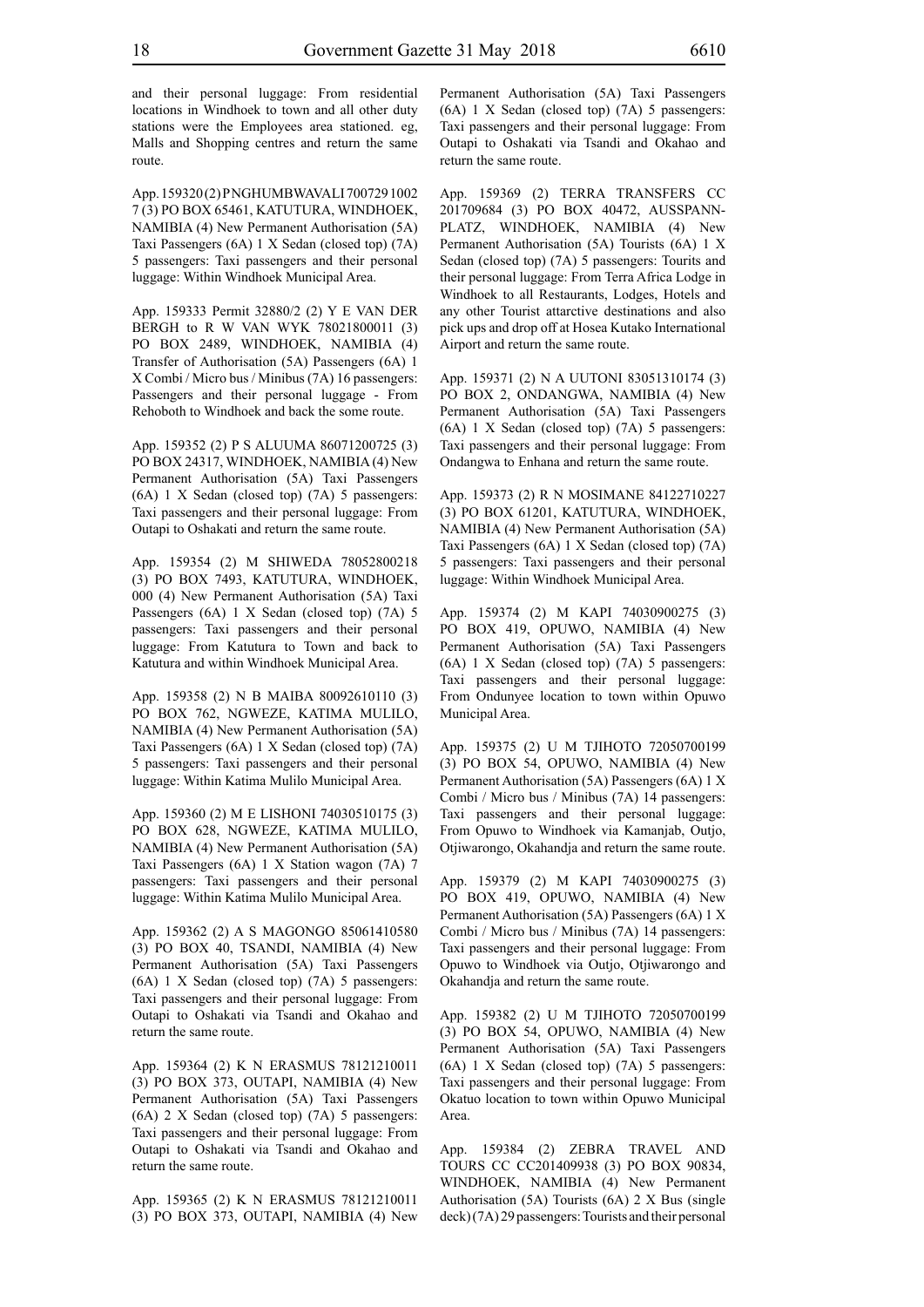and their personal luggage: From residential locations in Windhoek to town and all other duty stations were the Employees area stationed. eg, Malls and Shopping centres and return the same route.

App. 159320 (2) P NGHUMBWAVALI 700729 1002 7 (3) PO BOX 65461, KATUTURA, WINDHOEK, NAMIBIA (4) New Permanent Authorisation (5A) Taxi Passengers (6A) 1 X Sedan (closed top) (7A) 5 passengers: Taxi passengers and their personal luggage: Within Windhoek Municipal Area.

App. 159333 Permit 32880/2 (2) Y E VAN DER BERGH to R W VAN WYK 78021800011 (3) PO BOX 2489, WINDHOEK, NAMIBIA (4) Transfer of Authorisation (5A) Passengers (6A) 1 X Combi / Micro bus / Minibus (7A) 16 passengers: Passengers and their personal luggage - From Rehoboth to Windhoek and back the some route.

App. 159352 (2) P S ALUUMA 86071200725 (3) PO BOX 24317, WINDHOEK, NAMIBIA (4) New Permanent Authorisation (5A) Taxi Passengers (6A) 1 X Sedan (closed top) (7A) 5 passengers: Taxi passengers and their personal luggage: From Outapi to Oshakati and return the same route.

App. 159354 (2) M SHIWEDA 78052800218 (3) PO BOX 7493, KATUTURA, WINDHOEK, 000 (4) New Permanent Authorisation (5A) Taxi Passengers (6A) 1 X Sedan (closed top) (7A) 5 passengers: Taxi passengers and their personal luggage: From Katutura to Town and back to Katutura and within Windhoek Municipal Area.

App. 159358 (2) N B MAIBA 80092610110 (3) PO BOX 762, NGWEZE, KATIMA MULILO, NAMIBIA (4) New Permanent Authorisation (5A) Taxi Passengers (6A) 1 X Sedan (closed top) (7A) 5 passengers: Taxi passengers and their personal luggage: Within Katima Mulilo Municipal Area.

App. 159360 (2) M E LISHONI 74030510175 (3) PO BOX 628, NGWEZE, KATIMA MULILO, NAMIBIA (4) New Permanent Authorisation (5A) Taxi Passengers (6A) 1 X Station wagon (7A) 7 passengers: Taxi passengers and their personal luggage: Within Katima Mulilo Municipal Area.

App. 159362 (2) A S MAGONGO 85061410580 (3) PO BOX 40, TSANDI, NAMIBIA (4) New Permanent Authorisation (5A) Taxi Passengers (6A) 1 X Sedan (closed top) (7A) 5 passengers: Taxi passengers and their personal luggage: From Outapi to Oshakati via Tsandi and Okahao and return the same route.

App. 159364 (2) K N ERASMUS 78121210011 (3) PO BOX 373, OUTAPI, NAMIBIA (4) New Permanent Authorisation (5A) Taxi Passengers (6A) 2 X Sedan (closed top) (7A) 5 passengers: Taxi passengers and their personal luggage: From Outapi to Oshakati via Tsandi and Okahao and return the same route.

App. 159365 (2) K N ERASMUS 78121210011 (3) PO BOX 373, OUTAPI, NAMIBIA (4) New Permanent Authorisation (5A) Taxi Passengers (6A) 1 X Sedan (closed top) (7A) 5 passengers: Taxi passengers and their personal luggage: From Outapi to Oshakati via Tsandi and Okahao and return the same route.

App. 159369 (2) TERRA TRANSFERS CC 201709684 (3) PO BOX 40472, AUSSPANN-PLATZ, WINDHOEK, NAMIBIA (4) New Permanent Authorisation (5A) Tourists (6A) 1 X Sedan (closed top) (7A) 5 passengers: Tourits and their personal luggage: From Terra Africa Lodge in Windhoek to all Restaurants, Lodges, Hotels and any other Tourist attarctive destinations and also pick ups and drop off at Hosea Kutako International Airport and return the same route.

App. 159371 (2) N A UUTONI 83051310174 (3) PO BOX 2, ONDANGWA, NAMIBIA (4) New Permanent Authorisation (5A) Taxi Passengers (6A) 1 X Sedan (closed top) (7A) 5 passengers: Taxi passengers and their personal luggage: From Ondangwa to Enhana and return the same route.

App. 159373 (2) R N MOSIMANE 84122710227 (3) PO BOX 61201, KATUTURA, WINDHOEK, NAMIBIA (4) New Permanent Authorisation (5A) Taxi Passengers (6A) 1 X Sedan (closed top) (7A) 5 passengers: Taxi passengers and their personal luggage: Within Windhoek Municipal Area.

App. 159374 (2) M KAPI 74030900275 (3) PO BOX 419, OPUWO, NAMIBIA (4) New Permanent Authorisation (5A) Taxi Passengers (6A) 1 X Sedan (closed top) (7A) 5 passengers: Taxi passengers and their personal luggage: From Ondunyee location to town within Opuwo Municipal Area.

App. 159375 (2) U M TJIHOTO 72050700199 (3) PO BOX 54, OPUWO, NAMIBIA (4) New Permanent Authorisation (5A) Passengers (6A) 1 X Combi / Micro bus / Minibus (7A) 14 passengers: Taxi passengers and their personal luggage: From Opuwo to Windhoek via Kamanjab, Outjo, Otjiwarongo, Okahandja and return the same route.

App. 159379 (2) M KAPI 74030900275 (3) PO BOX 419, OPUWO, NAMIBIA (4) New Permanent Authorisation (5A) Passengers (6A) 1 X Combi / Micro bus / Minibus (7A) 14 passengers: Taxi passengers and their personal luggage: From Opuwo to Windhoek via Outjo, Otjiwarongo and Okahandja and return the same route.

App. 159382 (2) U M TJIHOTO 72050700199 (3) PO BOX 54, OPUWO, NAMIBIA (4) New Permanent Authorisation (5A) Taxi Passengers (6A) 1 X Sedan (closed top) (7A) 5 passengers: Taxi passengers and their personal luggage: From Okatuo location to town within Opuwo Municipal Area.

App. 159384 (2) ZEBRA TRAVEL AND TOURS CC CC201409938 (3) PO BOX 90834, WINDHOEK, NAMIBIA (4) New Permanent Authorisation (5A) Tourists (6A) 2 X Bus (single deck) (7A) 29 passengers: Tourists and their personal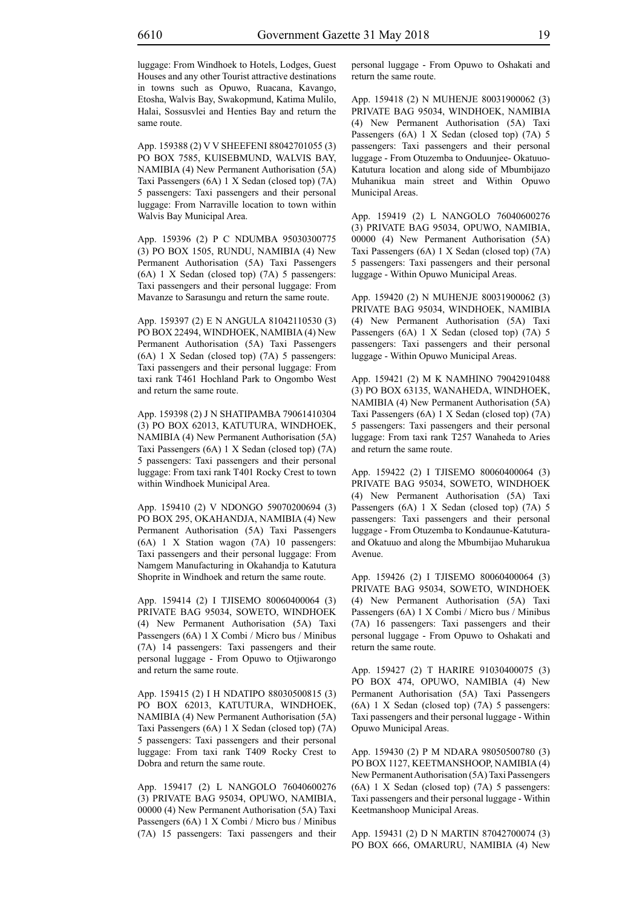luggage: From Windhoek to Hotels, Lodges, Guest Houses and any other Tourist attractive destinations in towns such as Opuwo, Ruacana, Kavango, Etosha, Walvis Bay, Swakopmund, Katima Mulilo, Halai, Sossusvlei and Henties Bay and return the same route.

App. 159388 (2) V V SHEEFENI 88042701055 (3) PO BOX 7585, KUISEBMUND, WALVIS BAY, NAMIBIA (4) New Permanent Authorisation (5A) Taxi Passengers (6A) 1 X Sedan (closed top) (7A) 5 passengers: Taxi passengers and their personal luggage: From Narraville location to town within Walvis Bay Municipal Area.

App. 159396 (2) P C NDUMBA 95030300775 (3) PO BOX 1505, RUNDU, NAMIBIA (4) New Permanent Authorisation (5A) Taxi Passengers (6A) 1 X Sedan (closed top) (7A) 5 passengers: Taxi passengers and their personal luggage: From Mavanze to Sarasungu and return the same route.

App. 159397 (2) E N ANGULA 81042110530 (3) PO BOX 22494, WINDHOEK, NAMIBIA (4) New Permanent Authorisation (5A) Taxi Passengers (6A) 1 X Sedan (closed top) (7A) 5 passengers: Taxi passengers and their personal luggage: From taxi rank T461 Hochland Park to Ongombo West and return the same route.

App. 159398 (2) J N SHATIPAMBA 79061410304 (3) PO BOX 62013, KATUTURA, WINDHOEK, NAMIBIA (4) New Permanent Authorisation (5A) Taxi Passengers (6A) 1 X Sedan (closed top) (7A) 5 passengers: Taxi passengers and their personal luggage: From taxi rank T401 Rocky Crest to town within Windhoek Municipal Area.

App. 159410 (2) V NDONGO 59070200694 (3) PO BOX 295, OKAHANDJA, NAMIBIA (4) New Permanent Authorisation (5A) Taxi Passengers (6A) 1 X Station wagon (7A) 10 passengers: Taxi passengers and their personal luggage: From Namgem Manufacturing in Okahandja to Katutura Shoprite in Windhoek and return the same route.

App. 159414 (2) I TJISEMO 80060400064 (3) PRIVATE BAG 95034, SOWETO, WINDHOEK (4) New Permanent Authorisation (5A) Taxi Passengers (6A) 1 X Combi / Micro bus / Minibus (7A) 14 passengers: Taxi passengers and their personal luggage - From Opuwo to Otjiwarongo and return the same route.

App. 159415 (2) I H NDATIPO 88030500815 (3) PO BOX 62013, KATUTURA, WINDHOEK, NAMIBIA (4) New Permanent Authorisation (5A) Taxi Passengers (6A) 1 X Sedan (closed top) (7A) 5 passengers: Taxi passengers and their personal luggage: From taxi rank T409 Rocky Crest to Dobra and return the same route.

App. 159417 (2) L NANGOLO 76040600276 (3) PRIVATE BAG 95034, OPUWO, NAMIBIA, 00000 (4) New Permanent Authorisation (5A) Taxi Passengers (6A) 1 X Combi / Micro bus / Minibus (7A) 15 passengers: Taxi passengers and their personal luggage - From Opuwo to Oshakati and return the same route.

App. 159418 (2) N MUHENJE 80031900062 (3) PRIVATE BAG 95034, WINDHOEK, NAMIBIA (4) New Permanent Authorisation (5A) Taxi Passengers (6A) 1 X Sedan (closed top) (7A) 5 passengers: Taxi passengers and their personal luggage - From Otuzemba to Onduunjee- Okatuuo-Katutura location and along side of Mbumbijazo Muhanikua main street and Within Opuwo Municipal Areas.

App. 159419 (2) L NANGOLO 76040600276 (3) PRIVATE BAG 95034, OPUWO, NAMIBIA, 00000 (4) New Permanent Authorisation (5A) Taxi Passengers (6A) 1 X Sedan (closed top) (7A) 5 passengers: Taxi passengers and their personal luggage - Within Opuwo Municipal Areas.

App. 159420 (2) N MUHENJE 80031900062 (3) PRIVATE BAG 95034, WINDHOEK, NAMIBIA (4) New Permanent Authorisation (5A) Taxi Passengers (6A) 1 X Sedan (closed top) (7A) 5 passengers: Taxi passengers and their personal luggage - Within Opuwo Municipal Areas.

App. 159421 (2) M K NAMHINO 79042910488 (3) PO BOX 63135, WANAHEDA, WINDHOEK, NAMIBIA (4) New Permanent Authorisation (5A) Taxi Passengers (6A) 1 X Sedan (closed top) (7A) 5 passengers: Taxi passengers and their personal luggage: From taxi rank T257 Wanaheda to Aries and return the same route.

App. 159422 (2) I TJISEMO 80060400064 (3) PRIVATE BAG 95034, SOWETO, WINDHOEK (4) New Permanent Authorisation (5A) Taxi Passengers (6A) 1 X Sedan (closed top) (7A) 5 passengers: Taxi passengers and their personal luggage - From Otuzemba to Kondaunue-Katutura-and Okatuuo and along the Mbumbijao Muharukua Avenue.

App. 159426 (2) I TJISEMO 80060400064 (3) PRIVATE BAG 95034, SOWETO, WINDHOEK (4) New Permanent Authorisation (5A) Taxi Passengers (6A) 1 X Combi / Micro bus / Minibus (7A) 16 passengers: Taxi passengers and their personal luggage - From Opuwo to Oshakati and return the same route.

App. 159427 (2) T HARIRE 91030400075 (3) PO BOX 474, OPUWO, NAMIBIA (4) New Permanent Authorisation (5A) Taxi Passengers (6A) 1 X Sedan (closed top) (7A) 5 passengers: Taxi passengers and their personal luggage - Within Opuwo Municipal Areas.

App. 159430 (2) P M NDARA 98050500780 (3) PO BOX 1127, KEETMANSHOOP, NAMIBIA (4) New Permanent Authorisation (5A) Taxi Passengers (6A) 1 X Sedan (closed top) (7A) 5 passengers: Taxi passengers and their personal luggage - Within Keetmanshoop Municipal Areas.

App. 159431 (2) D N MARTIN 87042700074 (3) PO BOX 666, OMARURU, NAMIBIA (4) New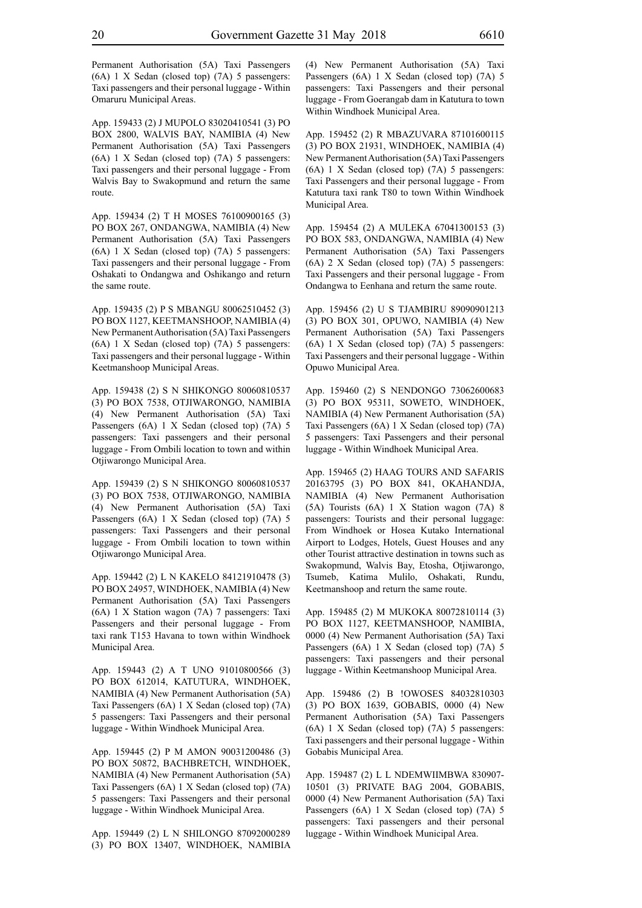Permanent Authorisation (5A) Taxi Passengers (6A) 1 X Sedan (closed top) (7A) 5 passengers: Taxi passengers and their personal luggage - Within Omaruru Municipal Areas.

App. 159433 (2) J MUPOLO 83020410541 (3) PO BOX 2800, WALVIS BAY, NAMIBIA (4) New Permanent Authorisation (5A) Taxi Passengers (6A) 1 X Sedan (closed top) (7A) 5 passengers: Taxi passengers and their personal luggage - From Walvis Bay to Swakopmund and return the same route.

App. 159434 (2) T H MOSES 76100900165 (3) PO BOX 267, ONDANGWA, NAMIBIA (4) New Permanent Authorisation (5A) Taxi Passengers (6A) 1 X Sedan (closed top) (7A) 5 passengers: Taxi passengers and their personal luggage - From Oshakati to Ondangwa and Oshikango and return the same route.

App. 159435 (2) P S MBANGU 80062510452 (3) PO BOX 1127, KEETMANSHOOP, NAMIBIA (4) New Permanent Authorisation (5A) Taxi Passengers (6A) 1 X Sedan (closed top) (7A) 5 passengers: Taxi passengers and their personal luggage - Within Keetmanshoop Municipal Areas.

App. 159438 (2) S N SHIKONGO 80060810537 (3) PO BOX 7538, OTJIWARONGO, NAMIBIA (4) New Permanent Authorisation (5A) Taxi Passengers (6A) 1 X Sedan (closed top) (7A) 5 passengers: Taxi passengers and their personal luggage - From Ombili location to town and within Otjiwarongo Municipal Area.

App. 159439 (2) S N SHIKONGO 80060810537 (3) PO BOX 7538, OTJIWARONGO, NAMIBIA (4) New Permanent Authorisation (5A) Taxi Passengers (6A) 1 X Sedan (closed top) (7A) 5 passengers: Taxi Passengers and their personal luggage - From Ombili location to town within Otjiwarongo Municipal Area.

App. 159442 (2) L N KAKELO 84121910478 (3) PO BOX 24957, WINDHOEK, NAMIBIA (4) New Permanent Authorisation (5A) Taxi Passengers (6A) 1 X Station wagon (7A) 7 passengers: Taxi Passengers and their personal luggage - From taxi rank T153 Havana to town within Windhoek Municipal Area.

App. 159443 (2) A T UNO 91010800566 (3) PO BOX 612014, KATUTURA, WINDHOEK, NAMIBIA (4) New Permanent Authorisation (5A) Taxi Passengers (6A) 1 X Sedan (closed top) (7A) 5 passengers: Taxi Passengers and their personal luggage - Within Windhoek Municipal Area.

App. 159445 (2) P M AMON 90031200486 (3) PO BOX 50872, BACHBRETCH, WINDHOEK, NAMIBIA (4) New Permanent Authorisation (5A) Taxi Passengers (6A) 1 X Sedan (closed top) (7A) 5 passengers: Taxi Passengers and their personal luggage - Within Windhoek Municipal Area.

App. 159449 (2) L N SHILONGO 87092000289 (3) PO BOX 13407, WINDHOEK, NAMIBIA (4) New Permanent Authorisation (5A) Taxi Passengers (6A) 1 X Sedan (closed top) (7A) 5 passengers: Taxi Passengers and their personal luggage - From Goerangab dam in Katutura to town Within Windhoek Municipal Area.

App. 159452 (2) R MBAZUVARA 87101600115 (3) PO BOX 21931, WINDHOEK, NAMIBIA (4) New Permanent Authorisation (5A) Taxi Passengers (6A) 1 X Sedan (closed top) (7A) 5 passengers: Taxi Passengers and their personal luggage - From Katutura taxi rank T80 to town Within Windhoek Municipal Area.

App. 159454 (2) A MULEKA 67041300153 (3) PO BOX 583, ONDANGWA, NAMIBIA (4) New Permanent Authorisation (5A) Taxi Passengers (6A) 2 X Sedan (closed top) (7A) 5 passengers: Taxi Passengers and their personal luggage - From Ondangwa to Eenhana and return the same route.

App. 159456 (2) U S TJAMBIRU 89090901213 (3) PO BOX 301, OPUWO, NAMIBIA (4) New Permanent Authorisation (5A) Taxi Passengers (6A) 1 X Sedan (closed top) (7A) 5 passengers: Taxi Passengers and their personal luggage - Within Opuwo Municipal Area.

App. 159460 (2) S NENDONGO 73062600683 (3) PO BOX 95311, SOWETO, WINDHOEK, NAMIBIA (4) New Permanent Authorisation (5A) Taxi Passengers (6A) 1 X Sedan (closed top) (7A) 5 passengers: Taxi Passengers and their personal luggage - Within Windhoek Municipal Area.

App. 159465 (2) HAAG TOURS AND SAFARIS 20163795 (3) PO BOX 841, OKAHANDJA, NAMIBIA (4) New Permanent Authorisation (5A) Tourists (6A) 1 X Station wagon (7A) 8 passengers: Tourists and their personal luggage: From Windhoek or Hosea Kutako International Airport to Lodges, Hotels, Guest Houses and any other Tourist attractive destination in towns such as Swakopmund, Walvis Bay, Etosha, Otjiwarongo, Tsumeb, Katima Mulilo, Oshakati, Rundu, Keetmanshoop and return the same route.

App. 159485 (2) M MUKOKA 80072810114 (3) PO BOX 1127, KEETMANSHOOP, NAMIBIA, 0000 (4) New Permanent Authorisation (5A) Taxi Passengers (6A) 1 X Sedan (closed top) (7A) 5 passengers: Taxi passengers and their personal luggage - Within Keetmanshoop Municipal Area.

App. 159486 (2) B !OWOSES 84032810303 (3) PO BOX 1639, GOBABIS, 0000 (4) New Permanent Authorisation (5A) Taxi Passengers (6A) 1 X Sedan (closed top) (7A) 5 passengers: Taxi passengers and their personal luggage - Within Gobabis Municipal Area.

App. 159487 (2) L L NDEMWIIMBWA 830907-10501 (3) PRIVATE BAG 2004, GOBABIS, 0000 (4) New Permanent Authorisation (5A) Taxi Passengers (6A) 1 X Sedan (closed top) (7A) 5 passengers: Taxi passengers and their personal luggage - Within Windhoek Municipal Area.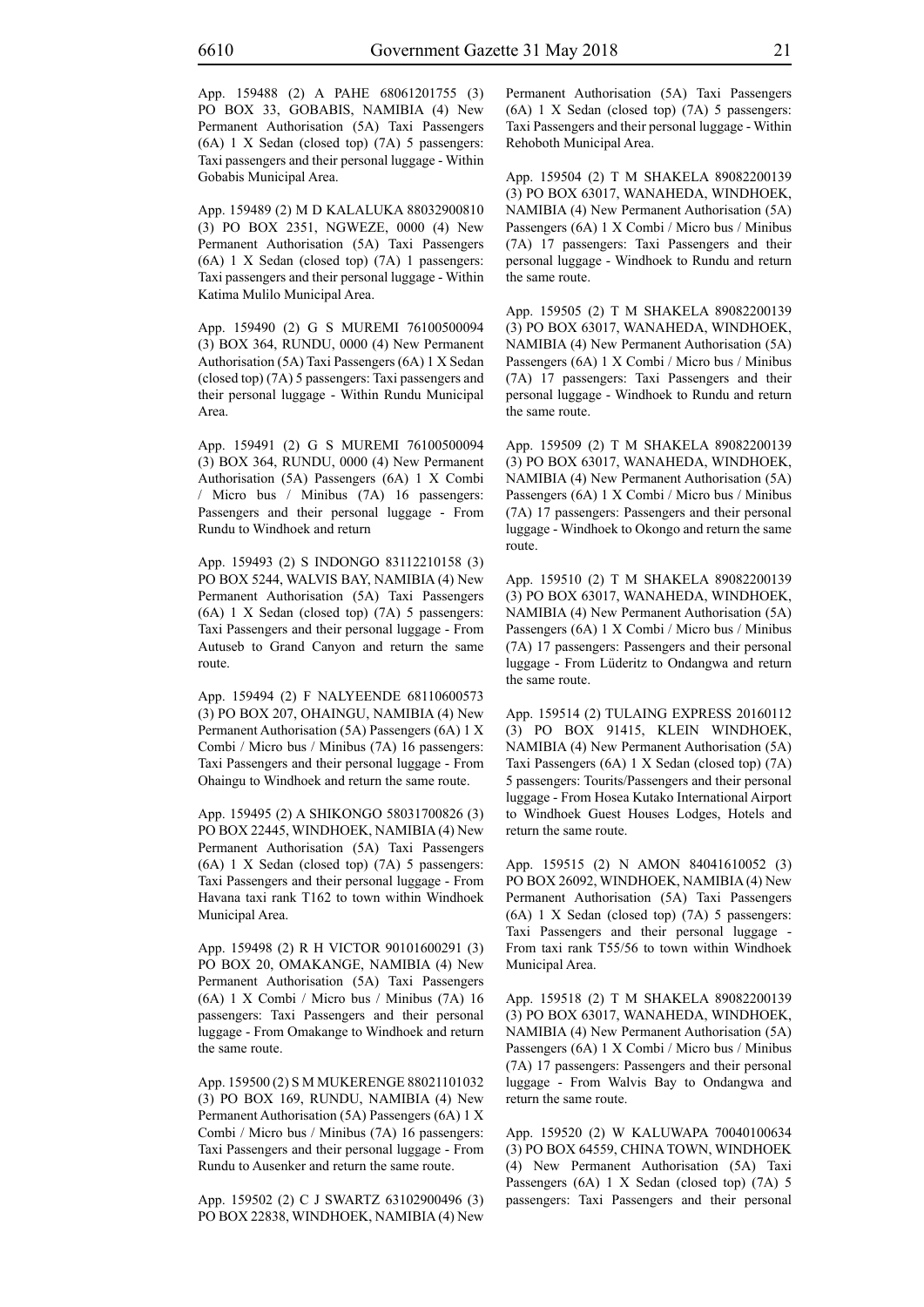App. 159488 (2) A PAHE 68061201755 (3) PO BOX 33, GOBABIS, NAMIBIA (4) New Permanent Authorisation (5A) Taxi Passengers (6A) 1 X Sedan (closed top) (7A) 5 passengers: Taxi passengers and their personal luggage - Within Gobabis Municipal Area.

App. 159489 (2) M D KALALUKA 88032900810 (3) PO BOX 2351, NGWEZE, 0000 (4) New Permanent Authorisation (5A) Taxi Passengers (6A) 1 X Sedan (closed top) (7A) 1 passengers: Taxi passengers and their personal luggage - Within Katima Mulilo Municipal Area.

App. 159490 (2) G S MUREMI 76100500094 (3) BOX 364, RUNDU, 0000 (4) New Permanent Authorisation (5A) Taxi Passengers (6A) 1 X Sedan (closed top) (7A) 5 passengers: Taxi passengers and their personal luggage - Within Rundu Municipal Area.

App. 159491 (2) G S MUREMI 76100500094 (3) BOX 364, RUNDU, 0000 (4) New Permanent Authorisation (5A) Passengers (6A) 1 X Combi / Micro bus / Minibus (7A) 16 passengers: Passengers and their personal luggage - From Rundu to Windhoek and return

App. 159493 (2) S INDONGO 83112210158 (3) PO BOX 5244, WALVIS BAY, NAMIBIA (4) New Permanent Authorisation (5A) Taxi Passengers (6A) 1 X Sedan (closed top) (7A) 5 passengers: Taxi Passengers and their personal luggage - From Autuseb to Grand Canyon and return the same route.

App. 159494 (2) F NALYEENDE 68110600573 (3) PO BOX 207, OHAINGU, NAMIBIA (4) New Permanent Authorisation (5A) Passengers (6A) 1 X Combi / Micro bus / Minibus (7A) 16 passengers: Taxi Passengers and their personal luggage - From Ohaingu to Windhoek and return the same route.

App. 159495 (2) A SHIKONGO 58031700826 (3) PO BOX 22445, WINDHOEK, NAMIBIA (4) New Permanent Authorisation (5A) Taxi Passengers (6A) 1 X Sedan (closed top) (7A) 5 passengers: Taxi Passengers and their personal luggage - From Havana taxi rank T162 to town within Windhoek Municipal Area.

App. 159498 (2) R H VICTOR 90101600291 (3) PO BOX 20, OMAKANGE, NAMIBIA (4) New Permanent Authorisation (5A) Taxi Passengers (6A) 1 X Combi / Micro bus / Minibus (7A) 16 passengers: Taxi Passengers and their personal luggage - From Omakange to Windhoek and return the same route.

App. 159500 (2) S M MUKERENGE 88021101032 (3) PO BOX 169, RUNDU, NAMIBIA (4) New Permanent Authorisation (5A) Passengers (6A) 1 X Combi / Micro bus / Minibus (7A) 16 passengers: Taxi Passengers and their personal luggage - From Rundu to Ausenker and return the same route.

App. 159502 (2) C J SWARTZ 63102900496 (3) PO BOX 22838, WINDHOEK, NAMIBIA (4) New Permanent Authorisation (5A) Taxi Passengers (6A) 1 X Sedan (closed top) (7A) 5 passengers: Taxi Passengers and their personal luggage - Within Rehoboth Municipal Area.

App. 159504 (2) T M SHAKELA 89082200139 (3) PO BOX 63017, WANAHEDA, WINDHOEK, NAMIBIA (4) New Permanent Authorisation (5A) Passengers (6A) 1 X Combi / Micro bus / Minibus (7A) 17 passengers: Taxi Passengers and their personal luggage - Windhoek to Rundu and return the same route.

App. 159505 (2) T M SHAKELA 89082200139 (3) PO BOX 63017, WANAHEDA, WINDHOEK, NAMIBIA (4) New Permanent Authorisation (5A) Passengers (6A) 1 X Combi / Micro bus / Minibus (7A) 17 passengers: Taxi Passengers and their personal luggage - Windhoek to Rundu and return the same route.

App. 159509 (2) T M SHAKELA 89082200139 (3) PO BOX 63017, WANAHEDA, WINDHOEK, NAMIBIA (4) New Permanent Authorisation (5A) Passengers (6A) 1 X Combi / Micro bus / Minibus (7A) 17 passengers: Passengers and their personal luggage - Windhoek to Okongo and return the same route.

App. 159510 (2) T M SHAKELA 89082200139 (3) PO BOX 63017, WANAHEDA, WINDHOEK, NAMIBIA (4) New Permanent Authorisation (5A) Passengers (6A) 1 X Combi / Micro bus / Minibus (7A) 17 passengers: Passengers and their personal luggage - From Lüderitz to Ondangwa and return the same route.

App. 159514 (2) TULAING EXPRESS 20160112 (3) PO BOX 91415, KLEIN WINDHOEK, NAMIBIA (4) New Permanent Authorisation (5A) Taxi Passengers (6A) 1 X Sedan (closed top) (7A) 5 passengers: Tourits/Passengers and their personal luggage - From Hosea Kutako International Airport to Windhoek Guest Houses Lodges, Hotels and return the same route.

App. 159515 (2) N AMON 84041610052 (3) PO BOX 26092, WINDHOEK, NAMIBIA (4) New Permanent Authorisation (5A) Taxi Passengers (6A) 1 X Sedan (closed top) (7A) 5 passengers: Taxi Passengers and their personal luggage - From taxi rank T55/56 to town within Windhoek Municipal Area.

App. 159518 (2) T M SHAKELA 89082200139 (3) PO BOX 63017, WANAHEDA, WINDHOEK, NAMIBIA (4) New Permanent Authorisation (5A) Passengers (6A) 1 X Combi / Micro bus / Minibus (7A) 17 passengers: Passengers and their personal luggage - From Walvis Bay to Ondangwa and return the same route.

App. 159520 (2) W KALUWAPA 70040100634 (3) PO BOX 64559, CHINA TOWN, WINDHOEK (4) New Permanent Authorisation (5A) Taxi Passengers (6A) 1 X Sedan (closed top) (7A) 5 passengers: Taxi Passengers and their personal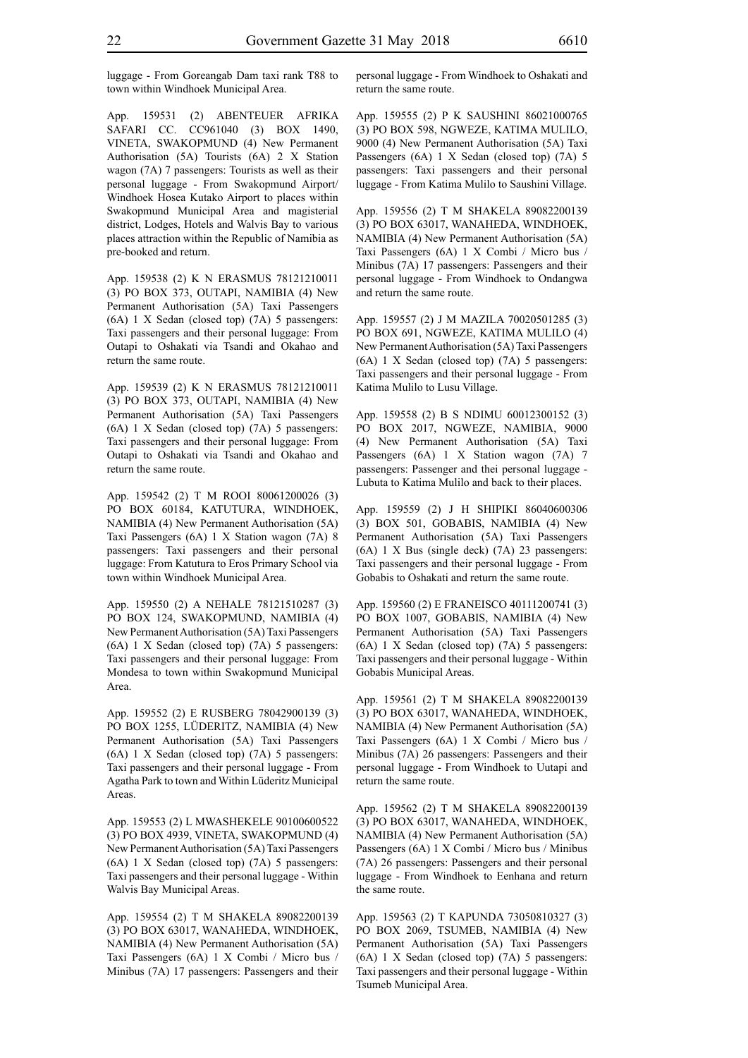luggage - From Goreangab Dam taxi rank T88 to town within Windhoek Municipal Area.

App. 159531 (2) ABENTEUER AFRIKA SAFARI CC. CC961040 (3) BOX 1490, VINETA, SWAKOPMUND (4) New Permanent Authorisation (5A) Tourists (6A) 2 X Station wagon (7A) 7 passengers: Tourists as well as their personal luggage - From Swakopmund Airport/ Windhoek Hosea Kutako Airport to places within Swakopmund Municipal Area and magisterial district, Lodges, Hotels and Walvis Bay to various places attraction within the Republic of Namibia as pre-booked and return.

App. 159538 (2) K N ERASMUS 78121210011 (3) PO BOX 373, OUTAPI, NAMIBIA (4) New Permanent Authorisation (5A) Taxi Passengers (6A) 1 X Sedan (closed top) (7A) 5 passengers: Taxi passengers and their personal luggage: From Outapi to Oshakati via Tsandi and Okahao and return the same route.

App. 159539 (2) K N ERASMUS 78121210011 (3) PO BOX 373, OUTAPI, NAMIBIA (4) New Permanent Authorisation (5A) Taxi Passengers (6A) 1 X Sedan (closed top) (7A) 5 passengers: Taxi passengers and their personal luggage: From Outapi to Oshakati via Tsandi and Okahao and return the same route.

App. 159542 (2) T M ROOI 80061200026 (3) PO BOX 60184, KATUTURA, WINDHOEK, NAMIBIA (4) New Permanent Authorisation (5A) Taxi Passengers (6A) 1 X Station wagon (7A) 8 passengers: Taxi passengers and their personal luggage: From Katutura to Eros Primary School via town within Windhoek Municipal Area.

App. 159550 (2) A NEHALE 78121510287 (3) PO BOX 124, SWAKOPMUND, NAMIBIA (4) New Permanent Authorisation (5A) Taxi Passengers (6A) 1 X Sedan (closed top) (7A) 5 passengers: Taxi passengers and their personal luggage: From Mondesa to town within Swakopmund Municipal Area.

App. 159552 (2) E RUSBERG 78042900139 (3) PO BOX 1255, LÜDERITZ, NAMIBIA (4) New Permanent Authorisation (5A) Taxi Passengers (6A) 1 X Sedan (closed top) (7A) 5 passengers: Taxi passengers and their personal luggage - From Agatha Park to town and Within Lüderitz Municipal Areas.

App. 159553 (2) L MWASHEKELE 90100600522 (3) PO BOX 4939, VINETA, SWAKOPMUND (4) New Permanent Authorisation (5A) Taxi Passengers (6A) 1 X Sedan (closed top) (7A) 5 passengers: Taxi passengers and their personal luggage - Within Walvis Bay Municipal Areas.

App. 159554 (2) T M SHAKELA 89082200139 (3) PO BOX 63017, WANAHEDA, WINDHOEK, NAMIBIA (4) New Permanent Authorisation (5A) Taxi Passengers (6A) 1 X Combi / Micro bus / Minibus (7A) 17 passengers: Passengers and their personal luggage - From Windhoek to Oshakati and return the same route.

App. 159555 (2) P K SAUSHINI 86021000765 (3) PO BOX 598, NGWEZE, KATIMA MULILO, 9000 (4) New Permanent Authorisation (5A) Taxi Passengers (6A) 1 X Sedan (closed top) (7A) 5 passengers: Taxi passengers and their personal luggage - From Katima Mulilo to Saushini Village.

App. 159556 (2) T M SHAKELA 89082200139 (3) PO BOX 63017, WANAHEDA, WINDHOEK, NAMIBIA (4) New Permanent Authorisation (5A) Taxi Passengers (6A) 1 X Combi / Micro bus / Minibus (7A) 17 passengers: Passengers and their personal luggage - From Windhoek to Ondangwa and return the same route.

App. 159557 (2) J M MAZILA 70020501285 (3) PO BOX 691, NGWEZE, KATIMA MULILO (4) New Permanent Authorisation (5A) Taxi Passengers (6A) 1 X Sedan (closed top) (7A) 5 passengers: Taxi passengers and their personal luggage - From Katima Mulilo to Lusu Village.

App. 159558 (2) B S NDIMU 60012300152 (3) PO BOX 2017, NGWEZE, NAMIBIA, 9000 (4) New Permanent Authorisation (5A) Taxi Passengers (6A) 1 X Station wagon (7A) 7 passengers: Passenger and thei personal luggage - Lubuta to Katima Mulilo and back to their places.

App. 159559 (2) J H SHIPIKI 86040600306 (3) BOX 501, GOBABIS, NAMIBIA (4) New Permanent Authorisation (5A) Taxi Passengers (6A) 1 X Bus (single deck) (7A) 23 passengers: Taxi passengers and their personal luggage - From Gobabis to Oshakati and return the same route.

App. 159560 (2) E FRANEISCO 40111200741 (3) PO BOX 1007, GOBABIS, NAMIBIA (4) New Permanent Authorisation (5A) Taxi Passengers (6A) 1 X Sedan (closed top) (7A) 5 passengers: Taxi passengers and their personal luggage - Within Gobabis Municipal Areas.

App. 159561 (2) T M SHAKELA 89082200139 (3) PO BOX 63017, WANAHEDA, WINDHOEK, NAMIBIA (4) New Permanent Authorisation (5A) Taxi Passengers (6A) 1 X Combi / Micro bus / Minibus (7A) 26 passengers: Passengers and their personal luggage - From Windhoek to Uutapi and return the same route.

App. 159562 (2) T M SHAKELA 89082200139 (3) PO BOX 63017, WANAHEDA, WINDHOEK, NAMIBIA (4) New Permanent Authorisation (5A) Taxi Passengers (6A) 1 X Combi / Micro bus / Minibus (7A) 26 passengers: Passengers and their personal luggage - From Windhoek to Eenhana and return the same route.

App. 159563 (2) T KAPUNDA 73050810327 (3) PO BOX 2069, TSUMEB, NAMIBIA (4) New Permanent Authorisation (5A) Taxi Passengers (6A) 1 X Sedan (closed top) (7A) 5 passengers: Taxi passengers and their personal luggage - Within Tsumeb Municipal Area.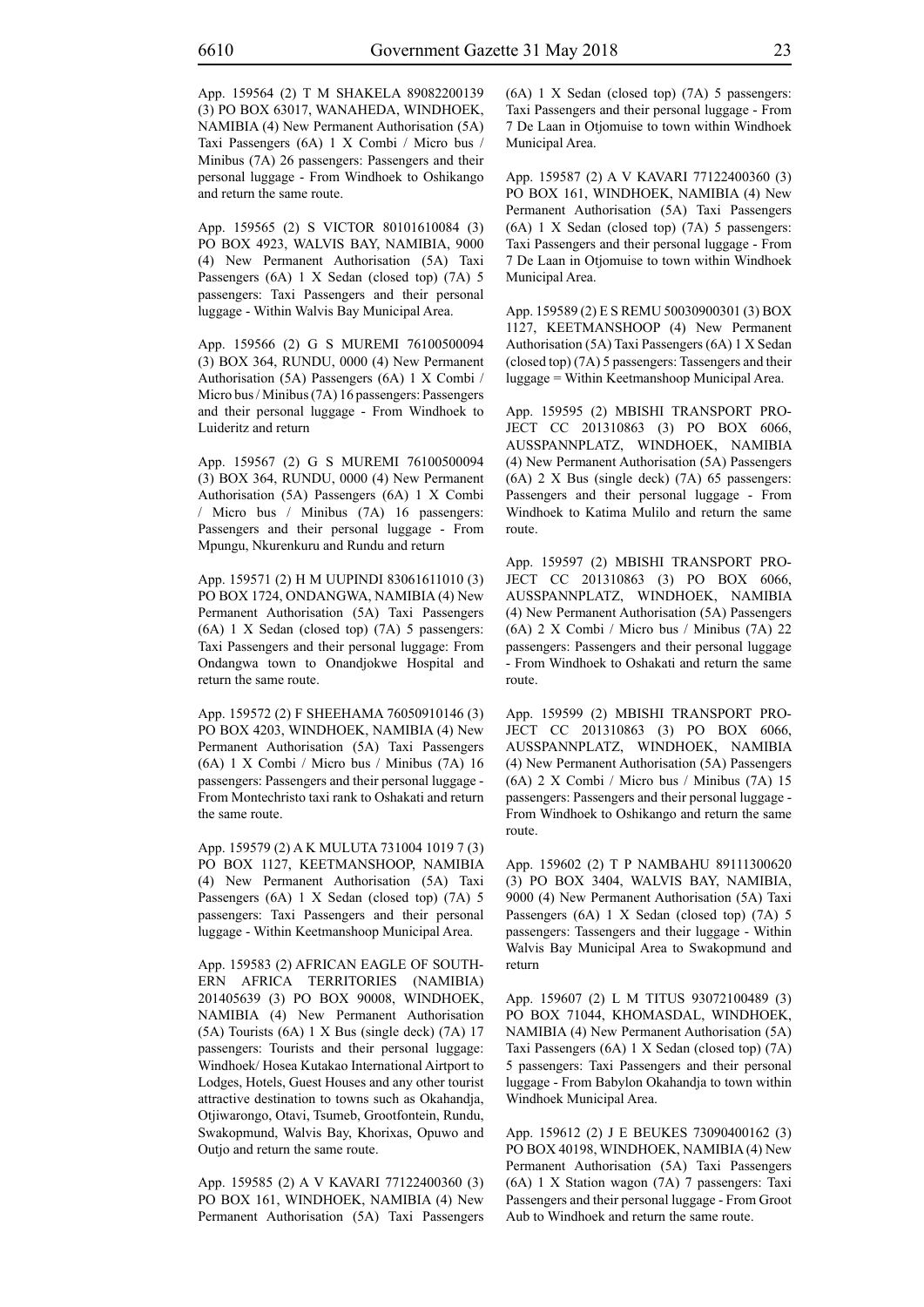App. 159564 (2) T M SHAKELA 89082200139 (3) PO BOX 63017, WANAHEDA, WINDHOEK, NAMIBIA (4) New Permanent Authorisation (5A) Taxi Passengers (6A) 1 X Combi / Micro bus / Minibus (7A) 26 passengers: Passengers and their personal luggage - From Windhoek to Oshikango and return the same route.

App. 159565 (2) S VICTOR 80101610084 (3) PO BOX 4923, WALVIS BAY, NAMIBIA, 9000 (4) New Permanent Authorisation (5A) Taxi Passengers (6A) 1 X Sedan (closed top) (7A) 5 passengers: Taxi Passengers and their personal luggage - Within Walvis Bay Municipal Area.

App. 159566 (2) G S MUREMI 76100500094 (3) BOX 364, RUNDU, 0000 (4) New Permanent Authorisation (5A) Passengers (6A) 1 X Combi / Micro bus / Minibus (7A) 16 passengers: Passengers and their personal luggage - From Windhoek to Luideritz and return

App. 159567 (2) G S MUREMI 76100500094 (3) BOX 364, RUNDU, 0000 (4) New Permanent Authorisation (5A) Passengers (6A) 1 X Combi / Micro bus / Minibus (7A) 16 passengers: Passengers and their personal luggage - From Mpungu, Nkurenkuru and Rundu and return

App. 159571 (2) H M UUPINDI 83061611010 (3) PO BOX 1724, ONDANGWA, NAMIBIA (4) New Permanent Authorisation (5A) Taxi Passengers (6A) 1 X Sedan (closed top) (7A) 5 passengers: Taxi Passengers and their personal luggage: From Ondangwa town to Onandjokwe Hospital and return the same route.

App. 159572 (2) F SHEEHAMA 76050910146 (3) PO BOX 4203, WINDHOEK, NAMIBIA (4) New Permanent Authorisation (5A) Taxi Passengers (6A) 1 X Combi / Micro bus / Minibus (7A) 16 passengers: Passengers and their personal luggage - From Montechristo taxi rank to Oshakati and return the same route.

App. 159579 (2) A K MULUTA 731004 1019 7 (3) PO BOX 1127, KEETMANSHOOP, NAMIBIA (4) New Permanent Authorisation (5A) Taxi Passengers (6A) 1 X Sedan (closed top) (7A) 5 passengers: Taxi Passengers and their personal luggage - Within Keetmanshoop Municipal Area.

App. 159583 (2) AFRICAN EAGLE OF SOUTHERN AFRICA TERRITORIES (NAMIBIA) 201405639 (3) PO BOX 90008, WINDHOEK, NAMIBIA (4) New Permanent Authorisation (5A) Tourists (6A) 1 X Bus (single deck) (7A) 17 passengers: Tourists and their personal luggage: Windhoek/ Hosea Kutakao International Airtport to Lodges, Hotels, Guest Houses and any other tourist attractive destination to towns such as Okahandja, Otjiwarongo, Otavi, Tsumeb, Grootfontein, Rundu, Swakopmund, Walvis Bay, Khorixas, Opuwo and Outjo and return the same route.

App. 159585 (2) A V KAVARI 77122400360 (3) PO BOX 161, WINDHOEK, NAMIBIA (4) New Permanent Authorisation (5A) Taxi Passengers (6A) 1 X Sedan (closed top) (7A) 5 passengers: Taxi Passengers and their personal luggage - From 7 De Laan in Otjomuise to town within Windhoek Municipal Area.

App. 159587 (2) A V KAVARI 77122400360 (3) PO BOX 161, WINDHOEK, NAMIBIA (4) New Permanent Authorisation (5A) Taxi Passengers (6A) 1 X Sedan (closed top) (7A) 5 passengers: Taxi Passengers and their personal luggage - From 7 De Laan in Otjomuise to town within Windhoek Municipal Area.

App. 159589 (2) E S REMU 50030900301 (3) BOX 1127, KEETMANSHOOP (4) New Permanent Authorisation (5A) Taxi Passengers (6A) 1 X Sedan (closed top) (7A) 5 passengers: Tassengers and their luggage = Within Keetmanshoop Municipal Area.

App. 159595 (2) MBISHI TRANSPORT PROJECT CC 201310863 (3) PO BOX 6066, AUSSPANNPLATZ, WINDHOEK, NAMIBIA (4) New Permanent Authorisation (5A) Passengers (6A) 2 X Bus (single deck) (7A) 65 passengers: Passengers and their personal luggage - From Windhoek to Katima Mulilo and return the same route.

App. 159597 (2) MBISHI TRANSPORT PROJECT CC 201310863 (3) PO BOX 6066, AUSSPANNPLATZ, WINDHOEK, NAMIBIA (4) New Permanent Authorisation (5A) Passengers (6A) 2 X Combi / Micro bus / Minibus (7A) 22 passengers: Passengers and their personal luggage - From Windhoek to Oshakati and return the same route.

App. 159599 (2) MBISHI TRANSPORT PROJECT CC 201310863 (3) PO BOX 6066, AUSSPANNPLATZ, WINDHOEK, NAMIBIA (4) New Permanent Authorisation (5A) Passengers (6A) 2 X Combi / Micro bus / Minibus (7A) 15 passengers: Passengers and their personal luggage - From Windhoek to Oshikango and return the same route.

App. 159602 (2) T P NAMBAHU 89111300620 (3) PO BOX 3404, WALVIS BAY, NAMIBIA, 9000 (4) New Permanent Authorisation (5A) Taxi Passengers (6A) 1 X Sedan (closed top) (7A) 5 passengers: Tassengers and their luggage - Within Walvis Bay Municipal Area to Swakopmund and return

App. 159607 (2) L M TITUS 93072100489 (3) PO BOX 71044, KHOMASDAL, WINDHOEK, NAMIBIA (4) New Permanent Authorisation (5A) Taxi Passengers (6A) 1 X Sedan (closed top) (7A) 5 passengers: Taxi Passengers and their personal luggage - From Babylon Okahandja to town within Windhoek Municipal Area.

App. 159612 (2) J E BEUKES 73090400162 (3) PO BOX 40198, WINDHOEK, NAMIBIA (4) New Permanent Authorisation (5A) Taxi Passengers (6A) 1 X Station wagon (7A) 7 passengers: Taxi Passengers and their personal luggage - From Groot Aub to Windhoek and return the same route.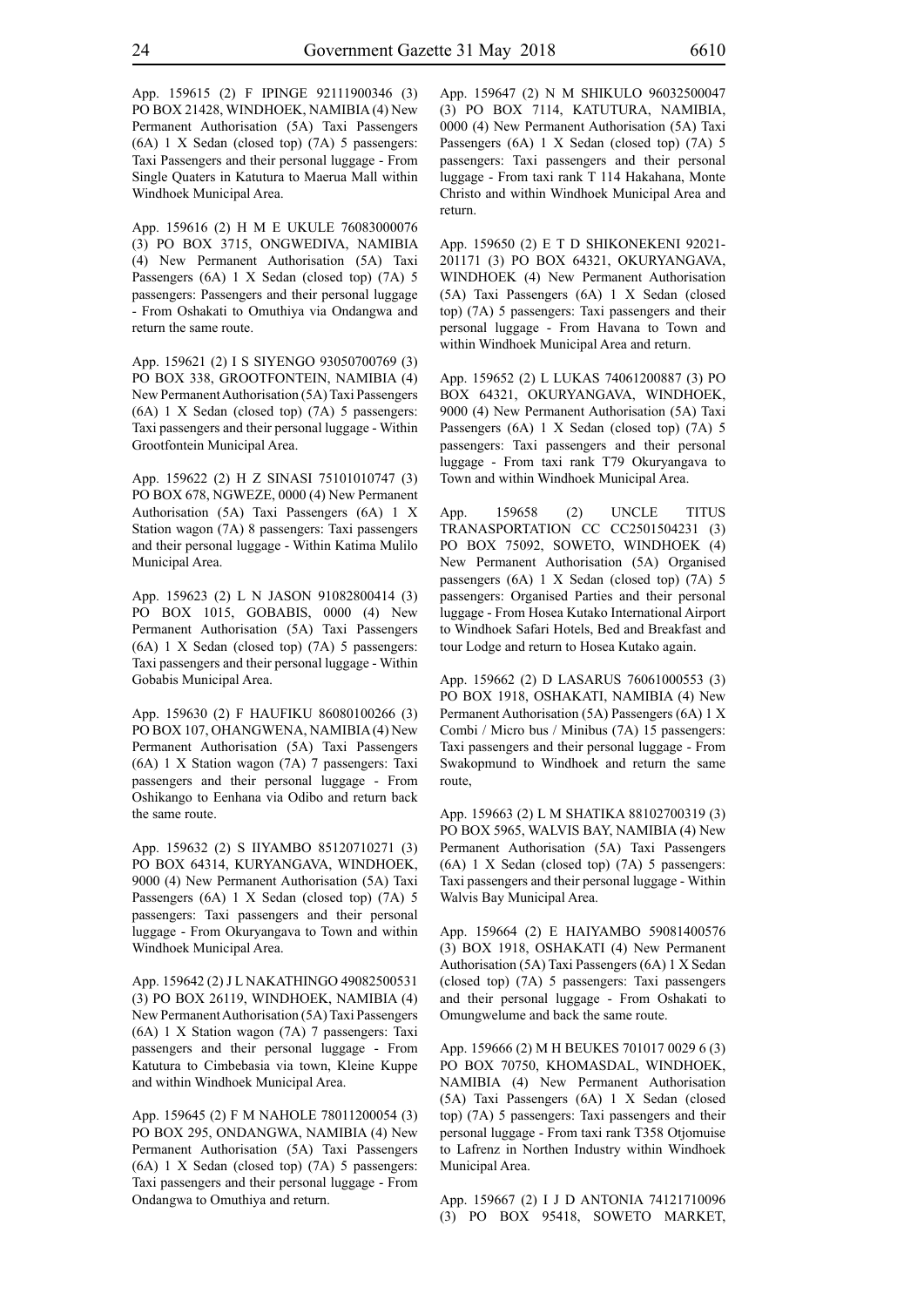App. 159615 (2) F IPINGE 92111900346 (3) PO BOX 21428, WINDHOEK, NAMIBIA (4) New Permanent Authorisation (5A) Taxi Passengers (6A) 1 X Sedan (closed top) (7A) 5 passengers: Taxi Passengers and their personal luggage - From Single Quaters in Katutura to Maerua Mall within Windhoek Municipal Area.

App. 159616 (2) H M E UKULE 76083000076 (3) PO BOX 3715, ONGWEDIVA, NAMIBIA (4) New Permanent Authorisation (5A) Taxi Passengers (6A) 1 X Sedan (closed top) (7A) 5 passengers: Passengers and their personal luggage - From Oshakati to Omuthiya via Ondangwa and return the same route.

App. 159621 (2) I S SIYENGO 93050700769 (3) PO BOX 338, GROOTFONTEIN, NAMIBIA (4) New Permanent Authorisation (5A) Taxi Passengers (6A) 1 X Sedan (closed top) (7A) 5 passengers: Taxi passengers and their personal luggage - Within Grootfontein Municipal Area.

App. 159622 (2) H Z SINASI 75101010747 (3) PO BOX 678, NGWEZE, 0000 (4) New Permanent Authorisation (5A) Taxi Passengers (6A) 1 X Station wagon (7A) 8 passengers: Taxi passengers and their personal luggage - Within Katima Mulilo Municipal Area.

App. 159623 (2) L N JASON 91082800414 (3) PO BOX 1015, GOBABIS, 0000 (4) New Permanent Authorisation (5A) Taxi Passengers (6A) 1 X Sedan (closed top) (7A) 5 passengers: Taxi passengers and their personal luggage - Within Gobabis Municipal Area.

App. 159630 (2) F HAUFIKU 86080100266 (3) PO BOX 107, OHANGWENA, NAMIBIA (4) New Permanent Authorisation (5A) Taxi Passengers (6A) 1 X Station wagon (7A) 7 passengers: Taxi passengers and their personal luggage - From Oshikango to Eenhana via Odibo and return back the same route.

App. 159632 (2) S IIYAMBO 85120710271 (3) PO BOX 64314, KURYANGAVA, WINDHOEK, 9000 (4) New Permanent Authorisation (5A) Taxi Passengers (6A) 1 X Sedan (closed top) (7A) 5 passengers: Taxi passengers and their personal luggage - From Okuryangava to Town and within Windhoek Municipal Area.

App. 159642 (2) J L NAKATHINGO 49082500531 (3) PO BOX 26119, WINDHOEK, NAMIBIA (4) New Permanent Authorisation (5A) Taxi Passengers (6A) 1 X Station wagon (7A) 7 passengers: Taxi passengers and their personal luggage - From Katutura to Cimbebasia via town, Kleine Kuppe and within Windhoek Municipal Area.

App. 159645 (2) F M NAHOLE 78011200054 (3) PO BOX 295, ONDANGWA, NAMIBIA (4) New Permanent Authorisation (5A) Taxi Passengers (6A) 1 X Sedan (closed top) (7A) 5 passengers: Taxi Passengers and their personal luggage - From Ondangwa to Omuthiya and return.

App. 159647 (2) N M SHIKULO 96032500047 (3) PO BOX 7114, KATUTURA, NAMIBIA, 0000 (4) New Permanent Authorisation (5A) Taxi Passengers (6A) 1 X Sedan (closed top) (7A) 5 passengers: Taxi passengers and their personal luggage - From taxi rank T 114 Hakahana, Monte Christo and within Windhoek Municipal Area and return.

App. 159650 (2) E T D SHIKONEKENI 92021-201171 (3) PO BOX 64321, OKURYANGAVA, WINDHOEK (4) New Permanent Authorisation (5A) Taxi Passengers (6A) 1 X Sedan (closed top) (7A) 5 passengers: Taxi passengers and their personal luggage - From Havana to Town and within Windhoek Municipal Area and return.

App. 159652 (2) L LUKAS 74061200887 (3) PO BOX 64321, OKURYANGAVA, WINDHOEK, 9000 (4) New Permanent Authorisation (5A) Taxi Passengers (6A) 1 X Sedan (closed top) (7A) 5 passengers: Taxi passengers and their personal luggage - From taxi rank T79 Okuryangava to Town and within Windhoek Municipal Area.

App. 159658 (2) UNCLE TITUS TRANASPORTATION CC CC2501504231 (3) PO BOX 75092, SOWETO, WINDHOEK (4) New Permanent Authorisation (5A) Organised passengers (6A) 1 X Sedan (closed top) (7A) 5 passengers: Organised Parties and their personal luggage - From Hosea Kutako International Airport to Windhoek Safari Hotels, Bed and Breakfast and tour Lodge and return to Hosea Kutako again.

App. 159662 (2) D LASARUS 76061000553 (3) PO BOX 1918, OSHAKATI, NAMIBIA (4) New Permanent Authorisation (5A) Passengers (6A) 1 X Combi / Micro bus / Minibus (7A) 15 passengers: Taxi passengers and their personal luggage - From Swakopmund to Windhoek and return the same route,

App. 159663 (2) L M SHATIKA 88102700319 (3) PO BOX 5965, WALVIS BAY, NAMIBIA (4) New Permanent Authorisation (5A) Taxi Passengers (6A) 1 X Sedan (closed top) (7A) 5 passengers: Taxi passengers and their personal luggage - Within Walvis Bay Municipal Area.

App. 159664 (2) E HAIYAMBO 59081400576 (3) BOX 1918, OSHAKATI (4) New Permanent Authorisation (5A) Taxi Passengers (6A) 1 X Sedan (closed top) (7A) 5 passengers: Taxi passengers and their personal luggage - From Oshakati to Omungwelume and back the same route.

App. 159666 (2) M H BEUKES 701017 0029 6 (3) PO BOX 70750, KHOMASDAL, WINDHOEK, NAMIBIA (4) New Permanent Authorisation (5A) Taxi Passengers (6A) 1 X Sedan (closed top) (7A) 5 passengers: Taxi passengers and their personal luggage - From taxi rank T358 Otjomuise to Lafrenz in Northen Industry within Windhoek Municipal Area.

App. 159667 (2) I J D ANTONIA 74121710096 (3) PO BOX 95418, SOWETO MARKET,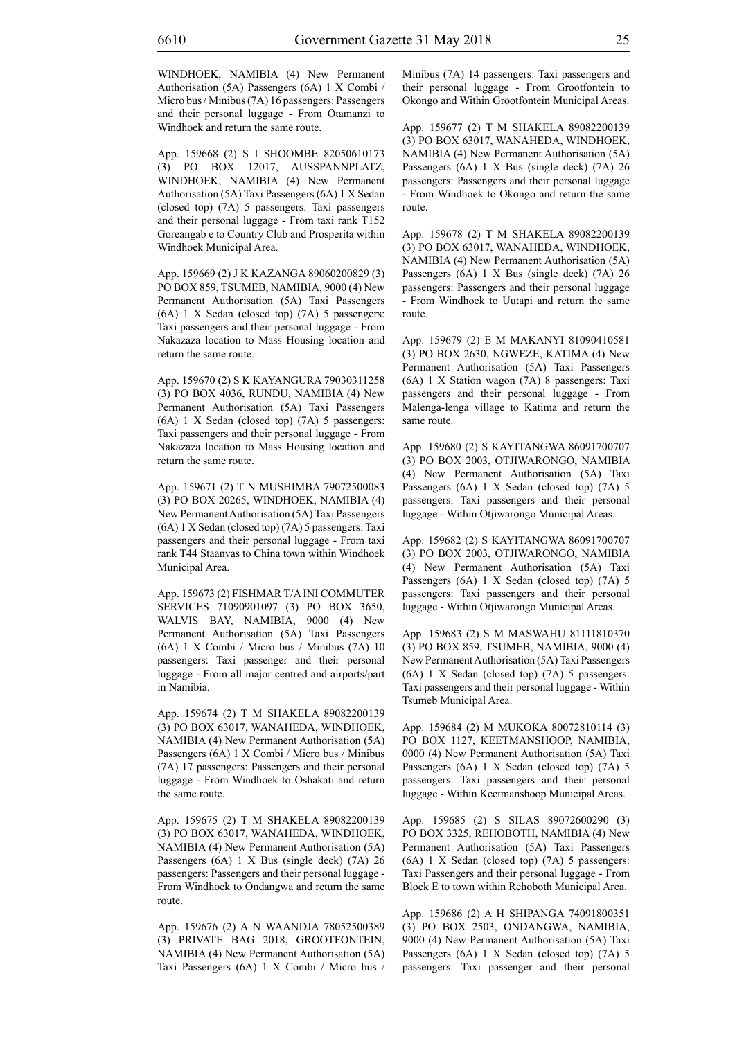WINDHOEK, NAMIBIA (4) New Permanent Authorisation (5A) Passengers (6A) 1 X Combi / Micro bus / Minibus (7A) 16 passengers: Passengers and their personal luggage - From Otamanzi to Windhoek and return the same route.

App. 159668 (2) S I SHOOMBE 82050610173 (3) PO BOX 12017, AUSSPANNPLATZ, WINDHOEK, NAMIBIA (4) New Permanent Authorisation (5A) Taxi Passengers (6A) 1 X Sedan (closed top) (7A) 5 passengers: Taxi passengers and their personal luggage - From taxi rank T152 Goreangab e to Country Club and Prosperita within Windhoek Municipal Area.

App. 159669 (2) J K KAZANGA 89060200829 (3) PO BOX 859, TSUMEB, NAMIBIA, 9000 (4) New Permanent Authorisation (5A) Taxi Passengers (6A) 1 X Sedan (closed top) (7A) 5 passengers: Taxi passengers and their personal luggage - From Nakazaza location to Mass Housing location and return the same route.

App. 159670 (2) S K KAYANGURA 79030311258 (3) PO BOX 4036, RUNDU, NAMIBIA (4) New Permanent Authorisation (5A) Taxi Passengers (6A) 1 X Sedan (closed top) (7A) 5 passengers: Taxi passengers and their personal luggage - From Nakazaza location to Mass Housing location and return the same route.

App. 159671 (2) T N MUSHIMBA 79072500083 (3) PO BOX 20265, WINDHOEK, NAMIBIA (4) New Permanent Authorisation (5A) Taxi Passengers (6A) 1 X Sedan (closed top) (7A) 5 passengers: Taxi passengers and their personal luggage - From taxi rank T44 Staanvas to China town within Windhoek Municipal Area.

App. 159673 (2) FISHMAR T/A INI COMMUTER SERVICES 71090901097 (3) PO BOX 3650, WALVIS BAY, NAMIBIA, 9000 (4) New Permanent Authorisation (5A) Taxi Passengers (6A) 1 X Combi / Micro bus / Minibus (7A) 10 passengers: Taxi passenger and their personal luggage - From all major centred and airports/part in Namibia.

App. 159674 (2) T M SHAKELA 89082200139 (3) PO BOX 63017, WANAHEDA, WINDHOEK, NAMIBIA (4) New Permanent Authorisation (5A) Passengers (6A) 1 X Combi / Micro bus / Minibus (7A) 17 passengers: Passengers and their personal luggage - From Windhoek to Oshakati and return the same route.

App. 159675 (2) T M SHAKELA 89082200139 (3) PO BOX 63017, WANAHEDA, WINDHOEK, NAMIBIA (4) New Permanent Authorisation (5A) Passengers (6A) 1 X Bus (single deck) (7A) 26 passengers: Passengers and their personal luggage - From Windhoek to Ondangwa and return the same route.

App. 159676 (2) A N WAANDJA 78052500389 (3) PRIVATE BAG 2018, GROOTFONTEIN, NAMIBIA (4) New Permanent Authorisation (5A) Taxi Passengers (6A) 1 X Combi / Micro bus / Minibus (7A) 14 passengers: Taxi passengers and their personal luggage - From Grootfontein to Okongo and Within Grootfontein Municipal Areas.

App. 159677 (2) T M SHAKELA 89082200139 (3) PO BOX 63017, WANAHEDA, WINDHOEK, NAMIBIA (4) New Permanent Authorisation (5A) Passengers (6A) 1 X Bus (single deck) (7A) 26 passengers: Passengers and their personal luggage - From Windhoek to Okongo and return the same route.

App. 159678 (2) T M SHAKELA 89082200139 (3) PO BOX 63017, WANAHEDA, WINDHOEK, NAMIBIA (4) New Permanent Authorisation (5A) Passengers (6A) 1 X Bus (single deck) (7A) 26 passengers: Passengers and their personal luggage - From Windhoek to Uutapi and return the same route.

App. 159679 (2) E M MAKANYI 81090410581 (3) PO BOX 2630, NGWEZE, KATIMA (4) New Permanent Authorisation (5A) Taxi Passengers (6A) 1 X Station wagon (7A) 8 passengers: Taxi passengers and their personal luggage - From Malenga-lenga village to Katima and return the same route.

App. 159680 (2) S KAYITANGWA 86091700707 (3) PO BOX 2003, OTJIWARONGO, NAMIBIA (4) New Permanent Authorisation (5A) Taxi Passengers (6A) 1 X Sedan (closed top) (7A) 5 passengers: Taxi passengers and their personal luggage - Within Otjiwarongo Municipal Areas.

App. 159682 (2) S KAYITANGWA 86091700707 (3) PO BOX 2003, OTJIWARONGO, NAMIBIA (4) New Permanent Authorisation (5A) Taxi Passengers (6A) 1 X Sedan (closed top) (7A) 5 passengers: Taxi passengers and their personal luggage - Within Otjiwarongo Municipal Areas.

App. 159683 (2) S M MASWAHU 81111810370 (3) PO BOX 859, TSUMEB, NAMIBIA, 9000 (4) New Permanent Authorisation (5A) Taxi Passengers (6A) 1 X Sedan (closed top) (7A) 5 passengers: Taxi passengers and their personal luggage - Within Tsumeb Municipal Area.

App. 159684 (2) M MUKOKA 80072810114 (3) PO BOX 1127, KEETMANSHOOP, NAMIBIA, 0000 (4) New Permanent Authorisation (5A) Taxi Passengers (6A) 1 X Sedan (closed top) (7A) 5 passengers: Taxi passengers and their personal luggage - Within Keetmanshoop Municipal Areas.

App. 159685 (2) S SILAS 89072600290 (3) PO BOX 3325, REHOBOTH, NAMIBIA (4) New Permanent Authorisation (5A) Taxi Passengers (6A) 1 X Sedan (closed top) (7A) 5 passengers: Taxi Passengers and their personal luggage - From Block E to town within Rehoboth Municipal Area.

App. 159686 (2) A H SHIPANGA 74091800351 (3) PO BOX 2503, ONDANGWA, NAMIBIA, 9000 (4) New Permanent Authorisation (5A) Taxi Passengers (6A) 1 X Sedan (closed top) (7A) 5 passengers: Taxi passenger and their personal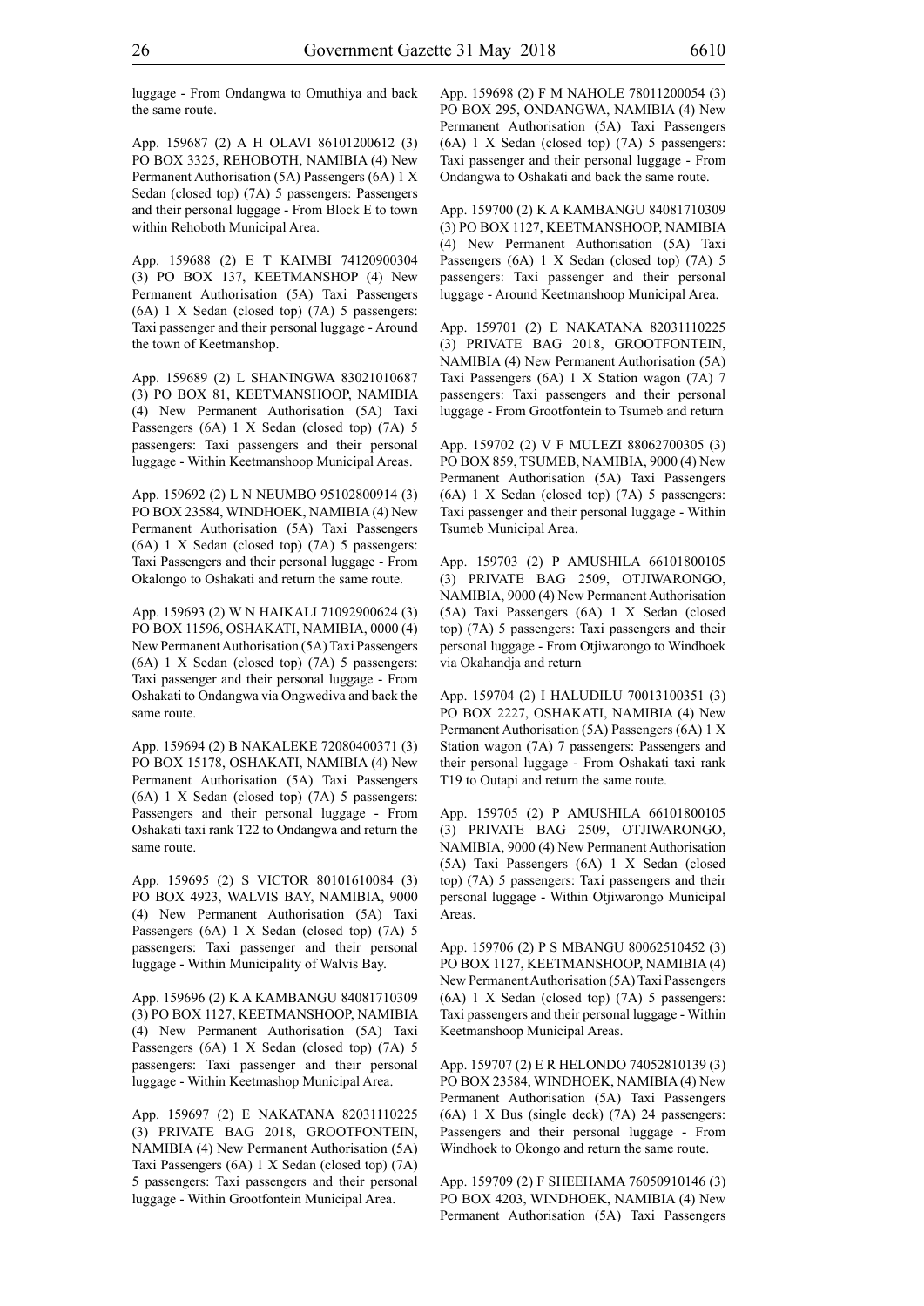luggage - From Ondangwa to Omuthiya and back the same route.

App. 159687 (2) A H OLAVI 86101200612 (3) PO BOX 3325, REHOBOTH, NAMIBIA (4) New Permanent Authorisation (5A) Passengers (6A) 1 X Sedan (closed top) (7A) 5 passengers: Passengers and their personal luggage - From Block E to town within Rehoboth Municipal Area.

App. 159688 (2) E T KAIMBI 74120900304 (3) PO BOX 137, KEETMANSHOP (4) New Permanent Authorisation (5A) Taxi Passengers (6A) 1 X Sedan (closed top) (7A) 5 passengers: Taxi passenger and their personal luggage - Around the town of Keetmanshop.

App. 159689 (2) L SHANINGWA 83021010687 (3) PO BOX 81, KEETMANSHOOP, NAMIBIA (4) New Permanent Authorisation (5A) Taxi Passengers (6A) 1 X Sedan (closed top) (7A) 5 passengers: Taxi passengers and their personal luggage - Within Keetmanshoop Municipal Areas.

App. 159692 (2) L N NEUMBO 95102800914 (3) PO BOX 23584, WINDHOEK, NAMIBIA (4) New Permanent Authorisation (5A) Taxi Passengers (6A) 1 X Sedan (closed top) (7A) 5 passengers: Taxi Passengers and their personal luggage - From Okalongo to Oshakati and return the same route.

App. 159693 (2) W N HAIKALI 71092900624 (3) PO BOX 11596, OSHAKATI, NAMIBIA, 0000 (4) New Permanent Authorisation (5A) Taxi Passengers (6A) 1 X Sedan (closed top) (7A) 5 passengers: Taxi passenger and their personal luggage - From Oshakati to Ondangwa via Ongwediva and back the same route.

App. 159694 (2) B NAKALEKE 72080400371 (3) PO BOX 15178, OSHAKATI, NAMIBIA (4) New Permanent Authorisation (5A) Taxi Passengers (6A) 1 X Sedan (closed top) (7A) 5 passengers: Passengers and their personal luggage - From Oshakati taxi rank T22 to Ondangwa and return the same route.

App. 159695 (2) S VICTOR 80101610084 (3) PO BOX 4923, WALVIS BAY, NAMIBIA, 9000 (4) New Permanent Authorisation (5A) Taxi Passengers (6A) 1 X Sedan (closed top) (7A) 5 passengers: Taxi passenger and their personal luggage - Within Municipality of Walvis Bay.

App. 159696 (2) K A KAMBANGU 84081710309 (3) PO BOX 1127, KEETMANSHOOP, NAMIBIA (4) New Permanent Authorisation (5A) Taxi Passengers (6A) 1 X Sedan (closed top) (7A) 5 passengers: Taxi passenger and their personal luggage - Within Keetmashop Municipal Area.

App. 159697 (2) E NAKATANA 82031110225 (3) PRIVATE BAG 2018, GROOTFONTEIN, NAMIBIA (4) New Permanent Authorisation (5A) Taxi Passengers (6A) 1 X Sedan (closed top) (7A) 5 passengers: Taxi passengers and their personal luggage - Within Grootfontein Municipal Area.

App. 159698 (2) F M NAHOLE 78011200054 (3) PO BOX 295, ONDANGWA, NAMIBIA (4) New Permanent Authorisation (5A) Taxi Passengers (6A) 1 X Sedan (closed top) (7A) 5 passengers: Taxi passenger and their personal luggage - From Ondangwa to Oshakati and back the same route.

App. 159700 (2) K A KAMBANGU 84081710309 (3) PO BOX 1127, KEETMANSHOOP, NAMIBIA (4) New Permanent Authorisation (5A) Taxi Passengers (6A) 1 X Sedan (closed top) (7A) 5 passengers: Taxi passenger and their personal luggage - Around Keetmanshoop Municipal Area.

App. 159701 (2) E NAKATANA 82031110225 (3) PRIVATE BAG 2018, GROOTFONTEIN, NAMIBIA (4) New Permanent Authorisation (5A) Taxi Passengers (6A) 1 X Station wagon (7A) 7 passengers: Taxi passengers and their personal luggage - From Grootfontein to Tsumeb and return

App. 159702 (2) V F MULEZI 88062700305 (3) PO BOX 859, TSUMEB, NAMIBIA, 9000 (4) New Permanent Authorisation (5A) Taxi Passengers (6A) 1 X Sedan (closed top) (7A) 5 passengers: Taxi passenger and their personal luggage - Within Tsumeb Municipal Area.

App. 159703 (2) P AMUSHILA 66101800105 (3) PRIVATE BAG 2509, OTJIWARONGO, NAMIBIA, 9000 (4) New Permanent Authorisation (5A) Taxi Passengers (6A) 1 X Sedan (closed top) (7A) 5 passengers: Taxi passengers and their personal luggage - From Otjiwarongo to Windhoek via Okahandja and return

App. 159704 (2) I HALUDILU 70013100351 (3) PO BOX 2227, OSHAKATI, NAMIBIA (4) New Permanent Authorisation (5A) Passengers (6A) 1 X Station wagon (7A) 7 passengers: Passengers and their personal luggage - From Oshakati taxi rank T19 to Outapi and return the same route.

App. 159705 (2) P AMUSHILA 66101800105 (3) PRIVATE BAG 2509, OTJIWARONGO, NAMIBIA, 9000 (4) New Permanent Authorisation (5A) Taxi Passengers (6A) 1 X Sedan (closed top) (7A) 5 passengers: Taxi passengers and their personal luggage - Within Otjiwarongo Municipal Areas.

App. 159706 (2) P S MBANGU 80062510452 (3) PO BOX 1127, KEETMANSHOOP, NAMIBIA (4) New Permanent Authorisation (5A) Taxi Passengers (6A) 1 X Sedan (closed top) (7A) 5 passengers: Taxi passengers and their personal luggage - Within Keetmanshoop Municipal Areas.

App. 159707 (2) E R HELONDO 74052810139 (3) PO BOX 23584, WINDHOEK, NAMIBIA (4) New Permanent Authorisation (5A) Taxi Passengers (6A) 1 X Bus (single deck) (7A) 24 passengers: Passengers and their personal luggage - From Windhoek to Okongo and return the same route.

App. 159709 (2) F SHEEHAMA 76050910146 (3) PO BOX 4203, WINDHOEK, NAMIBIA (4) New Permanent Authorisation (5A) Taxi Passengers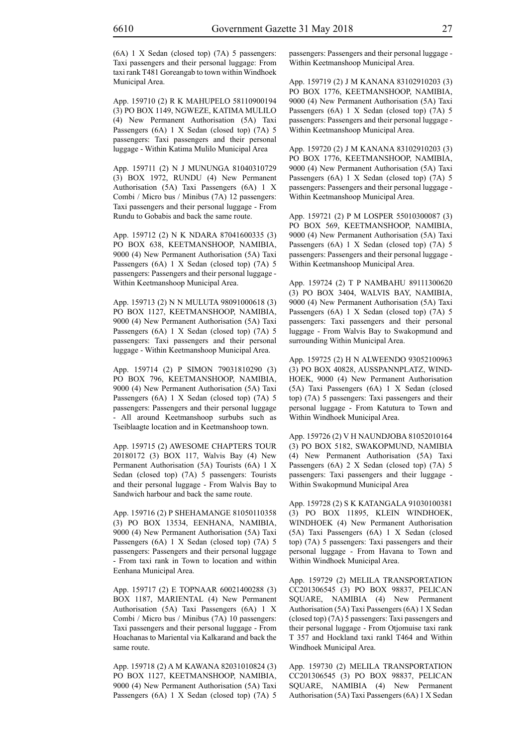(6A) 1 X Sedan (closed top) (7A) 5 passengers: Taxi passengers and their personal luggage: From taxi rank T481 Goreangab to town within Windhoek Municipal Area.

App. 159710 (2) R K MAHUPELO 58110900194 (3) PO BOX 1149, NGWEZE, KATIMA MULILO (4) New Permanent Authorisation (5A) Taxi Passengers (6A) 1 X Sedan (closed top) (7A) 5 passengers: Taxi passengers and their personal luggage - Within Katima Mulilo Municipal Area

App. 159711 (2) N J MUNUNGA 81040310729 (3) BOX 1972, RUNDU (4) New Permanent Authorisation (5A) Taxi Passengers (6A) 1 X Combi / Micro bus / Minibus (7A) 12 passengers: Taxi passengers and their personal luggage - From Rundu to Gobabis and back the same route.

App. 159712 (2) N K NDARA 87041600335 (3) PO BOX 638, KEETMANSHOOP, NAMIBIA, 9000 (4) New Permanent Authorisation (5A) Taxi Passengers (6A) 1 X Sedan (closed top) (7A) 5 passengers: Passengers and their personal luggage - Within Keetmanshoop Municipal Area.

App. 159713 (2) N N MULUTA 98091000618 (3) PO BOX 1127, KEETMANSHOOP, NAMIBIA, 9000 (4) New Permanent Authorisation (5A) Taxi Passengers (6A) 1 X Sedan (closed top) (7A) 5 passengers: Taxi passengers and their personal luggage - Within Keetmanshoop Municipal Area.

App. 159714 (2) P SIMON 79031810290 (3) PO BOX 796, KEETMANSHOOP, NAMIBIA, 9000 (4) New Permanent Authorisation (5A) Taxi Passengers (6A) 1 X Sedan (closed top) (7A) 5 passengers: Passengers and their personal luggage - All around Keetmanshoop surbubs such as Tseiblaagte location and in Keetmanshoop town.

App. 159715 (2) AWESOME CHAPTERS TOUR 20180172 (3) BOX 117, Walvis Bay (4) New Permanent Authorisation (5A) Tourists (6A) 1 X Sedan (closed top) (7A) 5 passengers: Tourists and their personal luggage - From Walvis Bay to Sandwich harbour and back the same route.

App. 159716 (2) P SHEHAMANGE 81050110358 (3) PO BOX 13534, EENHANA, NAMIBIA, 9000 (4) New Permanent Authorisation (5A) Taxi Passengers (6A) 1 X Sedan (closed top) (7A) 5 passengers: Passengers and their personal luggage - From taxi rank in Town to location and within Eenhana Municipal Area.

App. 159717 (2) E TOPNAAR 60021400288 (3) BOX 1187, MARIENTAL (4) New Permanent Authorisation (5A) Taxi Passengers (6A) 1 X Combi / Micro bus / Minibus (7A) 10 passengers: Taxi passengers and their personal luggage - From Hoachanas to Mariental via Kalkarand and back the same route.

App. 159718 (2) A M KAWANA 82031010824 (3) PO BOX 1127, KEETMANSHOOP, NAMIBIA, 9000 (4) New Permanent Authorisation (5A) Taxi Passengers (6A) 1 X Sedan (closed top) (7A) 5 passengers: Passengers and their personal luggage - Within Keetmanshoop Municipal Area.

App. 159719 (2) J M KANANA 83102910203 (3) PO BOX 1776, KEETMANSHOOP, NAMIBIA, 9000 (4) New Permanent Authorisation (5A) Taxi Passengers (6A) 1 X Sedan (closed top) (7A) 5 passengers: Passengers and their personal luggage - Within Keetmanshoop Municipal Area.

App. 159720 (2) J M KANANA 83102910203 (3) PO BOX 1776, KEETMANSHOOP, NAMIBIA, 9000 (4) New Permanent Authorisation (5A) Taxi Passengers (6A) 1 X Sedan (closed top) (7A) 5 passengers: Passengers and their personal luggage - Within Keetmanshoop Municipal Area.

App. 159721 (2) P M LOSPER 55010300087 (3) PO BOX 569, KEETMANSHOOP, NAMIBIA, 9000 (4) New Permanent Authorisation (5A) Taxi Passengers (6A) 1 X Sedan (closed top) (7A) 5 passengers: Passengers and their personal luggage - Within Keetmanshoop Municipal Area.

App. 159724 (2) T P NAMBAHU 89111300620 (3) PO BOX 3404, WALVIS BAY, NAMIBIA, 9000 (4) New Permanent Authorisation (5A) Taxi Passengers (6A) 1 X Sedan (closed top) (7A) 5 passengers: Taxi passengers and their personal luggage - From Walvis Bay to Swakopmund and surrounding Within Municipal Area.

App. 159725 (2) H N ALWEENDO 93052100963 (3) PO BOX 40828, AUSSPANNPLATZ, WINDHOEK, 9000 (4) New Permanent Authorisation (5A) Taxi Passengers (6A) 1 X Sedan (closed top) (7A) 5 passengers: Taxi passengers and their personal luggage - From Katutura to Town and Within Windhoek Municipal Area.

App. 159726 (2) V H NAUNDJOBA 81052010164 (3) PO BOX 5182, SWAKOPMUND, NAMIBIA (4) New Permanent Authorisation (5A) Taxi Passengers (6A) 2 X Sedan (closed top) (7A) 5 passengers: Taxi passengers and their luggage - Within Swakopmund Municipal Area

App. 159728 (2) S K KATANGALA 91030100381 (3) PO BOX 11895, KLEIN WINDHOEK, WINDHOEK (4) New Permanent Authorisation (5A) Taxi Passengers (6A) 1 X Sedan (closed top) (7A) 5 passengers: Taxi passengers and their personal luggage - From Havana to Town and Within Windhoek Municipal Area.

App. 159729 (2) MELILA TRANSPORTATION CC201306545 (3) PO BOX 98837, PELICAN SQUARE, NAMIBIA (4) New Permanent Authorisation (5A) Taxi Passengers (6A) 1 X Sedan (closed top) (7A) 5 passengers: Taxi passengers and their personal luggage - From Otjomuise taxi rank T 357 and Hockland taxi rankl T464 and Within Windhoek Municipal Area.

App. 159730 (2) MELILA TRANSPORTATION CC201306545 (3) PO BOX 98837, PELICAN SQUARE, NAMIBIA (4) New Permanent Authorisation (5A) Taxi Passengers (6A) 1 X Sedan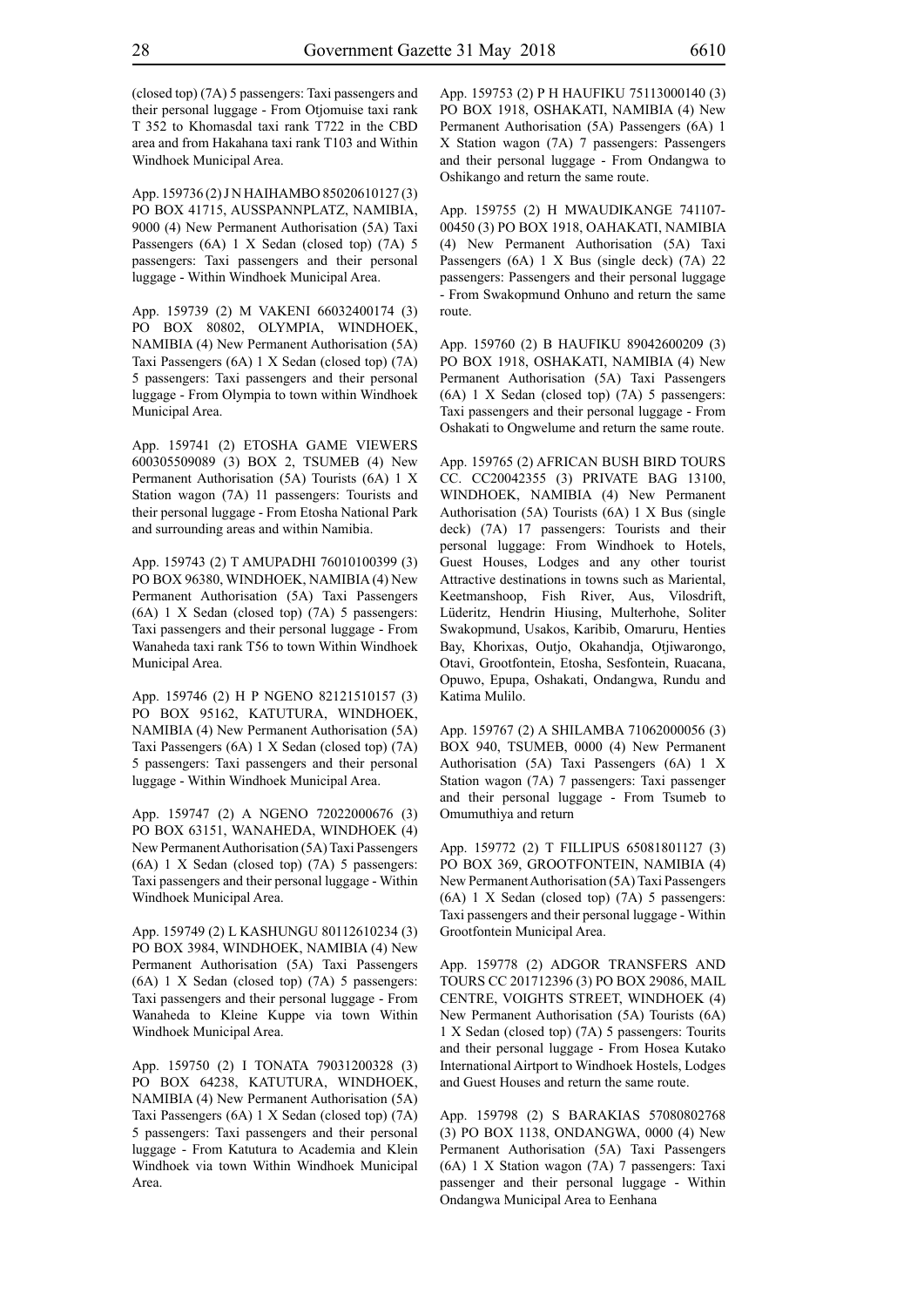(closed top) (7A) 5 passengers: Taxi passengers and their personal luggage - From Otjomuise taxi rank T 352 to Khomasdal taxi rank T722 in the CBD area and from Hakahana taxi rank T103 and Within Windhoek Municipal Area.

App. 159736 (2) J N HAIHAMBO 85020610127 (3) PO BOX 41715, AUSSPANNPLATZ, NAMIBIA, 9000 (4) New Permanent Authorisation (5A) Taxi Passengers (6A) 1 X Sedan (closed top) (7A) 5 passengers: Taxi passengers and their personal luggage - Within Windhoek Municipal Area.

App. 159739 (2) M VAKENI 66032400174 (3) PO BOX 80802, OLYMPIA, WINDHOEK, NAMIBIA (4) New Permanent Authorisation (5A) Taxi Passengers (6A) 1 X Sedan (closed top) (7A) 5 passengers: Taxi passengers and their personal luggage - From Olympia to town within Windhoek Municipal Area.

App. 159741 (2) ETOSHA GAME VIEWERS 600305509089 (3) BOX 2, TSUMEB (4) New Permanent Authorisation (5A) Tourists (6A) 1 X Station wagon (7A) 11 passengers: Tourists and their personal luggage - From Etosha National Park and surrounding areas and within Namibia.

App. 159743 (2) T AMUPADHI 76010100399 (3) PO BOX 96380, WINDHOEK, NAMIBIA (4) New Permanent Authorisation (5A) Taxi Passengers (6A) 1 X Sedan (closed top) (7A) 5 passengers: Taxi passengers and their personal luggage - From Wanaheda taxi rank T56 to town Within Windhoek Municipal Area.

App. 159746 (2) H P NGENO 82121510157 (3) PO BOX 95162, KATUTURA, WINDHOEK, NAMIBIA (4) New Permanent Authorisation (5A) Taxi Passengers (6A) 1 X Sedan (closed top) (7A) 5 passengers: Taxi passengers and their personal luggage - Within Windhoek Municipal Area.

App. 159747 (2) A NGENO 72022000676 (3) PO BOX 63151, WANAHEDA, WINDHOEK (4) New Permanent Authorisation (5A) Taxi Passengers (6A) 1 X Sedan (closed top) (7A) 5 passengers: Taxi passengers and their personal luggage - Within Windhoek Municipal Area.

App. 159749 (2) L KASHUNGU 80112610234 (3) PO BOX 3984, WINDHOEK, NAMIBIA (4) New Permanent Authorisation (5A) Taxi Passengers (6A) 1 X Sedan (closed top) (7A) 5 passengers: Taxi passengers and their personal luggage - From Wanaheda to Kleine Kuppe via town Within Windhoek Municipal Area.

App. 159750 (2) I TONATA 79031200328 (3) PO BOX 64238, KATUTURA, WINDHOEK, NAMIBIA (4) New Permanent Authorisation (5A) Taxi Passengers (6A) 1 X Sedan (closed top) (7A) 5 passengers: Taxi passengers and their personal luggage - From Katutura to Academia and Klein Windhoek via town Within Windhoek Municipal Area.

App. 159753 (2) P H HAUFIKU 75113000140 (3) PO BOX 1918, OSHAKATI, NAMIBIA (4) New Permanent Authorisation (5A) Passengers (6A) 1 X Station wagon (7A) 7 passengers: Passengers and their personal luggage - From Ondangwa to Oshikango and return the same route.

App. 159755 (2) H MWAUDIKANGE 741107-00450 (3) PO BOX 1918, OAHAKATI, NAMIBIA (4) New Permanent Authorisation (5A) Taxi Passengers (6A) 1 X Bus (single deck) (7A) 22 passengers: Passengers and their personal luggage - From Swakopmund Onhuno and return the same route.

App. 159760 (2) B HAUFIKU 89042600209 (3) PO BOX 1918, OSHAKATI, NAMIBIA (4) New Permanent Authorisation (5A) Taxi Passengers (6A) 1 X Sedan (closed top) (7A) 5 passengers: Taxi passengers and their personal luggage - From Oshakati to Ongwelume and return the same route.

App. 159765 (2) AFRICAN BUSH BIRD TOURS CC. CC20042355 (3) PRIVATE BAG 13100, WINDHOEK, NAMIBIA (4) New Permanent Authorisation (5A) Tourists (6A) 1 X Bus (single deck) (7A) 17 passengers: Tourists and their personal luggage: From Windhoek to Hotels, Guest Houses, Lodges and any other tourist Attractive destinations in towns such as Mariental, Keetmanshoop, Fish River, Aus, Vilosdrift, Lüderitz, Hendrin Hiusing, Multerhohe, Soliter Swakopmund, Usakos, Karibib, Omaruru, Henties Bay, Khorixas, Outjo, Okahandja, Otjiwarongo, Otavi, Grootfontein, Etosha, Sesfontein, Ruacana, Opuwo, Epupa, Oshakati, Ondangwa, Rundu and Katima Mulilo.

App. 159767 (2) A SHILAMBA 71062000056 (3) BOX 940, TSUMEB, 0000 (4) New Permanent Authorisation (5A) Taxi Passengers (6A) 1 X Station wagon (7A) 7 passengers: Taxi passenger and their personal luggage - From Tsumeb to Omumuthiya and return

App. 159772 (2) T FILLIPUS 65081801127 (3) PO BOX 369, GROOTFONTEIN, NAMIBIA (4) New Permanent Authorisation (5A) Taxi Passengers (6A) 1 X Sedan (closed top) (7A) 5 passengers: Taxi passengers and their personal luggage - Within Grootfontein Municipal Area.

App. 159778 (2) ADGOR TRANSFERS AND TOURS CC 201712396 (3) PO BOX 29086, MAIL CENTRE, VOIGHTS STREET, WINDHOEK (4) New Permanent Authorisation (5A) Tourists (6A) 1 X Sedan (closed top) (7A) 5 passengers: Tourits and their personal luggage - From Hosea Kutako International Airtport to Windhoek Hostels, Lodges and Guest Houses and return the same route.

App. 159798 (2) S BARAKIAS 57080802768 (3) PO BOX 1138, ONDANGWA, 0000 (4) New Permanent Authorisation (5A) Taxi Passengers (6A) 1 X Station wagon (7A) 7 passengers: Taxi passenger and their personal luggage - Within Ondangwa Municipal Area to Eenhana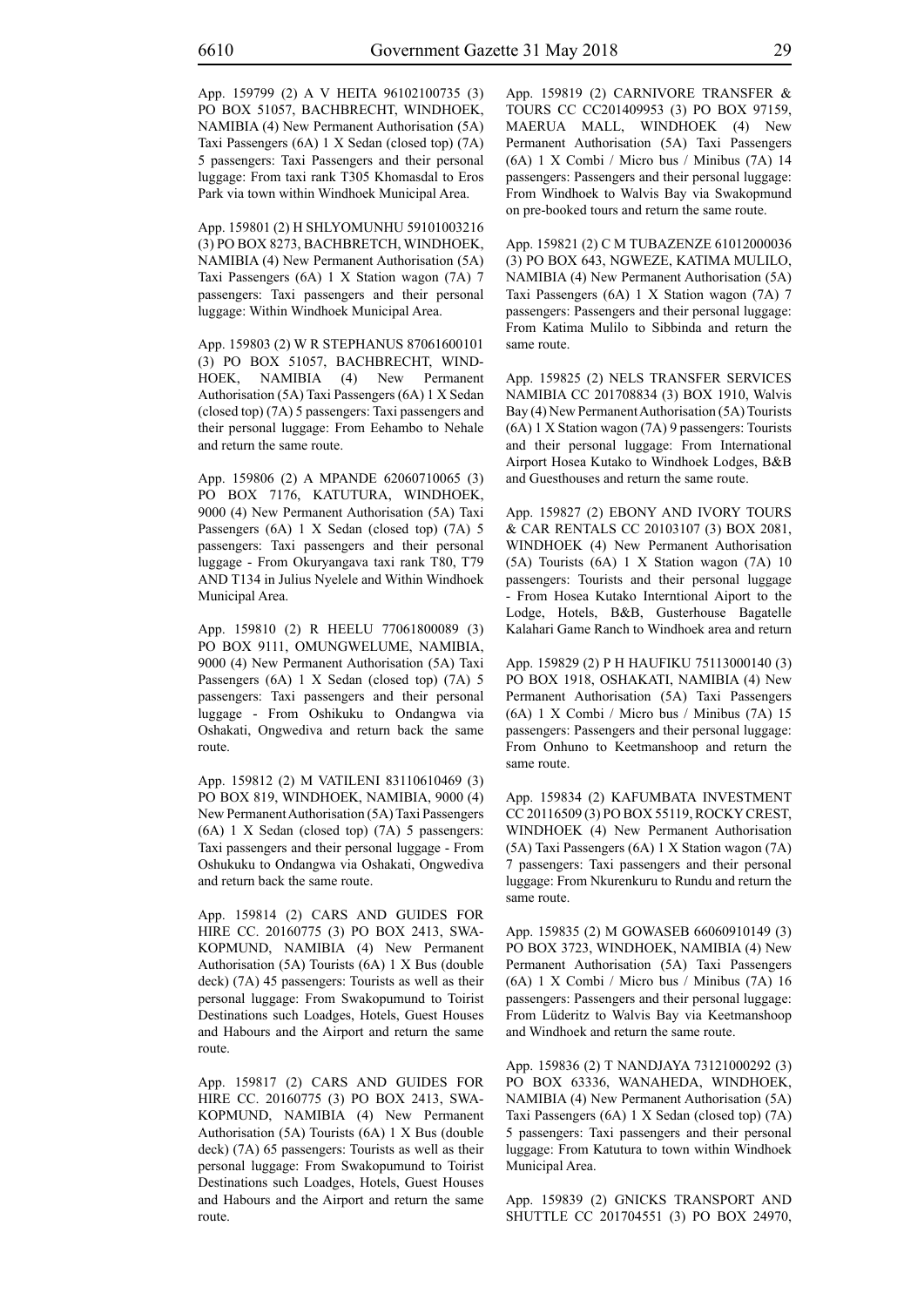App. 159799 (2) A V HEITA 96102100735 (3) PO BOX 51057, BACHBRECHT, WINDHOEK, NAMIBIA (4) New Permanent Authorisation (5A) Taxi Passengers (6A) 1 X Sedan (closed top) (7A) 5 passengers: Taxi Passengers and their personal luggage: From taxi rank T305 Khomasdal to Eros Park via town within Windhoek Municipal Area.

App. 159801 (2) H SHLYOMUNHU 59101003216 (3) PO BOX 8273, BACHBRETCH, WINDHOEK, NAMIBIA (4) New Permanent Authorisation (5A) Taxi Passengers (6A) 1 X Station wagon (7A) 7 passengers: Taxi passengers and their personal luggage: Within Windhoek Municipal Area.

App. 159803 (2) W R STEPHANUS 87061600101 (3) PO BOX 51057, BACHBRECHT, WINDHOEK, NAMIBIA (4) New Permanent Authorisation (5A) Taxi Passengers (6A) 1 X Sedan (closed top) (7A) 5 passengers: Taxi passengers and their personal luggage: From Eehambo to Nehale and return the same route.

App. 159806 (2) A MPANDE 62060710065 (3) PO BOX 7176, KATUTURA, WINDHOEK, 9000 (4) New Permanent Authorisation (5A) Taxi Passengers (6A) 1 X Sedan (closed top) (7A) 5 passengers: Taxi passengers and their personal luggage - From Okuryangava taxi rank T80, T79 AND T134 in Julius Nyelele and Within Windhoek Municipal Area.

App. 159810 (2) R HEELU 77061800089 (3) PO BOX 9111, OMUNGWELUME, NAMIBIA, 9000 (4) New Permanent Authorisation (5A) Taxi Passengers (6A) 1 X Sedan (closed top) (7A) 5 passengers: Taxi passengers and their personal luggage - From Oshikuku to Ondangwa via Oshakati, Ongwediva and return back the same route.

App. 159812 (2) M VATILENI 83110610469 (3) PO BOX 819, WINDHOEK, NAMIBIA, 9000 (4) New Permanent Authorisation (5A) Taxi Passengers (6A) 1 X Sedan (closed top) (7A) 5 passengers: Taxi passengers and their personal luggage - From Oshukuku to Ondangwa via Oshakati, Ongwediva and return back the same route.

App. 159814 (2) CARS AND GUIDES FOR HIRE CC. 20160775 (3) PO BOX 2413, SWAKOPMUND, NAMIBIA (4) New Permanent Authorisation (5A) Tourists (6A) 1 X Bus (double deck) (7A) 45 passengers: Tourists as well as their personal luggage: From Swakopumund to Toirist Destinations such Loadges, Hotels, Guest Houses and Habours and the Airport and return the same route.

App. 159817 (2) CARS AND GUIDES FOR HIRE CC. 20160775 (3) PO BOX 2413, SWAKOPMUND, NAMIBIA (4) New Permanent Authorisation (5A) Tourists (6A) 1 X Bus (double deck) (7A) 65 passengers: Tourists as well as their personal luggage: From Swakopumund to Toirist Destinations such Loadges, Hotels, Guest Houses and Habours and the Airport and return the same route.

App. 159819 (2) CARNIVORE TRANSFER & TOURS CC CC201409953 (3) PO BOX 97159, MAERUA MALL, WINDHOEK (4) New Permanent Authorisation (5A) Taxi Passengers (6A) 1 X Combi / Micro bus / Minibus (7A) 14 passengers: Passengers and their personal luggage: From Windhoek to Walvis Bay via Swakopmund on pre-booked tours and return the same route.

App. 159821 (2) C M TUBAZENZE 61012000036 (3) PO BOX 643, NGWEZE, KATIMA MULILO, NAMIBIA (4) New Permanent Authorisation (5A) Taxi Passengers (6A) 1 X Station wagon (7A) 7 passengers: Passengers and their personal luggage: From Katima Mulilo to Sibbinda and return the same route.

App. 159825 (2) NELS TRANSFER SERVICES NAMIBIA CC 201708834 (3) BOX 1910, Walvis Bay (4) New Permanent Authorisation (5A) Tourists (6A) 1 X Station wagon (7A) 9 passengers: Tourists and their personal luggage: From International Airport Hosea Kutako to Windhoek Lodges, B&B and Guesthouses and return the same route.

App. 159827 (2) EBONY AND IVORY TOURS & CAR RENTALS CC 20103107 (3) BOX 2081, WINDHOEK (4) New Permanent Authorisation (5A) Tourists (6A) 1 X Station wagon (7A) 10 passengers: Tourists and their personal luggage - From Hosea Kutako Interntional Aiport to the Lodge, Hotels, B&B, Gusterhouse Bagatelle Kalahari Game Ranch to Windhoek area and return

App. 159829 (2) P H HAUFIKU 75113000140 (3) PO BOX 1918, OSHAKATI, NAMIBIA (4) New Permanent Authorisation (5A) Taxi Passengers (6A) 1 X Combi / Micro bus / Minibus (7A) 15 passengers: Passengers and their personal luggage: From Onhuno to Keetmanshoop and return the same route.

App. 159834 (2) KAFUMBATA INVESTMENT CC 20116509 (3) PO BOX 55119, ROCKY CREST, WINDHOEK (4) New Permanent Authorisation (5A) Taxi Passengers (6A) 1 X Station wagon (7A) 7 passengers: Taxi passengers and their personal luggage: From Nkurenkuru to Rundu and return the same route.

App. 159835 (2) M GOWASEB 66060910149 (3) PO BOX 3723, WINDHOEK, NAMIBIA (4) New Permanent Authorisation (5A) Taxi Passengers (6A) 1 X Combi / Micro bus / Minibus (7A) 16 passengers: Passengers and their personal luggage: From Lüderitz to Walvis Bay via Keetmanshoop and Windhoek and return the same route.

App. 159836 (2) T NANDJAYA 73121000292 (3) PO BOX 63336, WANAHEDA, WINDHOEK, NAMIBIA (4) New Permanent Authorisation (5A) Taxi Passengers (6A) 1 X Sedan (closed top) (7A) 5 passengers: Taxi passengers and their personal luggage: From Katutura to town within Windhoek Municipal Area.

App. 159839 (2) GNICKS TRANSPORT AND SHUTTLE CC 201704551 (3) PO BOX 24970,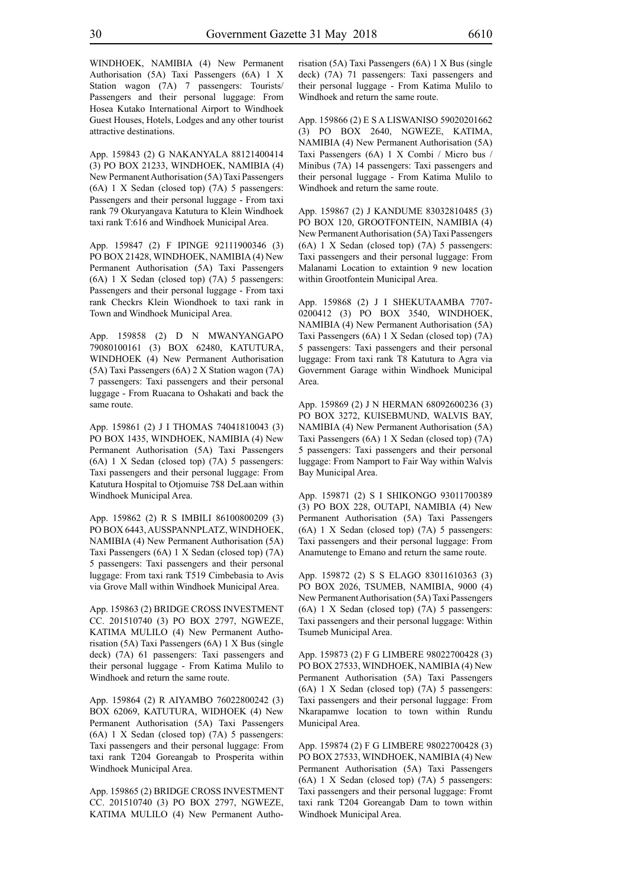WINDHOEK, NAMIBIA (4) New Permanent Authorisation (5A) Taxi Passengers (6A) 1 X Station wagon (7A) 7 passengers: Tourists/ Passengers and their personal luggage: From Hosea Kutako International Airport to Windhoek Guest Houses, Hotels, Lodges and any other tourist attractive destinations.

App. 159843 (2) G NAKANYALA 88121400414 (3) PO BOX 21233, WINDHOEK, NAMIBIA (4) New Permanent Authorisation (5A) Taxi Passengers (6A) 1 X Sedan (closed top) (7A) 5 passengers: Passengers and their personal luggage - From taxi rank 79 Okuryangava Katutura to Klein Windhoek taxi rank T:616 and Windhoek Municipal Area.

App. 159847 (2) F IPINGE 92111900346 (3) PO BOX 21428, WINDHOEK, NAMIBIA (4) New Permanent Authorisation (5A) Taxi Passengers (6A) 1 X Sedan (closed top) (7A) 5 passengers: Passengers and their personal luggage - From taxi rank Checkrs Klein Wiondhoek to taxi rank in Town and Windhoek Municipal Area.

App. 159858 (2) D N MWANYANGAPO 79080100161 (3) BOX 62480, KATUTURA, WINDHOEK (4) New Permanent Authorisation (5A) Taxi Passengers (6A) 2 X Station wagon (7A) 7 passengers: Taxi passengers and their personal luggage - From Ruacana to Oshakati and back the same route.

App. 159861 (2) J I THOMAS 74041810043 (3) PO BOX 1435, WINDHOEK, NAMIBIA (4) New Permanent Authorisation (5A) Taxi Passengers (6A) 1 X Sedan (closed top) (7A) 5 passengers: Taxi passengers and their personal luggage: From Katutura Hospital to Otjomuise 7$8 DeLaan within Windhoek Municipal Area.

App. 159862 (2) R S IMBILI 86100800209 (3) PO BOX 6443, AUSSPANNPLATZ, WINDHOEK, NAMIBIA (4) New Permanent Authorisation (5A) Taxi Passengers (6A) 1 X Sedan (closed top) (7A) 5 passengers: Taxi passengers and their personal luggage: From taxi rank T519 Cimbebasia to Avis via Grove Mall within Windhoek Municipal Area.

App. 159863 (2) BRIDGE CROSS INVESTMENT CC. 201510740 (3) PO BOX 2797, NGWEZE, KATIMA MULILO (4) New Permanent Authorisation (5A) Taxi Passengers (6A) 1 X Bus (single deck) (7A) 61 passengers: Taxi passengers and their personal luggage - From Katima Mulilo to Windhoek and return the same route.

App. 159864 (2) R AIYAMBO 76022800242 (3) BOX 62069, KATUTURA, WIDHOEK (4) New Permanent Authorisation (5A) Taxi Passengers (6A) 1 X Sedan (closed top) (7A) 5 passengers: Taxi passengers and their personal luggage: From taxi rank T204 Goreangab to Prosperita within Windhoek Municipal Area.

App. 159865 (2) BRIDGE CROSS INVESTMENT CC. 201510740 (3) PO BOX 2797, NGWEZE, KATIMA MULILO (4) New Permanent Authorisation (5A) Taxi Passengers (6A) 1 X Bus (single deck) (7A) 71 passengers: Taxi passengers and their personal luggage - From Katima Mulilo to Windhoek and return the same route.

App. 159866 (2) E S A LISWANISO 59020201662 (3) PO BOX 2640, NGWEZE, KATIMA, NAMIBIA (4) New Permanent Authorisation (5A) Taxi Passengers (6A) 1 X Combi / Micro bus / Minibus (7A) 14 passengers: Taxi passengers and their personal luggage - From Katima Mulilo to Windhoek and return the same route.

App. 159867 (2) J KANDUME 83032810485 (3) PO BOX 120, GROOTFONTEIN, NAMIBIA (4) New Permanent Authorisation (5A) Taxi Passengers (6A) 1 X Sedan (closed top) (7A) 5 passengers: Taxi passengers and their personal luggage: From Malanami Location to extaintion 9 new location within Grootfontein Municipal Area.

App. 159868 (2) J I SHEKUTAAMBA 7707-0200412 (3) PO BOX 3540, WINDHOEK, NAMIBIA (4) New Permanent Authorisation (5A) Taxi Passengers (6A) 1 X Sedan (closed top) (7A) 5 passengers: Taxi passengers and their personal luggage: From taxi rank T8 Katutura to Agra via Government Garage within Windhoek Municipal Area.

App. 159869 (2) J N HERMAN 68092600236 (3) PO BOX 3272, KUISEBMUND, WALVIS BAY, NAMIBIA (4) New Permanent Authorisation (5A) Taxi Passengers (6A) 1 X Sedan (closed top) (7A) 5 passengers: Taxi passengers and their personal luggage: From Namport to Fair Way within Walvis Bay Municipal Area.

App. 159871 (2) S I SHIKONGO 93011700389 (3) PO BOX 228, OUTAPI, NAMIBIA (4) New Permanent Authorisation (5A) Taxi Passengers (6A) 1 X Sedan (closed top) (7A) 5 passengers: Taxi passengers and their personal luggage: From Anamutenge to Emano and return the same route.

App. 159872 (2) S S ELAGO 83011610363 (3) PO BOX 2026, TSUMEB, NAMIBIA, 9000 (4) New Permanent Authorisation (5A) Taxi Passengers (6A) 1 X Sedan (closed top) (7A) 5 passengers: Taxi passengers and their personal luggage: Within Tsumeb Municipal Area.

App. 159873 (2) F G LIMBERE 98022700428 (3) PO BOX 27533, WINDHOEK, NAMIBIA (4) New Permanent Authorisation (5A) Taxi Passengers (6A) 1 X Sedan (closed top) (7A) 5 passengers: Taxi passengers and their personal luggage: From Nkarapamwe location to town within Rundu Municipal Area.

App. 159874 (2) F G LIMBERE 98022700428 (3) PO BOX 27533, WINDHOEK, NAMIBIA (4) New Permanent Authorisation (5A) Taxi Passengers (6A) 1 X Sedan (closed top) (7A) 5 passengers: Taxi passengers and their personal luggage: Fromt taxi rank T204 Goreangab Dam to town within Windhoek Municipal Area.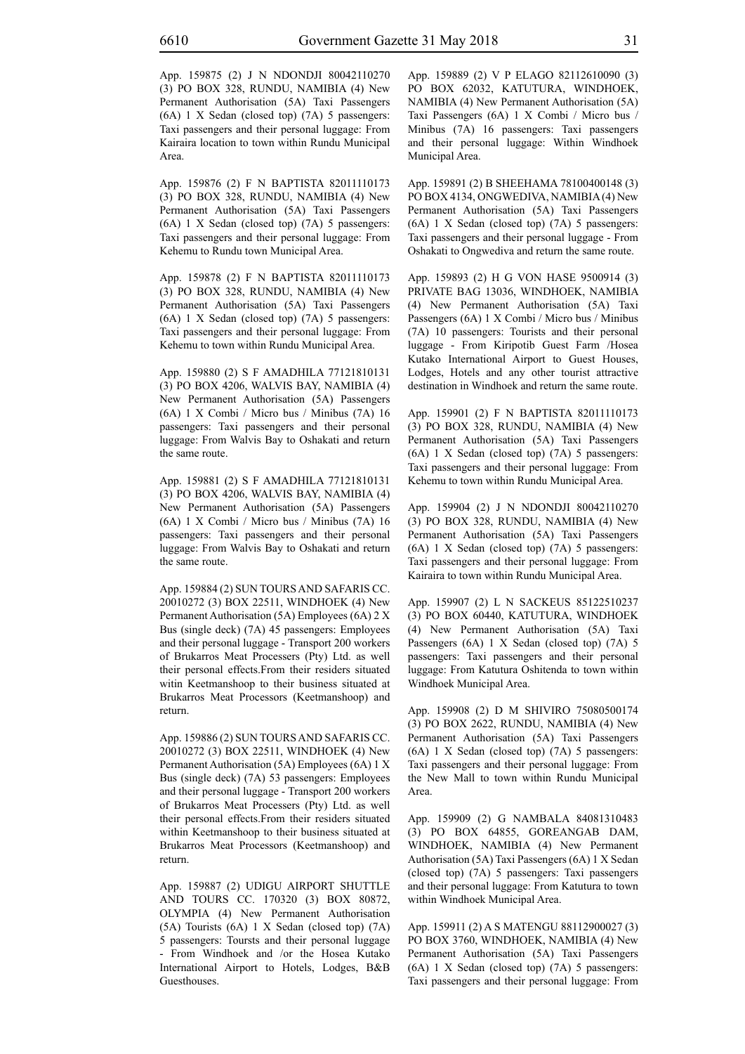App. 159875 (2) J N NDONDJI 80042110270 (3) PO BOX 328, RUNDU, NAMIBIA (4) New Permanent Authorisation (5A) Taxi Passengers (6A) 1 X Sedan (closed top) (7A) 5 passengers: Taxi passengers and their personal luggage: From Kairaira location to town within Rundu Municipal Area.

App. 159876 (2) F N BAPTISTA 82011110173 (3) PO BOX 328, RUNDU, NAMIBIA (4) New Permanent Authorisation (5A) Taxi Passengers (6A) 1 X Sedan (closed top) (7A) 5 passengers: Taxi passengers and their personal luggage: From Kehemu to Rundu town Municipal Area.

App. 159878 (2) F N BAPTISTA 82011110173 (3) PO BOX 328, RUNDU, NAMIBIA (4) New Permanent Authorisation (5A) Taxi Passengers (6A) 1 X Sedan (closed top) (7A) 5 passengers: Taxi passengers and their personal luggage: From Kehemu to town within Rundu Municipal Area.

App. 159880 (2) S F AMADHILA 77121810131 (3) PO BOX 4206, WALVIS BAY, NAMIBIA (4) New Permanent Authorisation (5A) Passengers (6A) 1 X Combi / Micro bus / Minibus (7A) 16 passengers: Taxi passengers and their personal luggage: From Walvis Bay to Oshakati and return the same route.

App. 159881 (2) S F AMADHILA 77121810131 (3) PO BOX 4206, WALVIS BAY, NAMIBIA (4) New Permanent Authorisation (5A) Passengers (6A) 1 X Combi / Micro bus / Minibus (7A) 16 passengers: Taxi passengers and their personal luggage: From Walvis Bay to Oshakati and return the same route.

App. 159884 (2) SUN TOURS AND SAFARIS CC. 20010272 (3) BOX 22511, WINDHOEK (4) New Permanent Authorisation (5A) Employees (6A) 2 X Bus (single deck) (7A) 45 passengers: Employees and their personal luggage - Transport 200 workers of Brukarros Meat Processers (Pty) Ltd. as well their personal effects.From their residers situated witin Keetmanshoop to their business situated at Brukarros Meat Processors (Keetmanshoop) and return.

App. 159886 (2) SUN TOURS AND SAFARIS CC. 20010272 (3) BOX 22511, WINDHOEK (4) New Permanent Authorisation (5A) Employees (6A) 1 X Bus (single deck) (7A) 53 passengers: Employees and their personal luggage - Transport 200 workers of Brukarros Meat Processers (Pty) Ltd. as well their personal effects.From their residers situated within Keetmanshoop to their business situated at Brukarros Meat Processors (Keetmanshoop) and return.

App. 159887 (2) UDIGU AIRPORT SHUTTLE AND TOURS CC. 170320 (3) BOX 80872, OLYMPIA (4) New Permanent Authorisation (5A) Tourists (6A) 1 X Sedan (closed top) (7A) 5 passengers: Toursts and their personal luggage - From Windhoek and /or the Hosea Kutako International Airport to Hotels, Lodges, B&B Guesthouses.

App. 159889 (2) V P ELAGO 82112610090 (3) PO BOX 62032, KATUTURA, WINDHOEK, NAMIBIA (4) New Permanent Authorisation (5A) Taxi Passengers (6A) 1 X Combi / Micro bus / Minibus (7A) 16 passengers: Taxi passengers and their personal luggage: Within Windhoek Municipal Area.

App. 159891 (2) B SHEEHAMA 78100400148 (3) PO BOX 4134, ONGWEDIVA, NAMIBIA (4) New Permanent Authorisation (5A) Taxi Passengers (6A) 1 X Sedan (closed top) (7A) 5 passengers: Taxi passengers and their personal luggage - From Oshakati to Ongwediva and return the same route.

App. 159893 (2) H G VON HASE 9500914 (3) PRIVATE BAG 13036, WINDHOEK, NAMIBIA (4) New Permanent Authorisation (5A) Taxi Passengers (6A) 1 X Combi / Micro bus / Minibus (7A) 10 passengers: Tourists and their personal luggage - From Kiripotib Guest Farm /Hosea Kutako International Airport to Guest Houses, Lodges, Hotels and any other tourist attractive destination in Windhoek and return the same route.

App. 159901 (2) F N BAPTISTA 82011110173 (3) PO BOX 328, RUNDU, NAMIBIA (4) New Permanent Authorisation (5A) Taxi Passengers (6A) 1 X Sedan (closed top) (7A) 5 passengers: Taxi passengers and their personal luggage: From Kehemu to town within Rundu Municipal Area.

App. 159904 (2) J N NDONDJI 80042110270 (3) PO BOX 328, RUNDU, NAMIBIA (4) New Permanent Authorisation (5A) Taxi Passengers (6A) 1 X Sedan (closed top) (7A) 5 passengers: Taxi passengers and their personal luggage: From Kairaira to town within Rundu Municipal Area.

App. 159907 (2) L N SACKEUS 85122510237 (3) PO BOX 60440, KATUTURA, WINDHOEK (4) New Permanent Authorisation (5A) Taxi Passengers (6A) 1 X Sedan (closed top) (7A) 5 passengers: Taxi passengers and their personal luggage: From Katutura Oshitenda to town within Windhoek Municipal Area.

App. 159908 (2) D M SHIVIRO 75080500174 (3) PO BOX 2622, RUNDU, NAMIBIA (4) New Permanent Authorisation (5A) Taxi Passengers (6A) 1 X Sedan (closed top) (7A) 5 passengers: Taxi passengers and their personal luggage: From the New Mall to town within Rundu Municipal Area.

App. 159909 (2) G NAMBALA 84081310483 (3) PO BOX 64855, GOREANGAB DAM, WINDHOEK, NAMIBIA (4) New Permanent Authorisation (5A) Taxi Passengers (6A) 1 X Sedan (closed top) (7A) 5 passengers: Taxi passengers and their personal luggage: From Katutura to town within Windhoek Municipal Area.

App. 159911 (2) A S MATENGU 88112900027 (3) PO BOX 3760, WINDHOEK, NAMIBIA (4) New Permanent Authorisation (5A) Taxi Passengers (6A) 1 X Sedan (closed top) (7A) 5 passengers: Taxi passengers and their personal luggage: From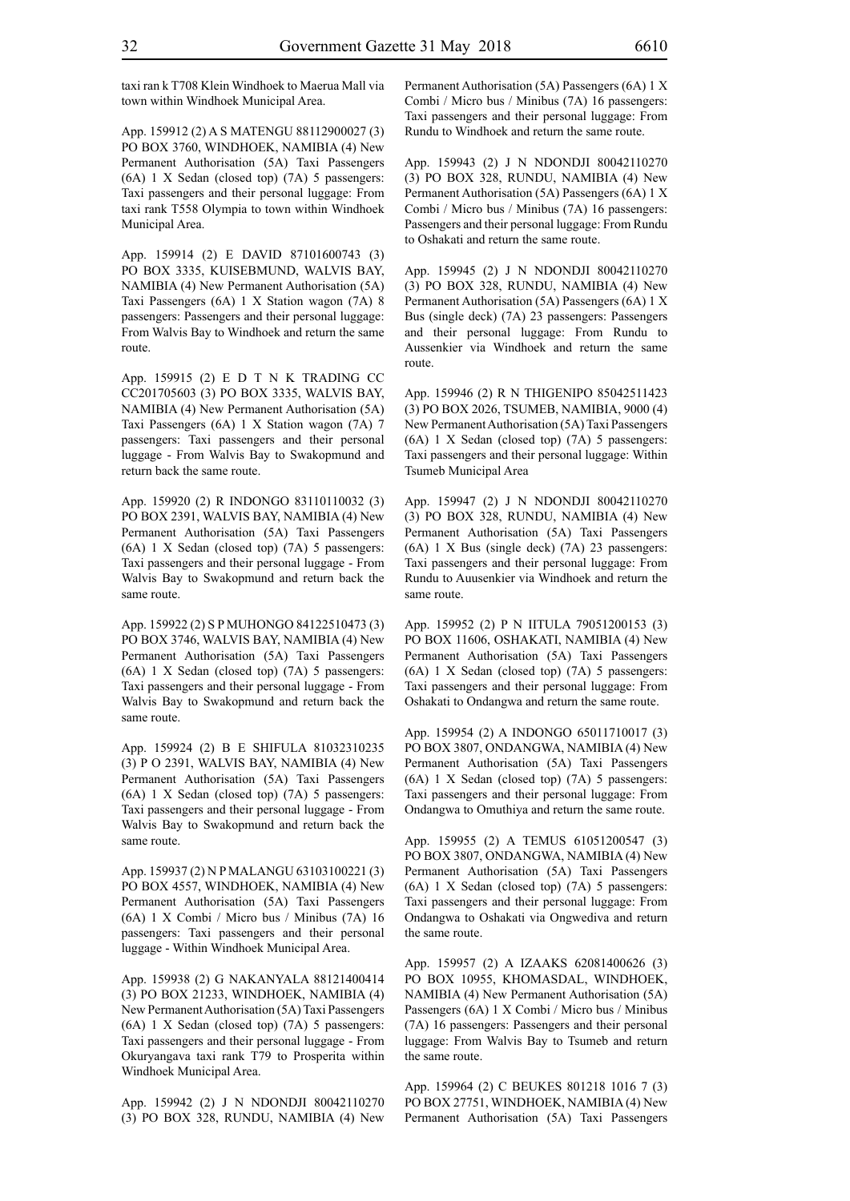taxi ran k T708 Klein Windhoek to Maerua Mall via town within Windhoek Municipal Area.

App. 159912 (2) A S MATENGU 88112900027 (3) PO BOX 3760, WINDHOEK, NAMIBIA (4) New Permanent Authorisation (5A) Taxi Passengers (6A) 1 X Sedan (closed top) (7A) 5 passengers: Taxi passengers and their personal luggage: From taxi rank T558 Olympia to town within Windhoek Municipal Area.

App. 159914 (2) E DAVID 87101600743 (3) PO BOX 3335, KUISEBMUND, WALVIS BAY, NAMIBIA (4) New Permanent Authorisation (5A) Taxi Passengers (6A) 1 X Station wagon (7A) 8 passengers: Passengers and their personal luggage: From Walvis Bay to Windhoek and return the same route.

App. 159915 (2) E D T N K TRADING CC CC201705603 (3) PO BOX 3335, WALVIS BAY, NAMIBIA (4) New Permanent Authorisation (5A) Taxi Passengers (6A) 1 X Station wagon (7A) 7 passengers: Taxi passengers and their personal luggage - From Walvis Bay to Swakopmund and return back the same route.

App. 159920 (2) R INDONGO 83110110032 (3) PO BOX 2391, WALVIS BAY, NAMIBIA (4) New Permanent Authorisation (5A) Taxi Passengers (6A) 1 X Sedan (closed top) (7A) 5 passengers: Taxi passengers and their personal luggage - From Walvis Bay to Swakopmund and return back the same route.

App. 159922 (2) S P MUHONGO 84122510473 (3) PO BOX 3746, WALVIS BAY, NAMIBIA (4) New Permanent Authorisation (5A) Taxi Passengers (6A) 1 X Sedan (closed top) (7A) 5 passengers: Taxi passengers and their personal luggage - From Walvis Bay to Swakopmund and return back the same route.

App. 159924 (2) B E SHIFULA 81032310235 (3) P O 2391, WALVIS BAY, NAMIBIA (4) New Permanent Authorisation (5A) Taxi Passengers (6A) 1 X Sedan (closed top) (7A) 5 passengers: Taxi passengers and their personal luggage - From Walvis Bay to Swakopmund and return back the same route.

App. 159937 (2) N P MALANGU 63103100221 (3) PO BOX 4557, WINDHOEK, NAMIBIA (4) New Permanent Authorisation (5A) Taxi Passengers (6A) 1 X Combi / Micro bus / Minibus (7A) 16 passengers: Taxi passengers and their personal luggage - Within Windhoek Municipal Area.

App. 159938 (2) G NAKANYALA 88121400414 (3) PO BOX 21233, WINDHOEK, NAMIBIA (4) New Permanent Authorisation (5A) Taxi Passengers (6A) 1 X Sedan (closed top) (7A) 5 passengers: Taxi passengers and their personal luggage - From Okuryangava taxi rank T79 to Prosperita within Windhoek Municipal Area.

App. 159942 (2) J N NDONDJI 80042110270 (3) PO BOX 328, RUNDU, NAMIBIA (4) New Permanent Authorisation (5A) Passengers (6A) 1 X Combi / Micro bus / Minibus (7A) 16 passengers: Taxi passengers and their personal luggage: From Rundu to Windhoek and return the same route.

App. 159943 (2) J N NDONDJI 80042110270 (3) PO BOX 328, RUNDU, NAMIBIA (4) New Permanent Authorisation (5A) Passengers (6A) 1 X Combi / Micro bus / Minibus (7A) 16 passengers: Passengers and their personal luggage: From Rundu to Oshakati and return the same route.

App. 159945 (2) J N NDONDJI 80042110270 (3) PO BOX 328, RUNDU, NAMIBIA (4) New Permanent Authorisation (5A) Passengers (6A) 1 X Bus (single deck) (7A) 23 passengers: Passengers and their personal luggage: From Rundu to Aussenkier via Windhoek and return the same route.

App. 159946 (2) R N THIGENIPO 85042511423 (3) PO BOX 2026, TSUMEB, NAMIBIA, 9000 (4) New Permanent Authorisation (5A) Taxi Passengers (6A) 1 X Sedan (closed top) (7A) 5 passengers: Taxi passengers and their personal luggage: Within Tsumeb Municipal Area

App. 159947 (2) J N NDONDJI 80042110270 (3) PO BOX 328, RUNDU, NAMIBIA (4) New Permanent Authorisation (5A) Taxi Passengers (6A) 1 X Bus (single deck) (7A) 23 passengers: Taxi passengers and their personal luggage: From Rundu to Auusenkier via Windhoek and return the same route.

App. 159952 (2) P N IITULA 79051200153 (3) PO BOX 11606, OSHAKATI, NAMIBIA (4) New Permanent Authorisation (5A) Taxi Passengers (6A) 1 X Sedan (closed top) (7A) 5 passengers: Taxi passengers and their personal luggage: From Oshakati to Ondangwa and return the same route.

App. 159954 (2) A INDONGO 65011710017 (3) PO BOX 3807, ONDANGWA, NAMIBIA (4) New Permanent Authorisation (5A) Taxi Passengers (6A) 1 X Sedan (closed top) (7A) 5 passengers: Taxi passengers and their personal luggage: From Ondangwa to Omuthiya and return the same route.

App. 159955 (2) A TEMUS 61051200547 (3) PO BOX 3807, ONDANGWA, NAMIBIA (4) New Permanent Authorisation (5A) Taxi Passengers (6A) 1 X Sedan (closed top) (7A) 5 passengers: Taxi passengers and their personal luggage: From Ondangwa to Oshakati via Ongwediva and return the same route.

App. 159957 (2) A IZAAKS 62081400626 (3) PO BOX 10955, KHOMASDAL, WINDHOEK, NAMIBIA (4) New Permanent Authorisation (5A) Passengers (6A) 1 X Combi / Micro bus / Minibus (7A) 16 passengers: Passengers and their personal luggage: From Walvis Bay to Tsumeb and return the same route.

App. 159964 (2) C BEUKES 801218 1016 7 (3) PO BOX 27751, WINDHOEK, NAMIBIA (4) New Permanent Authorisation (5A) Taxi Passengers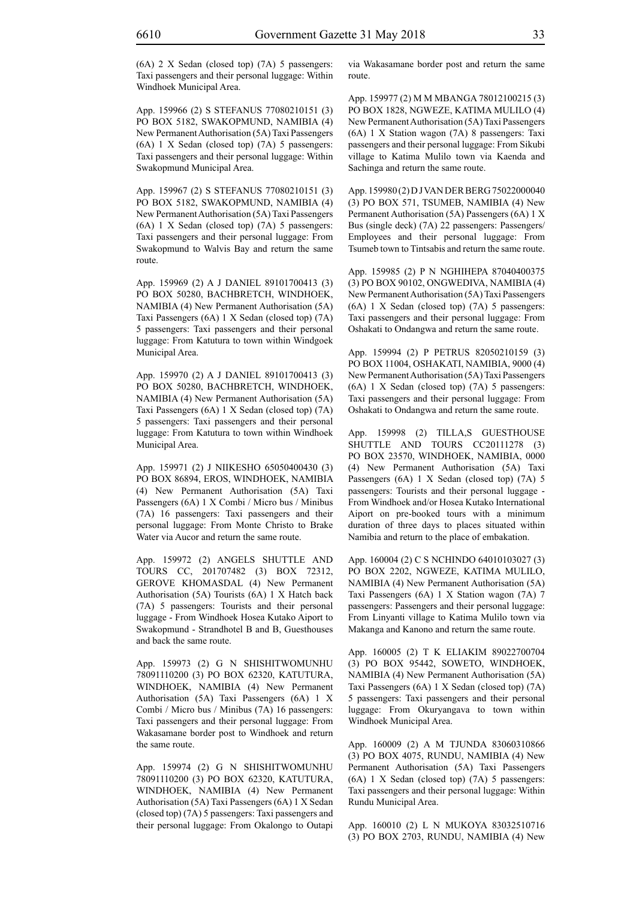(6A) 2 X Sedan (closed top) (7A) 5 passengers: Taxi passengers and their personal luggage: Within Windhoek Municipal Area.

App. 159966 (2) S STEFANUS 77080210151 (3) PO BOX 5182, SWAKOPMUND, NAMIBIA (4) New Permanent Authorisation (5A) Taxi Passengers (6A) 1 X Sedan (closed top) (7A) 5 passengers: Taxi passengers and their personal luggage: Within Swakopmund Municipal Area.

App. 159967 (2) S STEFANUS 77080210151 (3) PO BOX 5182, SWAKOPMUND, NAMIBIA (4) New Permanent Authorisation (5A) Taxi Passengers (6A) 1 X Sedan (closed top) (7A) 5 passengers: Taxi passengers and their personal luggage: From Swakopmund to Walvis Bay and return the same route.

App. 159969 (2) A J DANIEL 89101700413 (3) PO BOX 50280, BACHBRETCH, WINDHOEK, NAMIBIA (4) New Permanent Authorisation (5A) Taxi Passengers (6A) 1 X Sedan (closed top) (7A) 5 passengers: Taxi passengers and their personal luggage: From Katutura to town within Windgoek Municipal Area.

App. 159970 (2) A J DANIEL 89101700413 (3) PO BOX 50280, BACHBRETCH, WINDHOEK, NAMIBIA (4) New Permanent Authorisation (5A) Taxi Passengers (6A) 1 X Sedan (closed top) (7A) 5 passengers: Taxi passengers and their personal luggage: From Katutura to town within Windhoek Municipal Area.

App. 159971 (2) J NIIKESHO 65050400430 (3) PO BOX 86894, EROS, WINDHOEK, NAMIBIA (4) New Permanent Authorisation (5A) Taxi Passengers (6A) 1 X Combi / Micro bus / Minibus (7A) 16 passengers: Taxi passengers and their personal luggage: From Monte Christo to Brake Water via Aucor and return the same route.

App. 159972 (2) ANGELS SHUTTLE AND TOURS CC, 201707482 (3) BOX 72312, GEROVE KHOMASDAL (4) New Permanent Authorisation (5A) Tourists (6A) 1 X Hatch back (7A) 5 passengers: Tourists and their personal luggage - From Windhoek Hosea Kutako Aiport to Swakopmund - Strandhotel B and B, Guesthouses and back the same route.

App. 159973 (2) G N SHISHITWOMUNHU 78091110200 (3) PO BOX 62320, KATUTURA, WINDHOEK, NAMIBIA (4) New Permanent Authorisation (5A) Taxi Passengers (6A) 1 X Combi / Micro bus / Minibus (7A) 16 passengers: Taxi passengers and their personal luggage: From Wakasamane border post to Windhoek and return the same route.

App. 159974 (2) G N SHISHITWOMUNHU 78091110200 (3) PO BOX 62320, KATUTURA, WINDHOEK, NAMIBIA (4) New Permanent Authorisation (5A) Taxi Passengers (6A) 1 X Sedan (closed top) (7A) 5 passengers: Taxi passengers and their personal luggage: From Okalongo to Outapi via Wakasamane border post and return the same route.

App. 159977 (2) M M MBANGA 78012100215 (3) PO BOX 1828, NGWEZE, KATIMA MULILO (4) New Permanent Authorisation (5A) Taxi Passengers (6A) 1 X Station wagon (7A) 8 passengers: Taxi passengers and their personal luggage: From Sikubi village to Katima Mulilo town via Kaenda and Sachinga and return the same route.

App. 159980 (2) D J VAN DER BERG 75022000040 (3) PO BOX 571, TSUMEB, NAMIBIA (4) New Permanent Authorisation (5A) Passengers (6A) 1 X Bus (single deck) (7A) 22 passengers: Passengers/ Employees and their personal luggage: From Tsumeb town to Tintsabis and return the same route.

App. 159985 (2) P N NGHIHEPA 87040400375 (3) PO BOX 90102, ONGWEDIVA, NAMIBIA (4) New Permanent Authorisation (5A) Taxi Passengers (6A) 1 X Sedan (closed top) (7A) 5 passengers: Taxi passengers and their personal luggage: From Oshakati to Ondangwa and return the same route.

App. 159994 (2) P PETRUS 82050210159 (3) PO BOX 11004, OSHAKATI, NAMIBIA, 9000 (4) New Permanent Authorisation (5A) Taxi Passengers (6A) 1 X Sedan (closed top) (7A) 5 passengers: Taxi passengers and their personal luggage: From Oshakati to Ondangwa and return the same route.

App. 159998 (2) TILLA,S GUESTHOUSE SHUTTLE AND TOURS CC20111278 (3) PO BOX 23570, WINDHOEK, NAMIBIA, 0000 (4) New Permanent Authorisation (5A) Taxi Passengers (6A) 1 X Sedan (closed top) (7A) 5 passengers: Tourists and their personal luggage - From Windhoek and/or Hosea Kutako International Aiport on pre-booked tours with a minimum duration of three days to places situated within Namibia and return to the place of embakation.

App. 160004 (2) C S NCHINDO 64010103027 (3) PO BOX 2202, NGWEZE, KATIMA MULILO, NAMIBIA (4) New Permanent Authorisation (5A) Taxi Passengers (6A) 1 X Station wagon (7A) 7 passengers: Passengers and their personal luggage: From Linyanti village to Katima Mulilo town via Makanga and Kanono and return the same route.

App. 160005 (2) T K ELIAKIM 89022700704 (3) PO BOX 95442, SOWETO, WINDHOEK, NAMIBIA (4) New Permanent Authorisation (5A) Taxi Passengers (6A) 1 X Sedan (closed top) (7A) 5 passengers: Taxi passengers and their personal luggage: From Okuryangava to town within Windhoek Municipal Area.

App. 160009 (2) A M TJUNDA 83060310866 (3) PO BOX 4075, RUNDU, NAMIBIA (4) New Permanent Authorisation (5A) Taxi Passengers (6A) 1 X Sedan (closed top) (7A) 5 passengers: Taxi passengers and their personal luggage: Within Rundu Municipal Area.

App. 160010 (2) L N MUKOYA 83032510716 (3) PO BOX 2703, RUNDU, NAMIBIA (4) New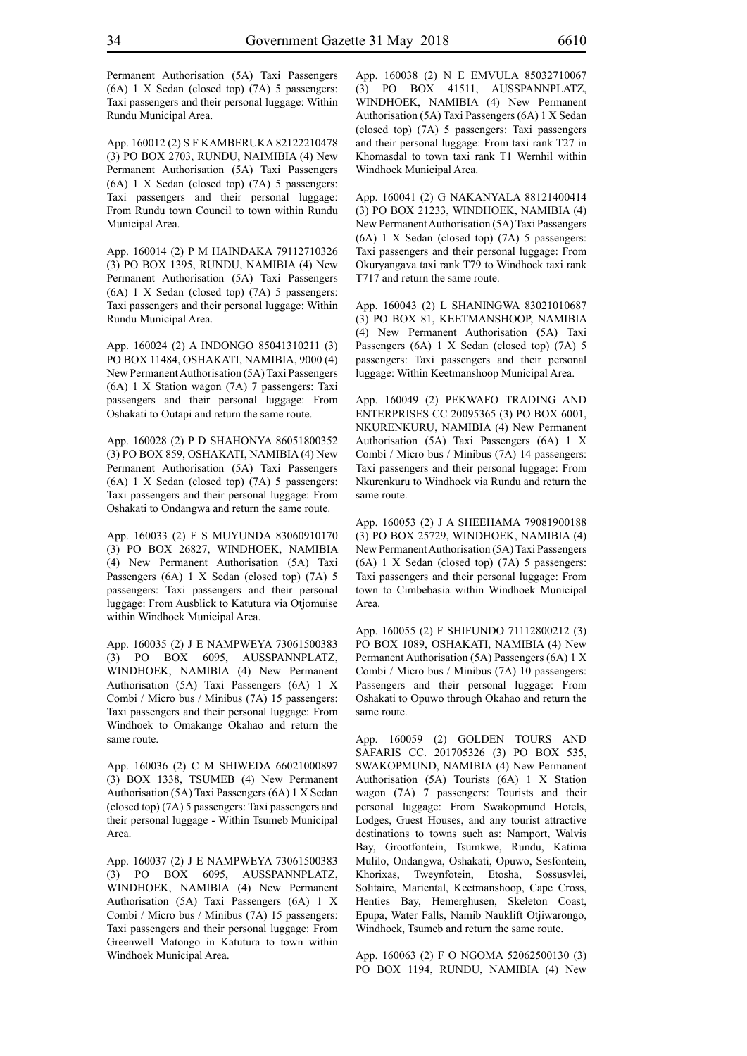Permanent Authorisation (5A) Taxi Passengers (6A) 1 X Sedan (closed top) (7A) 5 passengers: Taxi passengers and their personal luggage: Within Rundu Municipal Area.

App. 160012 (2) S F KAMBERUKA 82122210478 (3) PO BOX 2703, RUNDU, NAIMIBIA (4) New Permanent Authorisation (5A) Taxi Passengers (6A) 1 X Sedan (closed top) (7A) 5 passengers: Taxi passengers and their personal luggage: From Rundu town Council to town within Rundu Municipal Area.

App. 160014 (2) P M HAINDAKA 79112710326 (3) PO BOX 1395, RUNDU, NAMIBIA (4) New Permanent Authorisation (5A) Taxi Passengers (6A) 1 X Sedan (closed top) (7A) 5 passengers: Taxi passengers and their personal luggage: Within Rundu Municipal Area.

App. 160024 (2) A INDONGO 85041310211 (3) PO BOX 11484, OSHAKATI, NAMIBIA, 9000 (4) New Permanent Authorisation (5A) Taxi Passengers (6A) 1 X Station wagon (7A) 7 passengers: Taxi passengers and their personal luggage: From Oshakati to Outapi and return the same route.

App. 160028 (2) P D SHAHONYA 86051800352 (3) PO BOX 859, OSHAKATI, NAMIBIA (4) New Permanent Authorisation (5A) Taxi Passengers (6A) 1 X Sedan (closed top) (7A) 5 passengers: Taxi passengers and their personal luggage: From Oshakati to Ondangwa and return the same route.

App. 160033 (2) F S MUYUNDA 83060910170 (3) PO BOX 26827, WINDHOEK, NAMIBIA (4) New Permanent Authorisation (5A) Taxi Passengers (6A) 1 X Sedan (closed top) (7A) 5 passengers: Taxi passengers and their personal luggage: From Ausblick to Katutura via Otjomuise within Windhoek Municipal Area.

App. 160035 (2) J E NAMPWEYA 73061500383 (3) PO BOX 6095, AUSSPANNPLATZ, WINDHOEK, NAMIBIA (4) New Permanent Authorisation (5A) Taxi Passengers (6A) 1 X Combi / Micro bus / Minibus (7A) 15 passengers: Taxi passengers and their personal luggage: From Windhoek to Omakange Okahao and return the same route.

App. 160036 (2) C M SHIWEDA 66021000897 (3) BOX 1338, TSUMEB (4) New Permanent Authorisation (5A) Taxi Passengers (6A) 1 X Sedan (closed top) (7A) 5 passengers: Taxi passengers and their personal luggage - Within Tsumeb Municipal Area.

App. 160037 (2) J E NAMPWEYA 73061500383 (3) PO BOX 6095, AUSSPANNPLATZ, WINDHOEK, NAMIBIA (4) New Permanent Authorisation (5A) Taxi Passengers (6A) 1 X Combi / Micro bus / Minibus (7A) 15 passengers: Taxi passengers and their personal luggage: From Greenwell Matongo in Katutura to town within Windhoek Municipal Area.

App. 160038 (2) N E EMVULA 85032710067 (3) PO BOX 41511, AUSSPANNPLATZ, WINDHOEK, NAMIBIA (4) New Permanent Authorisation (5A) Taxi Passengers (6A) 1 X Sedan (closed top) (7A) 5 passengers: Taxi passengers and their personal luggage: From taxi rank T27 in Khomasdal to town taxi rank T1 Wernhil within Windhoek Municipal Area.

App. 160041 (2) G NAKANYALA 88121400414 (3) PO BOX 21233, WINDHOEK, NAMIBIA (4) New Permanent Authorisation (5A) Taxi Passengers (6A) 1 X Sedan (closed top) (7A) 5 passengers: Taxi passengers and their personal luggage: From Okuryangava taxi rank T79 to Windhoek taxi rank T717 and return the same route.

App. 160043 (2) L SHANINGWA 83021010687 (3) PO BOX 81, KEETMANSHOOP, NAMIBIA (4) New Permanent Authorisation (5A) Taxi Passengers (6A) 1 X Sedan (closed top) (7A) 5 passengers: Taxi passengers and their personal luggage: Within Keetmanshoop Municipal Area.

App. 160049 (2) PEKWAFO TRADING AND ENTERPRISES CC 20095365 (3) PO BOX 6001, NKURENKURU, NAMIBIA (4) New Permanent Authorisation (5A) Taxi Passengers (6A) 1 X Combi / Micro bus / Minibus (7A) 14 passengers: Taxi passengers and their personal luggage: From Nkurenkuru to Windhoek via Rundu and return the same route.

App. 160053 (2) J A SHEEHAMA 79081900188 (3) PO BOX 25729, WINDHOEK, NAMIBIA (4) New Permanent Authorisation (5A) Taxi Passengers (6A) 1 X Sedan (closed top) (7A) 5 passengers: Taxi passengers and their personal luggage: From town to Cimbebasia within Windhoek Municipal Area.

App. 160055 (2) F SHIFUNDO 71112800212 (3) PO BOX 1089, OSHAKATI, NAMIBIA (4) New Permanent Authorisation (5A) Passengers (6A) 1 X Combi / Micro bus / Minibus (7A) 10 passengers: Passengers and their personal luggage: From Oshakati to Opuwo through Okahao and return the same route.

App. 160059 (2) GOLDEN TOURS AND SAFARIS CC. 201705326 (3) PO BOX 535, SWAKOPMUND, NAMIBIA (4) New Permanent Authorisation (5A) Tourists (6A) 1 X Station wagon (7A) 7 passengers: Tourists and their personal luggage: From Swakopmund Hotels, Lodges, Guest Houses, and any tourist attractive destinations to towns such as: Namport, Walvis Bay, Grootfontein, Tsumkwe, Rundu, Katima Mulilo, Ondangwa, Oshakati, Opuwo, Sesfontein, Khorixas, Tweynfotein, Etosha, Sossusvlei, Solitaire, Mariental, Keetmanshoop, Cape Cross, Henties Bay, Hemerghusen, Skeleton Coast, Epupa, Water Falls, Namib Nauklift Otjiwarongo, Windhoek, Tsumeb and return the same route.

App. 160063 (2) F O NGOMA 52062500130 (3) PO BOX 1194, RUNDU, NAMIBIA (4) New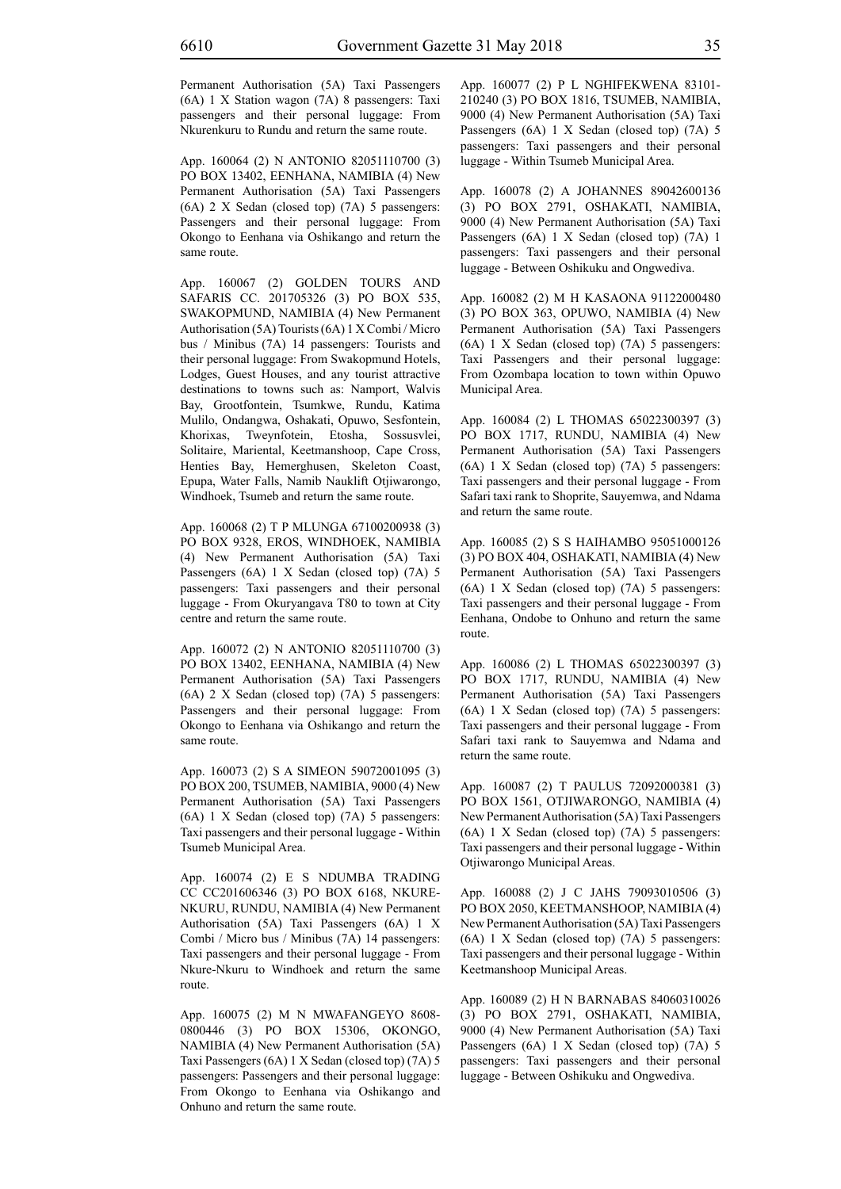Permanent Authorisation (5A) Taxi Passengers (6A) 1 X Station wagon (7A) 8 passengers: Taxi passengers and their personal luggage: From Nkurenkuru to Rundu and return the same route.

App. 160064 (2) N ANTONIO 82051110700 (3) PO BOX 13402, EENHANA, NAMIBIA (4) New Permanent Authorisation (5A) Taxi Passengers (6A) 2 X Sedan (closed top) (7A) 5 passengers: Passengers and their personal luggage: From Okongo to Eenhana via Oshikango and return the same route.

App. 160067 (2) GOLDEN TOURS AND SAFARIS CC. 201705326 (3) PO BOX 535, SWAKOPMUND, NAMIBIA (4) New Permanent Authorisation (5A) Tourists (6A) 1 X Combi / Micro bus / Minibus (7A) 14 passengers: Tourists and their personal luggage: From Swakopmund Hotels, Lodges, Guest Houses, and any tourist attractive destinations to towns such as: Namport, Walvis Bay, Grootfontein, Tsumkwe, Rundu, Katima Mulilo, Ondangwa, Oshakati, Opuwo, Sesfontein, Khorixas, Tweynfotein, Etosha, Sossusvlei, Solitaire, Mariental, Keetmanshoop, Cape Cross, Henties Bay, Hemerghusen, Skeleton Coast, Epupa, Water Falls, Namib Nauklift Otjiwarongo, Windhoek, Tsumeb and return the same route.

App. 160068 (2) T P MLUNGA 67100200938 (3) PO BOX 9328, EROS, WINDHOEK, NAMIBIA (4) New Permanent Authorisation (5A) Taxi Passengers (6A) 1 X Sedan (closed top) (7A) 5 passengers: Taxi passengers and their personal luggage - From Okuryangava T80 to town at City centre and return the same route.

App. 160072 (2) N ANTONIO 82051110700 (3) PO BOX 13402, EENHANA, NAMIBIA (4) New Permanent Authorisation (5A) Taxi Passengers (6A) 2 X Sedan (closed top) (7A) 5 passengers: Passengers and their personal luggage: From Okongo to Eenhana via Oshikango and return the same route.

App. 160073 (2) S A SIMEON 59072001095 (3) PO BOX 200, TSUMEB, NAMIBIA, 9000 (4) New Permanent Authorisation (5A) Taxi Passengers (6A) 1 X Sedan (closed top) (7A) 5 passengers: Taxi passengers and their personal luggage - Within Tsumeb Municipal Area.

App. 160074 (2) E S NDUMBA TRADING CC CC201606346 (3) PO BOX 6168, NKURE-NKURU, RUNDU, NAMIBIA (4) New Permanent Authorisation (5A) Taxi Passengers (6A) 1 X Combi / Micro bus / Minibus (7A) 14 passengers: Taxi passengers and their personal luggage - From Nkure-Nkuru to Windhoek and return the same route.

App. 160075 (2) M N MWAFANGEYO 8608-0800446 (3) PO BOX 15306, OKONGO, NAMIBIA (4) New Permanent Authorisation (5A) Taxi Passengers (6A) 1 X Sedan (closed top) (7A) 5 passengers: Passengers and their personal luggage: From Okongo to Eenhana via Oshikango and Onhuno and return the same route.

App. 160077 (2) P L NGHIFEKWENA 83101-210240 (3) PO BOX 1816, TSUMEB, NAMIBIA, 9000 (4) New Permanent Authorisation (5A) Taxi Passengers (6A) 1 X Sedan (closed top) (7A) 5 passengers: Taxi passengers and their personal luggage - Within Tsumeb Municipal Area.

App. 160078 (2) A JOHANNES 89042600136 (3) PO BOX 2791, OSHAKATI, NAMIBIA, 9000 (4) New Permanent Authorisation (5A) Taxi Passengers (6A) 1 X Sedan (closed top) (7A) 1 passengers: Taxi passengers and their personal luggage - Between Oshikuku and Ongwediva.

App. 160082 (2) M H KASAONA 91122000480 (3) PO BOX 363, OPUWO, NAMIBIA (4) New Permanent Authorisation (5A) Taxi Passengers (6A) 1 X Sedan (closed top) (7A) 5 passengers: Taxi Passengers and their personal luggage: From Ozombapa location to town within Opuwo Municipal Area.

App. 160084 (2) L THOMAS 65022300397 (3) PO BOX 1717, RUNDU, NAMIBIA (4) New Permanent Authorisation (5A) Taxi Passengers (6A) 1 X Sedan (closed top) (7A) 5 passengers: Taxi passengers and their personal luggage - From Safari taxi rank to Shoprite, Sauyemwa, and Ndama and return the same route.

App. 160085 (2) S S HAIHAMBO 95051000126 (3) PO BOX 404, OSHAKATI, NAMIBIA (4) New Permanent Authorisation (5A) Taxi Passengers (6A) 1 X Sedan (closed top) (7A) 5 passengers: Taxi passengers and their personal luggage - From Eenhana, Ondobe to Onhuno and return the same route.

App. 160086 (2) L THOMAS 65022300397 (3) PO BOX 1717, RUNDU, NAMIBIA (4) New Permanent Authorisation (5A) Taxi Passengers (6A) 1 X Sedan (closed top) (7A) 5 passengers: Taxi passengers and their personal luggage - From Safari taxi rank to Sauyemwa and Ndama and return the same route.

App. 160087 (2) T PAULUS 72092000381 (3) PO BOX 1561, OTJIWARONGO, NAMIBIA (4) New Permanent Authorisation (5A) Taxi Passengers (6A) 1 X Sedan (closed top) (7A) 5 passengers: Taxi passengers and their personal luggage - Within Otjiwarongo Municipal Areas.

App. 160088 (2) J C JAHS 79093010506 (3) PO BOX 2050, KEETMANSHOOP, NAMIBIA (4) New Permanent Authorisation (5A) Taxi Passengers (6A) 1 X Sedan (closed top) (7A) 5 passengers: Taxi passengers and their personal luggage - Within Keetmanshoop Municipal Areas.

App. 160089 (2) H N BARNABAS 84060310026 (3) PO BOX 2791, OSHAKATI, NAMIBIA, 9000 (4) New Permanent Authorisation (5A) Taxi Passengers (6A) 1 X Sedan (closed top) (7A) 5 passengers: Taxi passengers and their personal luggage - Between Oshikuku and Ongwediva.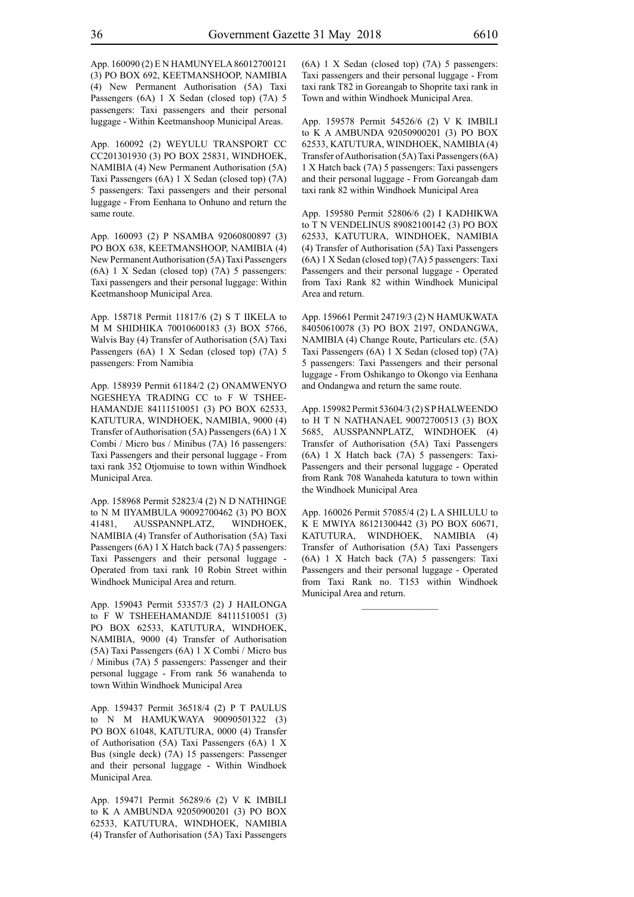App. 160090 (2) E N HAMUNYELA 86012700121 (3) PO BOX 692, KEETMANSHOOP, NAMIBIA (4) New Permanent Authorisation (5A) Taxi Passengers (6A) 1 X Sedan (closed top) (7A) 5 passengers: Taxi passengers and their personal luggage - Within Keetmanshoop Municipal Areas.

App. 160092 (2) WEYULU TRANSPORT CC CC201301930 (3) PO BOX 25831, WINDHOEK, NAMIBIA (4) New Permanent Authorisation (5A) Taxi Passengers (6A) 1 X Sedan (closed top) (7A) 5 passengers: Taxi passengers and their personal luggage - From Eenhana to Onhuno and return the same route.

App. 160093 (2) P NSAMBA 92060800897 (3) PO BOX 638, KEETMANSHOOP, NAMIBIA (4) New Permanent Authorisation (5A) Taxi Passengers (6A) 1 X Sedan (closed top) (7A) 5 passengers: Taxi passengers and their personal luggage: Within Keetmanshoop Municipal Area.

App. 158718 Permit 11817/6 (2) S T IIKELA to M M SHIDHIKA 70010600183 (3) BOX 5766, Walvis Bay (4) Transfer of Authorisation (5A) Taxi Passengers (6A) 1 X Sedan (closed top) (7A) 5 passengers: From Namibia

App. 158939 Permit 61184/2 (2) ONAMWENYO NGESHEYA TRADING CC to F W TSHEE-HAMANDJE 84111510051 (3) PO BOX 62533, KATUTURA, WINDHOEK, NAMIBIA, 9000 (4) Transfer of Authorisation (5A) Passengers (6A) 1 X Combi / Micro bus / Minibus (7A) 16 passengers: Taxi Passengers and their personal luggage - From taxi rank 352 Otjomuise to town within Windhoek Municipal Area.

App. 158968 Permit 52823/4 (2) N D NATHINGE to N M IIYAMBULA 90092700462 (3) PO BOX 41481, AUSSPANNPLATZ, WINDHOEK, NAMIBIA (4) Transfer of Authorisation (5A) Taxi Passengers (6A) 1 X Hatch back (7A) 5 passengers: Taxi Passengers and their personal luggage - Operated from taxi rank 10 Robin Street within Windhoek Municipal Area and return.

App. 159043 Permit 53357/3 (2) J HAILONGA to F W TSHEEHAMANDJE 84111510051 (3) PO BOX 62533, KATUTURA, WINDHOEK, NAMIBIA, 9000 (4) Transfer of Authorisation (5A) Taxi Passengers (6A) 1 X Combi / Micro bus / Minibus (7A) 5 passengers: Passenger and their personal luggage - From rank 56 wanahenda to town Within Windhoek Municipal Area

App. 159437 Permit 36518/4 (2) P T PAULUS to N M HAMUKWAYA 90090501322 (3) PO BOX 61048, KATUTURA, 0000 (4) Transfer of Authorisation (5A) Taxi Passengers (6A) 1 X Bus (single deck) (7A) 15 passengers: Passenger and their personal luggage - Within Windhoek Municipal Area.

App. 159471 Permit 56289/6 (2) V K IMBILI to K A AMBUNDA 92050900201 (3) PO BOX 62533, KATUTURA, WINDHOEK, NAMIBIA (4) Transfer of Authorisation (5A) Taxi Passengers (6A) 1 X Sedan (closed top) (7A) 5 passengers: Taxi passengers and their personal luggage - From taxi rank T82 in Goreangab to Shoprite taxi rank in Town and within Windhoek Municipal Area.

App. 159578 Permit 54526/6 (2) V K IMBILI to K A AMBUNDA 92050900201 (3) PO BOX 62533, KATUTURA, WINDHOEK, NAMIBIA (4) Transfer of Authorisation (5A) Taxi Passengers (6A) 1 X Hatch back (7A) 5 passengers: Taxi passengers and their personal luggage - From Goreangab dam taxi rank 82 within Windhoek Municipal Area

App. 159580 Permit 52806/6 (2) I KADHIKWA to T N VENDELINUS 89082100142 (3) PO BOX 62533, KATUTURA, WINDHOEK, NAMIBIA (4) Transfer of Authorisation (5A) Taxi Passengers (6A) 1 X Sedan (closed top) (7A) 5 passengers: Taxi Passengers and their personal luggage - Operated from Taxi Rank 82 within Windhoek Municipal Area and return.

App. 159661 Permit 24719/3 (2) N HAMUKWATA 84050610078 (3) PO BOX 2197, ONDANGWA, NAMIBIA (4) Change Route, Particulars etc. (5A) Taxi Passengers (6A) 1 X Sedan (closed top) (7A) 5 passengers: Taxi Passengers and their personal luggage - From Oshikango to Okongo via Eenhana and Ondangwa and return the same route.

App. 159982 Permit 53604/3 (2) S P HALWEENDO to H T N NATHANAEL 90072700513 (3) BOX 5685, AUSSPANNPLATZ, WINDHOEK (4) Transfer of Authorisation (5A) Taxi Passengers (6A) 1 X Hatch back (7A) 5 passengers: Taxi-Passengers and their personal luggage - Operated from Rank 708 Wanaheda katutura to town within the Windhoek Municipal Area

App. 160026 Permit 57085/4 (2) L A SHILULU to K E MWIYA 86121300442 (3) PO BOX 60671, KATUTURA, WINDHOEK, NAMIBIA (4) Transfer of Authorisation (5A) Taxi Passengers (6A) 1 X Hatch back (7A) 5 passengers: Taxi Passengers and their personal luggage - Operated from Taxi Rank no. T153 within Windhoek Municipal Area and return.

________________